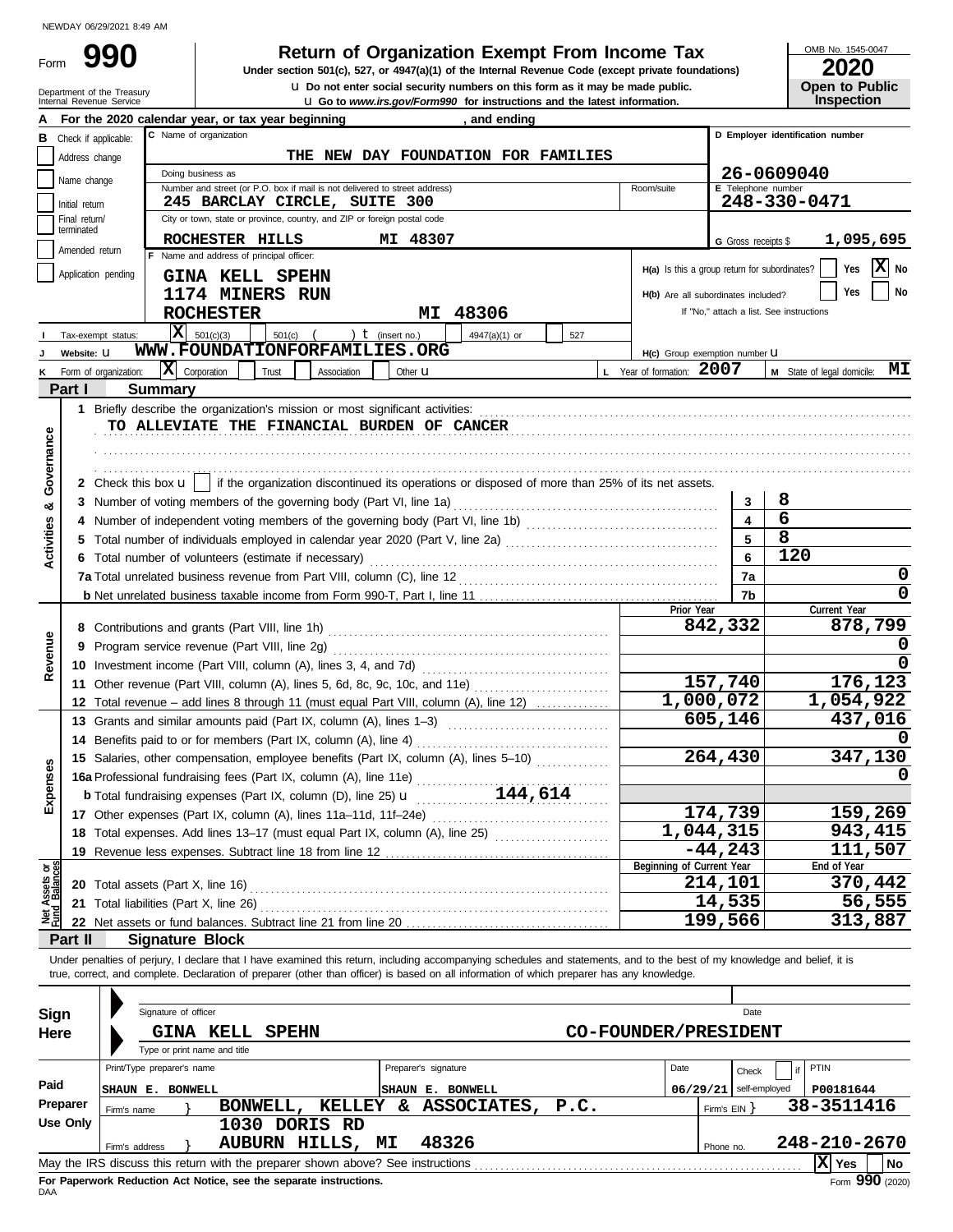NEWDAY 06/29/2021 8:49 AM

# Form 990

## Return of Organization Exempt From Income Tax

**Under section 501(c), 527, or 4947(a)(1) of the Internal Revenue Code (except private foundations)**

u Do not enter social security numbers on this form as it may be made public.

u Go to *www.irs.gov/Form990* for instructions and the latest information.

OMB No. 1545-0047

**2020**

**Open to Public Inspection**

Department of the Treasury
Internal Revenue Service

**A** For the 2020 calendar year, or tax year beginning , and ending

**B** Check if applicable:
- Address change
- Name change
- Initial return
- Final return/terminated
- Amended return
- Application pending

**C** Name of organization: THE NEW DAY FOUNDATION FOR FAMILIES

Doing business as

Number and street (or P.O. box if mail is not delivered to street address): 245 BARCLAY CIRCLE, SUITE 300 — Room/suite

City or town, state or province, country, and ZIP or foreign postal code: ROCHESTER HILLS MI 48307

**D** Employer identification number: 26-0609040

**E** Telephone number: 248-330-0471

**G** Gross receipts $ 1,095,695

**F** Name and address of principal officer:
GINA KELL SPEHN
1174 MINERS RUN
ROCHESTER MI 48306

**H(a)** Is this a group return for subordinates? Yes [ ] No [X]

**H(b)** Are all subordinates included? Yes [ ] No [ ]
If "No," attach a list. See instructions

**I** Tax-exempt status: [X] 501(c)(3) [ ] 501(c) ( ) t (insert no.) [ ] 4947(a)(1) or [ ] 527

**J** Website: u WWW.FOUNDATIONFORFAMILIES.ORG

**H(c)** Group exemption number u

**K** Form of organization: [X] Corporation [ ] Trust [ ] Association [ ] Other u

**L** Year of formation: 2007

**M** State of legal domicile: MI

### Part I Summary

**Activities & Governance**

1 Briefly describe the organization's mission or most significant activities:
TO ALLEVIATE THE FINANCIAL BURDEN OF CANCER

2 Check this box u [ ] if the organization discontinued its operations or disposed of more than 25% of its net assets.

| | | Line | Value |
|---|---|---|---|
| 3 | Number of voting members of the governing body (Part VI, line 1a) | 3 | 8 |
| 4 | Number of independent voting members of the governing body (Part VI, line 1b) | 4 | 6 |
| 5 | Total number of individuals employed in calendar year 2020 (Part V, line 2a) | 5 | 8 |
| 6 | Total number of volunteers (estimate if necessary) | 6 | 120 |
| 7a | Total unrelated business revenue from Part VIII, column (C), line 12 | 7a | 0 |
| b | Net unrelated business taxable income from Form 990-T, Part I, line 11 | 7b | 0 |

| | | Prior Year | Current Year |
|---|---|---|---|
| **Revenue** | | | |
| 8 | Contributions and grants (Part VIII, line 1h) | 842,332 | 878,799 |
| 9 | Program service revenue (Part VIII, line 2g) | | 0 |
| 10 | Investment income (Part VIII, column (A), lines 3, 4, and 7d) | | 0 |
| 11 | Other revenue (Part VIII, column (A), lines 5, 6d, 8c, 9c, 10c, and 11e) | 157,740 | 176,123 |
| 12 | Total revenue – add lines 8 through 11 (must equal Part VIII, column (A), line 12) | 1,000,072 | 1,054,922 |
| **Expenses** | | | |
| 13 | Grants and similar amounts paid (Part IX, column (A), lines 1–3) | 605,146 | 437,016 |
| 14 | Benefits paid to or for members (Part IX, column (A), line 4) | | 0 |
| 15 | Salaries, other compensation, employee benefits (Part IX, column (A), lines 5–10) | 264,430 | 347,130 |
| 16a | Professional fundraising fees (Part IX, column (A), line 11e) | | 0 |
| b | Total fundraising expenses (Part IX, column (D), line 25) u 144,614 | | |
| 17 | Other expenses (Part IX, column (A), lines 11a–11d, 11f–24e) | 174,739 | 159,269 |
| 18 | Total expenses. Add lines 13–17 (must equal Part IX, column (A), line 25) | 1,044,315 | 943,415 |
| 19 | Revenue less expenses. Subtract line 18 from line 12 | -44,243 | 111,507 |

| **Net Assets or Fund Balances** | | Beginning of Current Year | End of Year |
|---|---|---|---|
| 20 | Total assets (Part X, line 16) | 214,101 | 370,442 |
| 21 | Total liabilities (Part X, line 26) | 14,535 | 56,555 |
| 22 | Net assets or fund balances. Subtract line 21 from line 20 | 199,566 | 313,887 |

### Part II Signature Block

Under penalties of perjury, I declare that I have examined this return, including accompanying schedules and statements, and to the best of my knowledge and belief, it is true, correct, and complete. Declaration of preparer (other than officer) is based on all information of which preparer has any knowledge.

**Sign Here**

Signature of officer — Date

GINA KELL SPEHN — CO-FOUNDER/PRESIDENT

Type or print name and title

**Paid Preparer Use Only**

| Print/Type preparer's name | Preparer's signature | Date | Check [ ] if self-employed | PTIN |
|---|---|---|---|---|
| SHAUN E. BONWELL | SHAUN E. BONWELL | 06/29/21 | | P00181644 |

Firm's name } BONWELL, KELLEY & ASSOCIATES, P.C. — Firm's EIN } 38-3511416

Firm's address } 1030 DORIS RD, AUBURN HILLS, MI 48326 — Phone no. 248-210-2670

May the IRS discuss this return with the preparer shown above? See instructions [X] Yes [ ] No

**For Paperwork Reduction Act Notice, see the separate instructions.**

DAA

Form **990** (2020)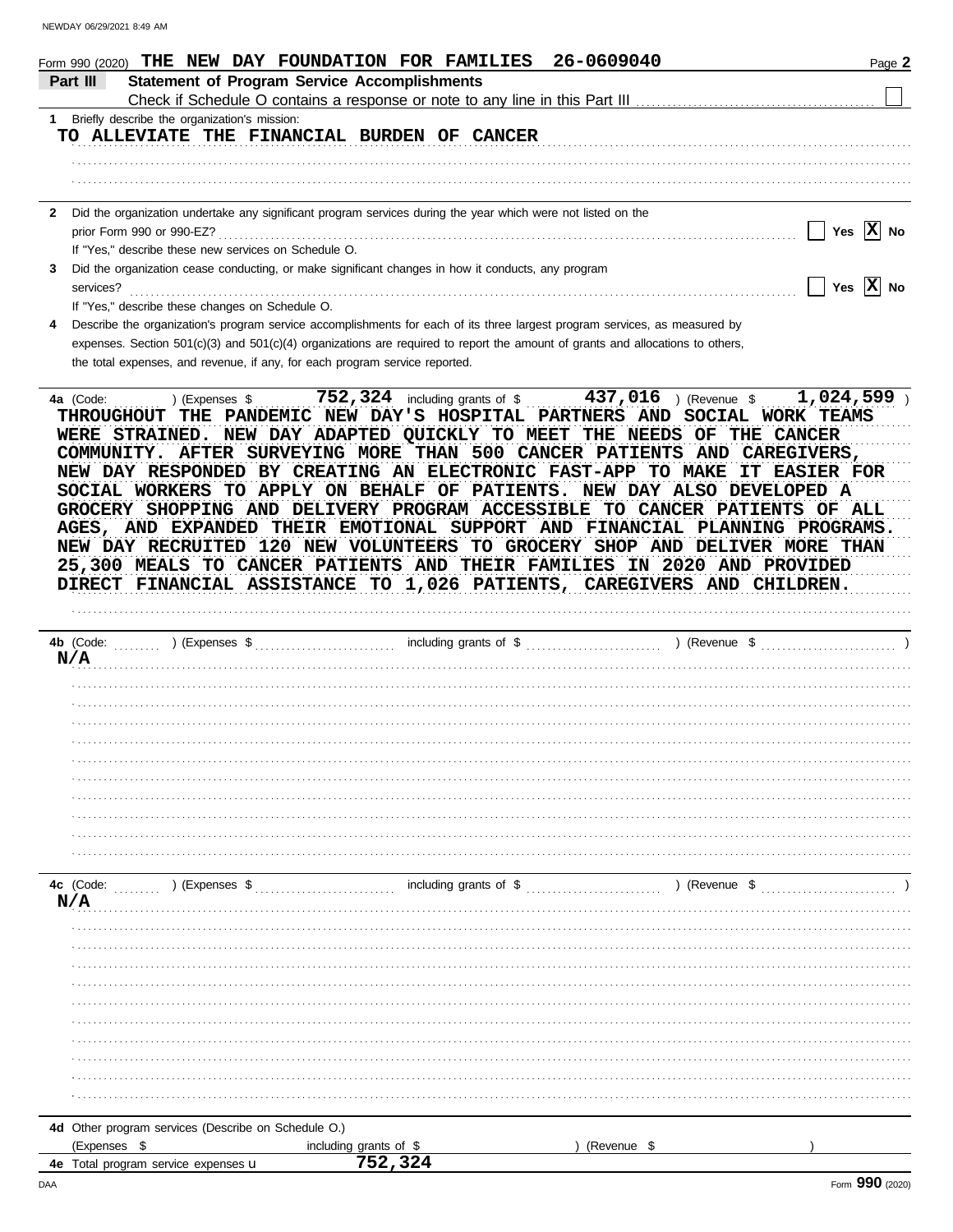Form 990 (2020) **THE NEW DAY FOUNDATION FOR FAMILIES 26-0609040** Page **2**

## Part III Statement of Program Service Accomplishments

Check if Schedule O contains a response or note to any line in this Part III ☐

**1** Briefly describe the organization's mission:

TO ALLEVIATE THE FINANCIAL BURDEN OF CANCER

**2** Did the organization undertake any significant program services during the year which were not listed on the prior Form 990 or 990-EZ? ☐ Yes ☒ No

If "Yes," describe these new services on Schedule O.

**3** Did the organization cease conducting, or make significant changes in how it conducts, any program services? ☐ Yes ☒ No

If "Yes," describe these changes on Schedule O.

**4** Describe the organization's program service accomplishments for each of its three largest program services, as measured by expenses. Section 501(c)(3) and 501(c)(4) organizations are required to report the amount of grants and allocations to others, the total expenses, and revenue, if any, for each program service reported.

**4a** (Code: ) (Expenses $ 752,324 including grants of $ 437,016 ) (Revenue $ 1,024,599 )

THROUGHOUT THE PANDEMIC NEW DAY'S HOSPITAL PARTNERS AND SOCIAL WORK TEAMS WERE STRAINED. NEW DAY ADAPTED QUICKLY TO MEET THE NEEDS OF THE CANCER COMMUNITY. AFTER SURVEYING MORE THAN 500 CANCER PATIENTS AND CAREGIVERS, NEW DAY RESPONDED BY CREATING AN ELECTRONIC FAST-APP TO MAKE IT EASIER FOR SOCIAL WORKERS TO APPLY ON BEHALF OF PATIENTS. NEW DAY ALSO DEVELOPED A GROCERY SHOPPING AND DELIVERY PROGRAM ACCESSIBLE TO CANCER PATIENTS OF ALL AGES, AND EXPANDED THEIR EMOTIONAL SUPPORT AND FINANCIAL PLANNING PROGRAMS. NEW DAY RECRUITED 120 NEW VOLUNTEERS TO GROCERY SHOP AND DELIVER MORE THAN 25,300 MEALS TO CANCER PATIENTS AND THEIR FAMILIES IN 2020 AND PROVIDED DIRECT FINANCIAL ASSISTANCE TO 1,026 PATIENTS, CAREGIVERS AND CHILDREN.

**4b** (Code: ) (Expenses $ including grants of $ ) (Revenue $ )

N/A

**4c** (Code: ) (Expenses $ including grants of $ ) (Revenue $ )

N/A

**4d** Other program services (Describe on Schedule O.)

(Expenses $ including grants of $ ) (Revenue $ )

**4e** Total program service expenses ▶ 752,324

Form **990** (2020)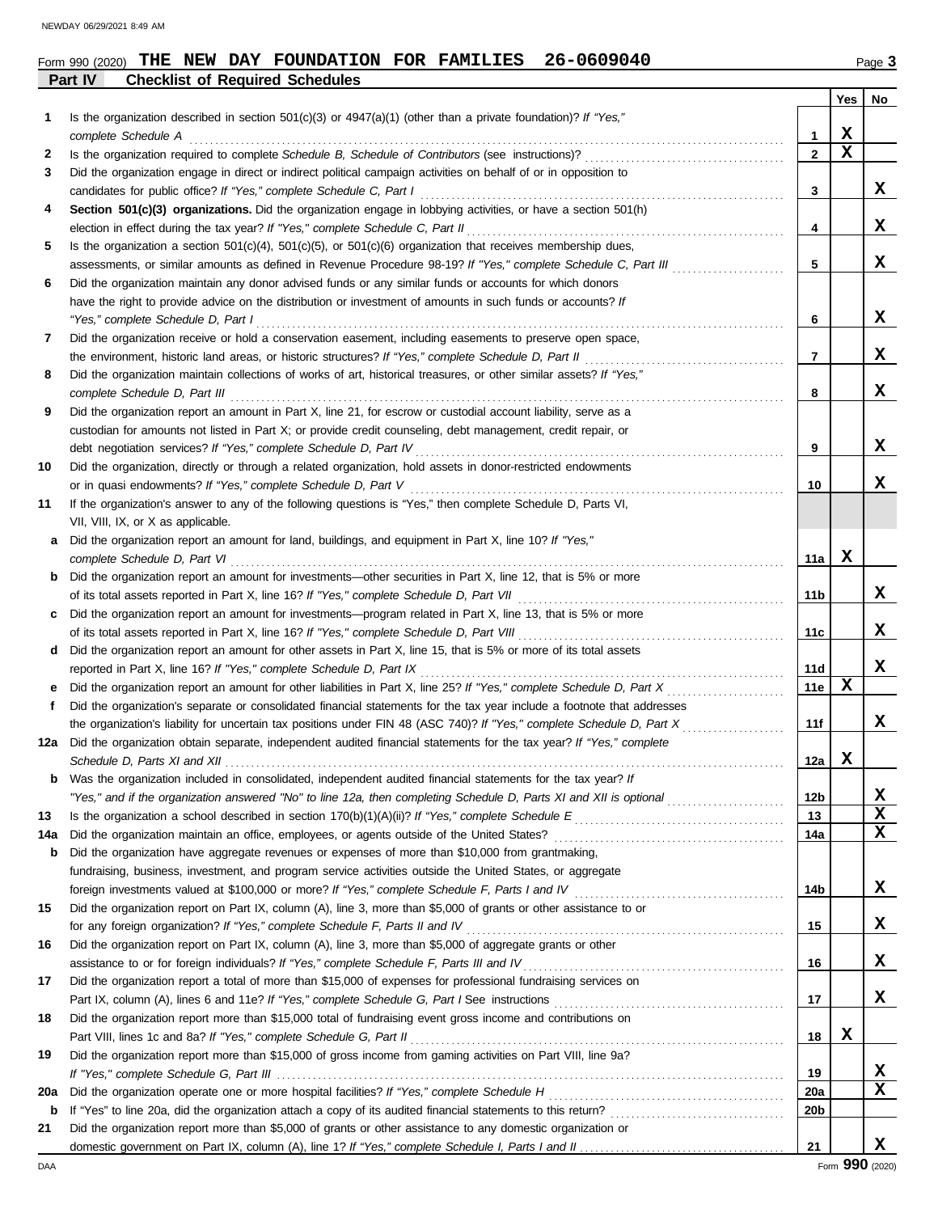Form 990 (2020) **THE NEW DAY FOUNDATION FOR FAMILIES 26-0609040** Page 3

## Part IV Checklist of Required Schedules

| | | | Yes | No |
|---|---|---|---|---|
| 1 | Is the organization described in section 501(c)(3) or 4947(a)(1) (other than a private foundation)? *If "Yes," complete Schedule A* | 1 | X | |
| 2 | Is the organization required to complete *Schedule B, Schedule of Contributors* (see instructions)? | 2 | X | |
| 3 | Did the organization engage in direct or indirect political campaign activities on behalf of or in opposition to candidates for public office? *If "Yes," complete Schedule C, Part I* | 3 | | X |
| 4 | **Section 501(c)(3) organizations.** Did the organization engage in lobbying activities, or have a section 501(h) election in effect during the tax year? *If "Yes," complete Schedule C, Part II* | 4 | | X |
| 5 | Is the organization a section 501(c)(4), 501(c)(5), or 501(c)(6) organization that receives membership dues, assessments, or similar amounts as defined in Revenue Procedure 98-19? *If "Yes," complete Schedule C, Part III* | 5 | | X |
| 6 | Did the organization maintain any donor advised funds or any similar funds or accounts for which donors have the right to provide advice on the distribution or investment of amounts in such funds or accounts? *If "Yes," complete Schedule D, Part I* | 6 | | X |
| 7 | Did the organization receive or hold a conservation easement, including easements to preserve open space, the environment, historic land areas, or historic structures? *If "Yes," complete Schedule D, Part II* | 7 | | X |
| 8 | Did the organization maintain collections of works of art, historical treasures, or other similar assets? *If "Yes," complete Schedule D, Part III* | 8 | | X |
| 9 | Did the organization report an amount in Part X, line 21, for escrow or custodial account liability, serve as a custodian for amounts not listed in Part X; or provide credit counseling, debt management, credit repair, or debt negotiation services? *If "Yes," complete Schedule D, Part IV* | 9 | | X |
| 10 | Did the organization, directly or through a related organization, hold assets in donor-restricted endowments or in quasi endowments? *If "Yes," complete Schedule D, Part V* | 10 | | X |
| 11 | If the organization's answer to any of the following questions is "Yes," then complete Schedule D, Parts VI, VII, VIII, IX, or X as applicable. | | | |
| a | Did the organization report an amount for land, buildings, and equipment in Part X, line 10? *If "Yes," complete Schedule D, Part VI* | 11a | X | |
| b | Did the organization report an amount for investments—other securities in Part X, line 12, that is 5% or more of its total assets reported in Part X, line 16? *If "Yes," complete Schedule D, Part VII* | 11b | | X |
| c | Did the organization report an amount for investments—program related in Part X, line 13, that is 5% or more of its total assets reported in Part X, line 16? *If "Yes," complete Schedule D, Part VIII* | 11c | | X |
| d | Did the organization report an amount for other assets in Part X, line 15, that is 5% or more of its total assets reported in Part X, line 16? *If "Yes," complete Schedule D, Part IX* | 11d | | X |
| e | Did the organization report an amount for other liabilities in Part X, line 25? *If "Yes," complete Schedule D, Part X* | 11e | X | |
| f | Did the organization's separate or consolidated financial statements for the tax year include a footnote that addresses the organization's liability for uncertain tax positions under FIN 48 (ASC 740)? *If "Yes," complete Schedule D, Part X* | 11f | | X |
| 12a | Did the organization obtain separate, independent audited financial statements for the tax year? *If "Yes," complete Schedule D, Parts XI and XII* | 12a | X | |
| b | Was the organization included in consolidated, independent audited financial statements for the tax year? *If "Yes," and if the organization answered "No" to line 12a, then completing Schedule D, Parts XI and XII is optional* | 12b | | X |
| 13 | Is the organization a school described in section 170(b)(1)(A)(ii)? *If "Yes," complete Schedule E* | 13 | | X |
| 14a | Did the organization maintain an office, employees, or agents outside of the United States? | 14a | | X |
| b | Did the organization have aggregate revenues or expenses of more than $10,000 from grantmaking, fundraising, business, investment, and program service activities outside the United States, or aggregate foreign investments valued at $100,000 or more? *If "Yes," complete Schedule F, Parts I and IV* | 14b | | X |
| 15 | Did the organization report on Part IX, column (A), line 3, more than $5,000 of grants or other assistance to or for any foreign organization? *If "Yes," complete Schedule F, Parts II and IV* | 15 | | X |
| 16 | Did the organization report on Part IX, column (A), line 3, more than $5,000 of aggregate grants or other assistance to or for foreign individuals? *If "Yes," complete Schedule F, Parts III and IV* | 16 | | X |
| 17 | Did the organization report a total of more than $15,000 of expenses for professional fundraising services on Part IX, column (A), lines 6 and 11e? *If "Yes," complete Schedule G, Part I* See instructions | 17 | | X |
| 18 | Did the organization report more than $15,000 total of fundraising event gross income and contributions on Part VIII, lines 1c and 8a? *If "Yes," complete Schedule G, Part II* | 18 | X | |
| 19 | Did the organization report more than $15,000 of gross income from gaming activities on Part VIII, line 9a? *If "Yes," complete Schedule G, Part III* | 19 | | X |
| 20a | Did the organization operate one or more hospital facilities? *If "Yes," complete Schedule H* | 20a | | X |
| b | If "Yes" to line 20a, did the organization attach a copy of its audited financial statements to this return? | 20b | | |
| 21 | Did the organization report more than $5,000 of grants or other assistance to any domestic organization or domestic government on Part IX, column (A), line 1? *If "Yes," complete Schedule I, Parts I and II* | 21 | | X |

Form **990** (2020)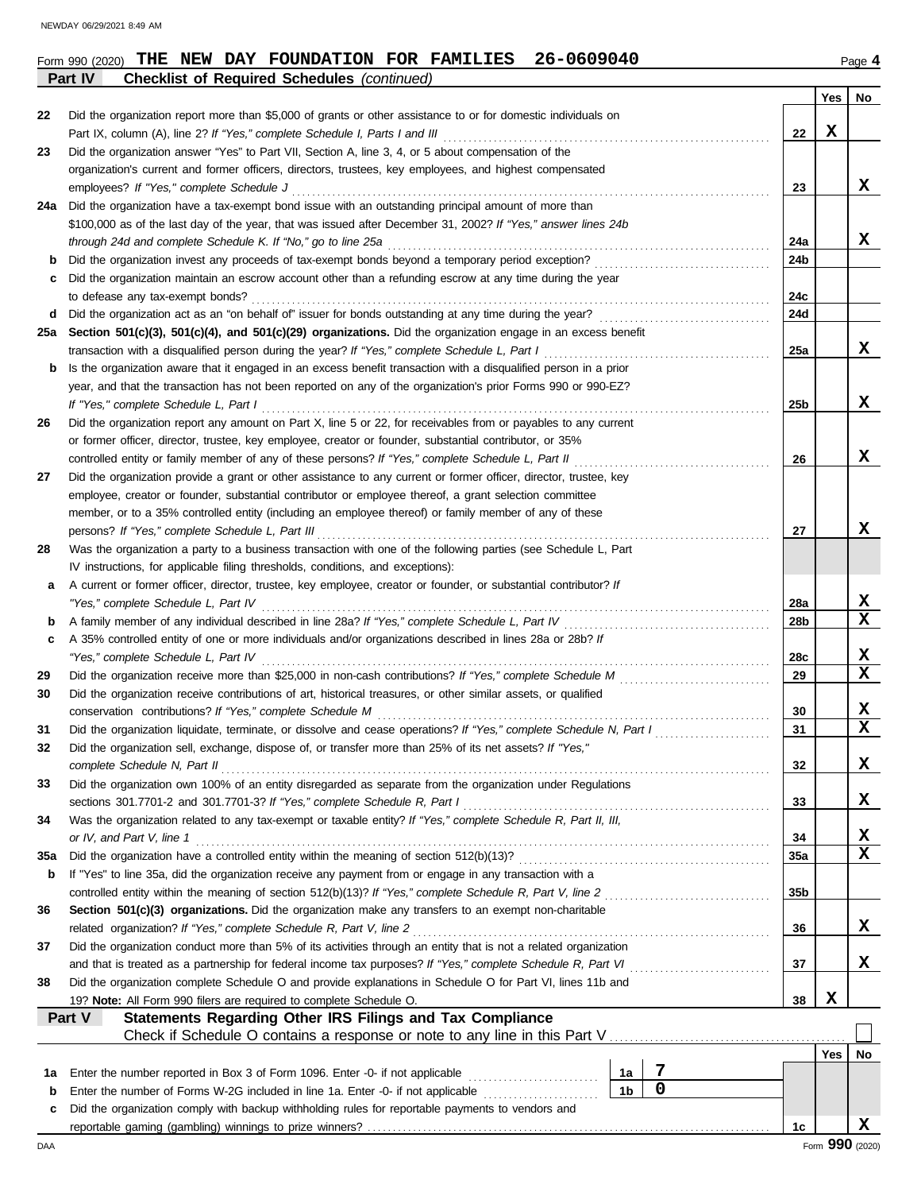Form 990 (2020) **THE NEW DAY FOUNDATION FOR FAMILIES 26-0609040**

## Part IV Checklist of Required Schedules *(continued)*

| | | | Yes | No |
|---|---|---|---|---|
| **22** | Did the organization report more than $5,000 of grants or other assistance to or for domestic individuals on Part IX, column (A), line 2? *If "Yes," complete Schedule I, Parts I and III* | 22 | X | |
| **23** | Did the organization answer "Yes" to Part VII, Section A, line 3, 4, or 5 about compensation of the organization's current and former officers, directors, trustees, key employees, and highest compensated employees? *If "Yes," complete Schedule J* | 23 | | X |
| **24a** | Did the organization have a tax-exempt bond issue with an outstanding principal amount of more than $100,000 as of the last day of the year, that was issued after December 31, 2002? *If "Yes," answer lines 24b through 24d and complete Schedule K. If "No," go to line 25a* | 24a | | X |
| **b** | Did the organization invest any proceeds of tax-exempt bonds beyond a temporary period exception? | 24b | | |
| **c** | Did the organization maintain an escrow account other than a refunding escrow at any time during the year to defease any tax-exempt bonds? | 24c | | |
| **d** | Did the organization act as an "on behalf of" issuer for bonds outstanding at any time during the year? | 24d | | |
| **25a** | **Section 501(c)(3), 501(c)(4), and 501(c)(29) organizations.** Did the organization engage in an excess benefit transaction with a disqualified person during the year? *If "Yes," complete Schedule L, Part I* | 25a | | X |
| **b** | Is the organization aware that it engaged in an excess benefit transaction with a disqualified person in a prior year, and that the transaction has not been reported on any of the organization's prior Forms 990 or 990-EZ? *If "Yes," complete Schedule L, Part I* | 25b | | X |
| **26** | Did the organization report any amount on Part X, line 5 or 22, for receivables from or payables to any current or former officer, director, trustee, key employee, creator or founder, substantial contributor, or 35% controlled entity or family member of any of these persons? *If "Yes," complete Schedule L, Part II* | 26 | | X |
| **27** | Did the organization provide a grant or other assistance to any current or former officer, director, trustee, key employee, creator or founder, substantial contributor or employee thereof, a grant selection committee member, or to a 35% controlled entity (including an employee thereof) or family member of any of these persons? *If "Yes," complete Schedule L, Part III* | 27 | | X |
| **28** | Was the organization a party to a business transaction with one of the following parties (see Schedule L, Part IV instructions, for applicable filing thresholds, conditions, and exceptions): | | | |
| **a** | A current or former officer, director, trustee, key employee, creator or founder, or substantial contributor? *If "Yes," complete Schedule L, Part IV* | 28a | | X |
| **b** | A family member of any individual described in line 28a? *If "Yes," complete Schedule L, Part IV* | 28b | | X |
| **c** | A 35% controlled entity of one or more individuals and/or organizations described in lines 28a or 28b? *If "Yes," complete Schedule L, Part IV* | 28c | | X |
| **29** | Did the organization receive more than $25,000 in non-cash contributions? *If "Yes," complete Schedule M* | 29 | | X |
| **30** | Did the organization receive contributions of art, historical treasures, or other similar assets, or qualified conservation contributions? *If "Yes," complete Schedule M* | 30 | | X |
| **31** | Did the organization liquidate, terminate, or dissolve and cease operations? *If "Yes," complete Schedule N, Part I* | 31 | | X |
| **32** | Did the organization sell, exchange, dispose of, or transfer more than 25% of its net assets? *If "Yes," complete Schedule N, Part II* | 32 | | X |
| **33** | Did the organization own 100% of an entity disregarded as separate from the organization under Regulations sections 301.7701-2 and 301.7701-3? *If "Yes," complete Schedule R, Part I* | 33 | | X |
| **34** | Was the organization related to any tax-exempt or taxable entity? *If "Yes," complete Schedule R, Part II, III, or IV, and Part V, line 1* | 34 | | X |
| **35a** | Did the organization have a controlled entity within the meaning of section 512(b)(13)? | 35a | | X |
| **b** | If "Yes" to line 35a, did the organization receive any payment from or engage in any transaction with a controlled entity within the meaning of section 512(b)(13)? *If "Yes," complete Schedule R, Part V, line 2* | 35b | | |
| **36** | **Section 501(c)(3) organizations.** Did the organization make any transfers to an exempt non-charitable related organization? *If "Yes," complete Schedule R, Part V, line 2* | 36 | | X |
| **37** | Did the organization conduct more than 5% of its activities through an entity that is not a related organization and that is treated as a partnership for federal income tax purposes? *If "Yes," complete Schedule R, Part VI* | 37 | | X |
| **38** | Did the organization complete Schedule O and provide explanations in Schedule O for Part VI, lines 11b and 19? **Note:** All Form 990 filers are required to complete Schedule O. | 38 | X | |

## Part V Statements Regarding Other IRS Filings and Tax Compliance

Check if Schedule O contains a response or note to any line in this Part V ☐

| | | | | | Yes | No |
|---|---|---|---|---|---|---|
| **1a** | Enter the number reported in Box 3 of Form 1096. Enter -0- if not applicable | 1a | 7 | | | |
| **b** | Enter the number of Forms W-2G included in line 1a. Enter -0- if not applicable | 1b | 0 | | | |
| **c** | Did the organization comply with backup withholding rules for reportable payments to vendors and reportable gaming (gambling) winnings to prize winners? | | | 1c | | X |

Form **990** (2020)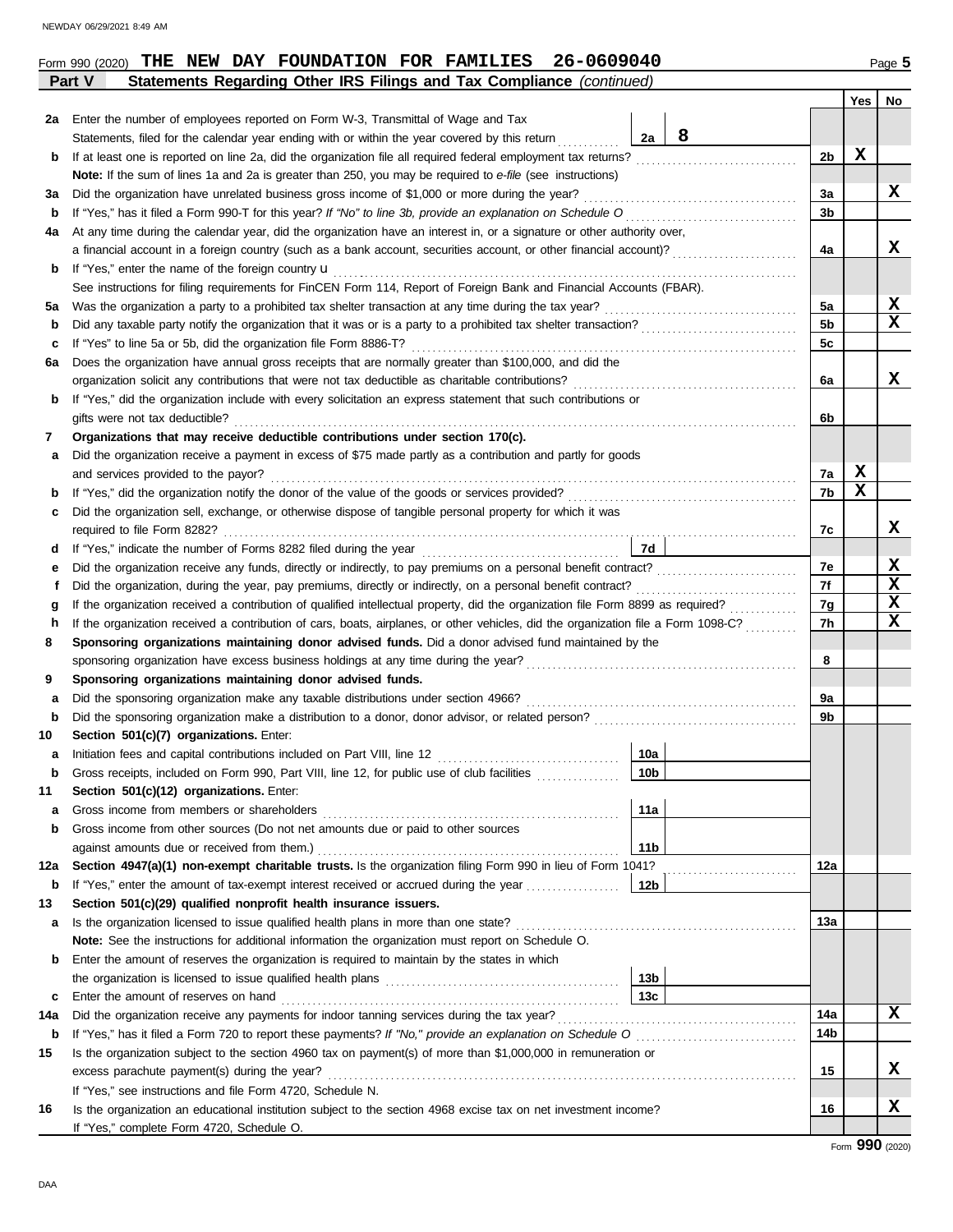Form 990 (2020) **THE NEW DAY FOUNDATION FOR FAMILIES 26-0609040** Page **5**

## Part V Statements Regarding Other IRS Filings and Tax Compliance *(continued)*

| | | | | Yes | No |
|---|---|---|---|---|---|
| **2a** | Enter the number of employees reported on Form W-3, Transmittal of Wage and Tax Statements, filed for the calendar year ending with or within the year covered by this return | 2a | 8 | | |
| **b** | If at least one is reported on line 2a, did the organization file all required federal employment tax returns? | | 2b | X | |
| | **Note:** If the sum of lines 1a and 2a is greater than 250, you may be required to *e-file* (see instructions) | | | | |
| **3a** | Did the organization have unrelated business gross income of $1,000 or more during the year? | | 3a | | X |
| **b** | If "Yes," has it filed a Form 990-T for this year? *If "No" to line 3b, provide an explanation on Schedule O* | | 3b | | |
| **4a** | At any time during the calendar year, did the organization have an interest in, or a signature or other authority over, a financial account in a foreign country (such as a bank account, securities account, or other financial account)? | | 4a | | X |
| **b** | If "Yes," enter the name of the foreign country u | | | | |
| | See instructions for filing requirements for FinCEN Form 114, Report of Foreign Bank and Financial Accounts (FBAR). | | | | |
| **5a** | Was the organization a party to a prohibited tax shelter transaction at any time during the tax year? | | 5a | | X |
| **b** | Did any taxable party notify the organization that it was or is a party to a prohibited tax shelter transaction? | | 5b | | X |
| **c** | If "Yes" to line 5a or 5b, did the organization file Form 8886-T? | | 5c | | |
| **6a** | Does the organization have annual gross receipts that are normally greater than $100,000, and did the organization solicit any contributions that were not tax deductible as charitable contributions? | | 6a | | X |
| **b** | If "Yes," did the organization include with every solicitation an express statement that such contributions or gifts were not tax deductible? | | 6b | | |
| **7** | **Organizations that may receive deductible contributions under section 170(c).** | | | | |
| **a** | Did the organization receive a payment in excess of $75 made partly as a contribution and partly for goods and services provided to the payor? | | 7a | X | |
| **b** | If "Yes," did the organization notify the donor of the value of the goods or services provided? | | 7b | X | |
| **c** | Did the organization sell, exchange, or otherwise dispose of tangible personal property for which it was required to file Form 8282? | | 7c | | X |
| **d** | If "Yes," indicate the number of Forms 8282 filed during the year | 7d | | | |
| **e** | Did the organization receive any funds, directly or indirectly, to pay premiums on a personal benefit contract? | | 7e | | X |
| **f** | Did the organization, during the year, pay premiums, directly or indirectly, on a personal benefit contract? | | 7f | | X |
| **g** | If the organization received a contribution of qualified intellectual property, did the organization file Form 8899 as required? | | 7g | | X |
| **h** | If the organization received a contribution of cars, boats, airplanes, or other vehicles, did the organization file a Form 1098-C? | | 7h | | X |
| **8** | **Sponsoring organizations maintaining donor advised funds.** Did a donor advised fund maintained by the sponsoring organization have excess business holdings at any time during the year? | | 8 | | |
| **9** | **Sponsoring organizations maintaining donor advised funds.** | | | | |
| **a** | Did the sponsoring organization make any taxable distributions under section 4966? | | 9a | | |
| **b** | Did the sponsoring organization make a distribution to a donor, donor advisor, or related person? | | 9b | | |
| **10** | **Section 501(c)(7) organizations.** Enter: | | | | |
| **a** | Initiation fees and capital contributions included on Part VIII, line 12 | 10a | | | |
| **b** | Gross receipts, included on Form 990, Part VIII, line 12, for public use of club facilities | 10b | | | |
| **11** | **Section 501(c)(12) organizations.** Enter: | | | | |
| **a** | Gross income from members or shareholders | 11a | | | |
| **b** | Gross income from other sources (Do not net amounts due or paid to other sources against amounts due or received from them.) | 11b | | | |
| **12a** | **Section 4947(a)(1) non-exempt charitable trusts.** Is the organization filing Form 990 in lieu of Form 1041? | | 12a | | |
| **b** | If "Yes," enter the amount of tax-exempt interest received or accrued during the year | 12b | | | |
| **13** | **Section 501(c)(29) qualified nonprofit health insurance issuers.** | | | | |
| **a** | Is the organization licensed to issue qualified health plans in more than one state? | | 13a | | |
| | **Note:** See the instructions for additional information the organization must report on Schedule O. | | | | |
| **b** | Enter the amount of reserves the organization is required to maintain by the states in which the organization is licensed to issue qualified health plans | 13b | | | |
| **c** | Enter the amount of reserves on hand | 13c | | | |
| **14a** | Did the organization receive any payments for indoor tanning services during the tax year? | | 14a | | X |
| **b** | If "Yes," has it filed a Form 720 to report these payments? *If "No," provide an explanation on Schedule O* | | 14b | | |
| **15** | Is the organization subject to the section 4960 tax on payment(s) of more than $1,000,000 in remuneration or excess parachute payment(s) during the year? | | 15 | | X |
| | If "Yes," see instructions and file Form 4720, Schedule N. | | | | |
| **16** | Is the organization an educational institution subject to the section 4968 excise tax on net investment income? | | 16 | | X |
| | If "Yes," complete Form 4720, Schedule O. | | | | |

Form **990** (2020)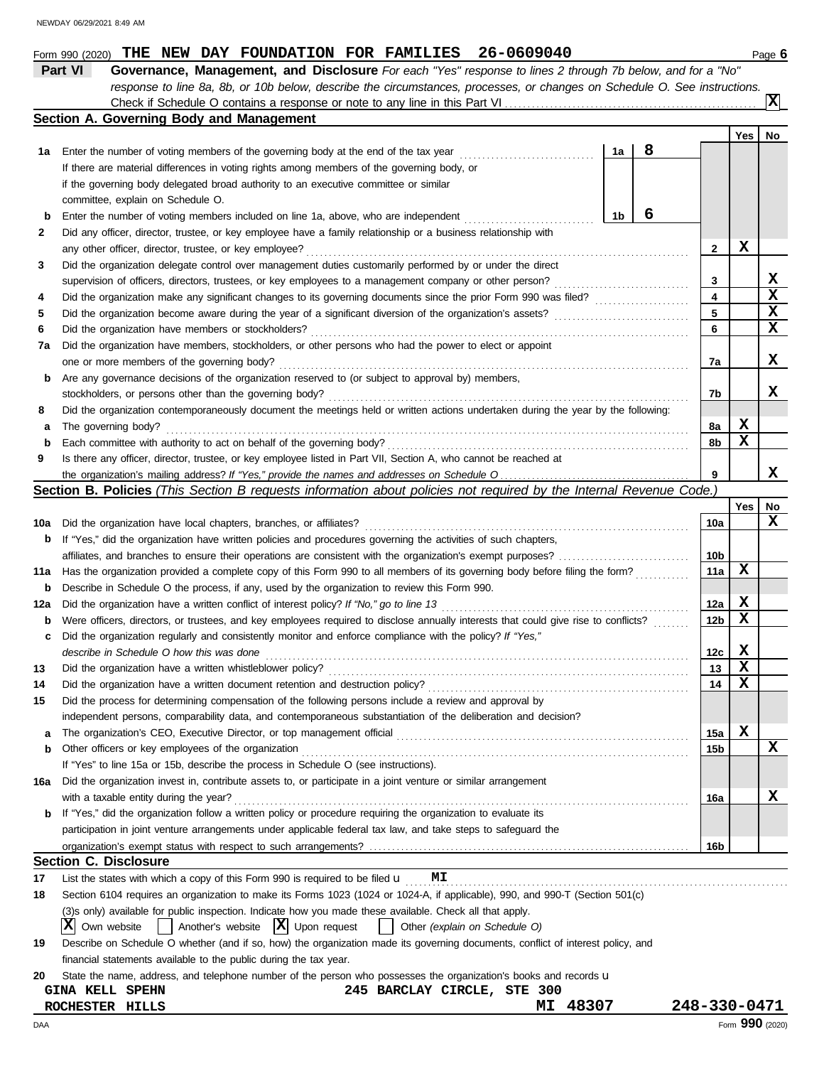Form 990 (2020) **THE NEW DAY FOUNDATION FOR FAMILIES 26-0609040**

## Part VI Governance, Management, and Disclosure

*For each "Yes" response to lines 2 through 7b below, and for a "No" response to line 8a, 8b, or 10b below, describe the circumstances, processes, or changes on Schedule O. See instructions.*

Check if Schedule O contains a response or note to any line in this Part VI ..... **X**

### Section A. Governing Body and Management

| | | | Yes | No |
|---|---|---|---|---|
| **1a** | Enter the number of voting members of the governing body at the end of the tax year ..... 1a **8** | | | |
| | If there are material differences in voting rights among members of the governing body, or if the governing body delegated broad authority to an executive committee or similar committee, explain on Schedule O. | | | |
| **b** | Enter the number of voting members included on line 1a, above, who are independent ..... 1b **6** | | | |
| **2** | Did any officer, director, trustee, or key employee have a family relationship or a business relationship with any other officer, director, trustee, or key employee? | 2 | X | |
| **3** | Did the organization delegate control over management duties customarily performed by or under the direct supervision of officers, directors, trustees, or key employees to a management company or other person? | 3 | | X |
| **4** | Did the organization make any significant changes to its governing documents since the prior Form 990 was filed? | 4 | | X |
| **5** | Did the organization become aware during the year of a significant diversion of the organization's assets? | 5 | | X |
| **6** | Did the organization have members or stockholders? | 6 | | X |
| **7a** | Did the organization have members, stockholders, or other persons who had the power to elect or appoint one or more members of the governing body? | 7a | | X |
| **b** | Are any governance decisions of the organization reserved to (or subject to approval by) members, stockholders, or persons other than the governing body? | 7b | | X |
| **8** | Did the organization contemporaneously document the meetings held or written actions undertaken during the year by the following: | | | |
| **a** | The governing body? | 8a | X | |
| **b** | Each committee with authority to act on behalf of the governing body? | 8b | X | |
| **9** | Is there any officer, director, trustee, or key employee listed in Part VII, Section A, who cannot be reached at the organization's mailing address? *If "Yes," provide the names and addresses on Schedule O* | 9 | | X |

### Section B. Policies *(This Section B requests information about policies not required by the Internal Revenue Code.)*

| | | | Yes | No |
|---|---|---|---|---|
| **10a** | Did the organization have local chapters, branches, or affiliates? | 10a | | X |
| **b** | If "Yes," did the organization have written policies and procedures governing the activities of such chapters, affiliates, and branches to ensure their operations are consistent with the organization's exempt purposes? | 10b | | |
| **11a** | Has the organization provided a complete copy of this Form 990 to all members of its governing body before filing the form? | 11a | X | |
| **b** | Describe in Schedule O the process, if any, used by the organization to review this Form 990. | | | |
| **12a** | Did the organization have a written conflict of interest policy? *If "No," go to line 13* | 12a | X | |
| **b** | Were officers, directors, or trustees, and key employees required to disclose annually interests that could give rise to conflicts? | 12b | X | |
| **c** | Did the organization regularly and consistently monitor and enforce compliance with the policy? *If "Yes," describe in Schedule O how this was done* | 12c | X | |
| **13** | Did the organization have a written whistleblower policy? | 13 | X | |
| **14** | Did the organization have a written document retention and destruction policy? | 14 | X | |
| **15** | Did the process for determining compensation of the following persons include a review and approval by independent persons, comparability data, and contemporaneous substantiation of the deliberation and decision? | | | |
| **a** | The organization's CEO, Executive Director, or top management official | 15a | X | |
| **b** | Other officers or key employees of the organization | 15b | | X |
| | If "Yes" to line 15a or 15b, describe the process in Schedule O (see instructions). | | | |
| **16a** | Did the organization invest in, contribute assets to, or participate in a joint venture or similar arrangement with a taxable entity during the year? | 16a | | X |
| **b** | If "Yes," did the organization follow a written policy or procedure requiring the organization to evaluate its participation in joint venture arrangements under applicable federal tax law, and take steps to safeguard the organization's exempt status with respect to such arrangements? | 16b | | |

### Section C. Disclosure

**17** List the states with which a copy of this Form 990 is required to be filed u **MI**

**18** Section 6104 requires an organization to make its Forms 1023 (1024 or 1024-A, if applicable), 990, and 990-T (Section 501(c)(3)s only) available for public inspection. Indicate how you made these available. Check all that apply.

[X] Own website [ ] Another's website [X] Upon request [ ] Other *(explain on Schedule O)*

**19** Describe on Schedule O whether (and if so, how) the organization made its governing documents, conflict of interest policy, and financial statements available to the public during the tax year.

**20** State the name, address, and telephone number of the person who possesses the organization's books and records u

**GINA KELL SPEHN** **245 BARCLAY CIRCLE, STE 300**
**ROCHESTER HILLS** **MI 48307** **248-330-0471**

Form **990** (2020)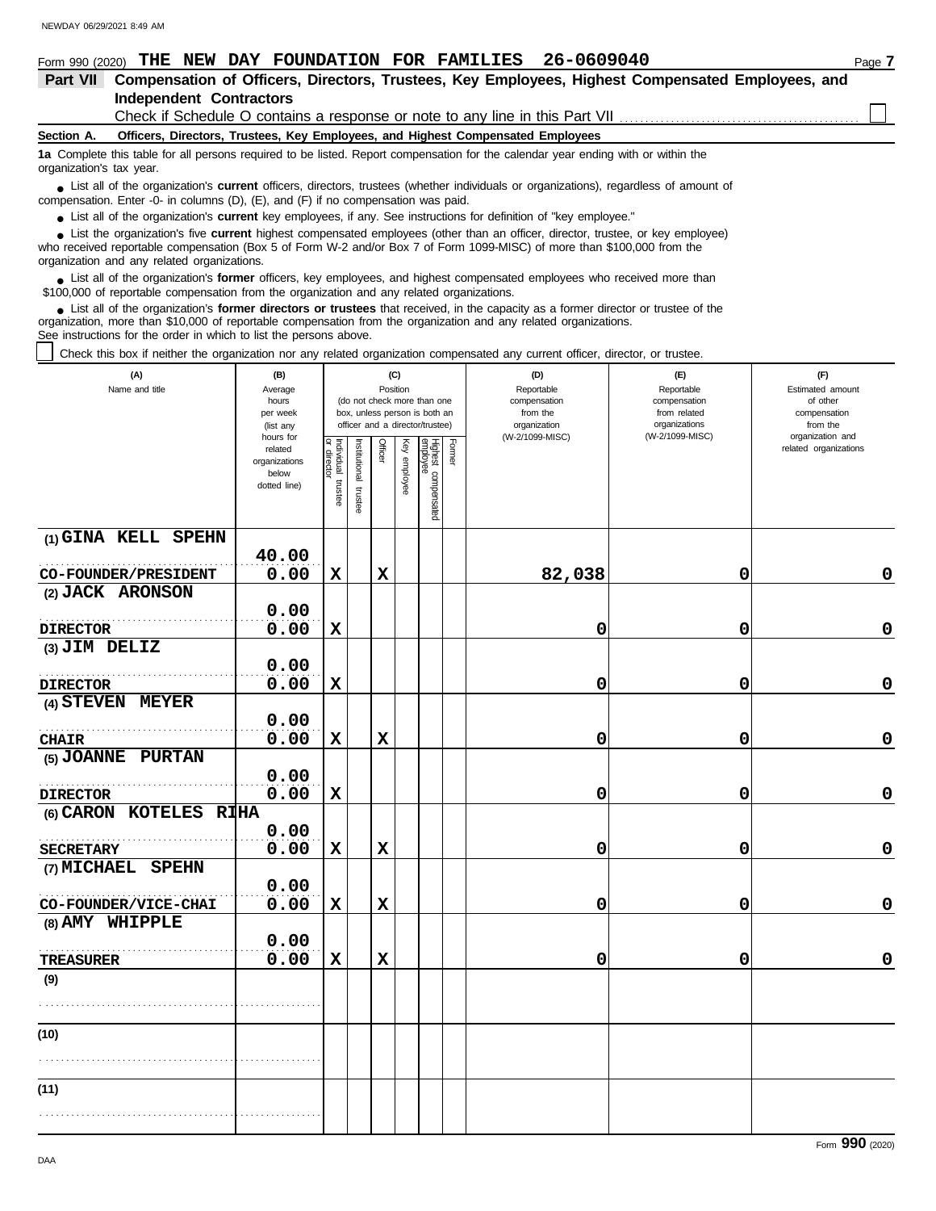Form 990 (2020) **THE NEW DAY FOUNDATION FOR FAMILIES 26-0609040** Page 7

## Part VII Compensation of Officers, Directors, Trustees, Key Employees, Highest Compensated Employees, and Independent Contractors

Check if Schedule O contains a response or note to any line in this Part VII ☐

**Section A. Officers, Directors, Trustees, Key Employees, and Highest Compensated Employees**

**1a** Complete this table for all persons required to be listed. Report compensation for the calendar year ending with or within the organization's tax year.

- List all of the organization's **current** officers, directors, trustees (whether individuals or organizations), regardless of amount of compensation. Enter -0- in columns (D), (E), and (F) if no compensation was paid.
- List all of the organization's **current** key employees, if any. See instructions for definition of "key employee."
- List the organization's five **current** highest compensated employees (other than an officer, director, trustee, or key employee) who received reportable compensation (Box 5 of Form W-2 and/or Box 7 of Form 1099-MISC) of more than $100,000 from the organization and any related organizations.
- List all of the organization's **former** officers, key employees, and highest compensated employees who received more than $100,000 of reportable compensation from the organization and any related organizations.
- List all of the organization's **former directors or trustees** that received, in the capacity as a former director or trustee of the organization, more than $10,000 of reportable compensation from the organization and any related organizations.

See instructions for the order in which to list the persons above.

☐ Check this box if neither the organization nor any related organization compensated any current officer, director, or trustee.

| (A) Name and title | (B) Average hours per week (list any hours for related organizations below dotted line) | (C) Position (do not check more than one box, unless person is both an officer and a director/trustee) | | | | | | (D) Reportable compensation from the organization (W-2/1099-MISC) | (E) Reportable compensation from related organizations (W-2/1099-MISC) | (F) Estimated amount of other compensation from the organization and related organizations |
|---|---|---|---|---|---|---|---|---|---|---|
| | | Individual trustee or director | Institutional trustee | Officer | Key employee | Highest compensated employee | Former | | | |
| (1) GINA KELL SPEHN<br>CO-FOUNDER/PRESIDENT | 40.00<br>0.00 | X | | X | | | | 82,038 | 0 | 0 |
| (2) JACK ARONSON<br>DIRECTOR | 0.00<br>0.00 | X | | | | | | 0 | 0 | 0 |
| (3) JIM DELIZ<br>DIRECTOR | 0.00<br>0.00 | X | | | | | | 0 | 0 | 0 |
| (4) STEVEN MEYER<br>CHAIR | 0.00<br>0.00 | X | | X | | | | 0 | 0 | 0 |
| (5) JOANNE PURTAN<br>DIRECTOR | 0.00<br>0.00 | X | | | | | | 0 | 0 | 0 |
| (6) CARON KOTELES RIHA<br>SECRETARY | 0.00<br>0.00 | X | | X | | | | 0 | 0 | 0 |
| (7) MICHAEL SPEHN<br>CO-FOUNDER/VICE-CHAI | 0.00<br>0.00 | X | | X | | | | 0 | 0 | 0 |
| (8) AMY WHIPPLE<br>TREASURER | 0.00<br>0.00 | X | | X | | | | 0 | 0 | 0 |
| (9) | | | | | | | | | | |
| (10) | | | | | | | | | | |
| (11) | | | | | | | | | | |

Form **990** (2020)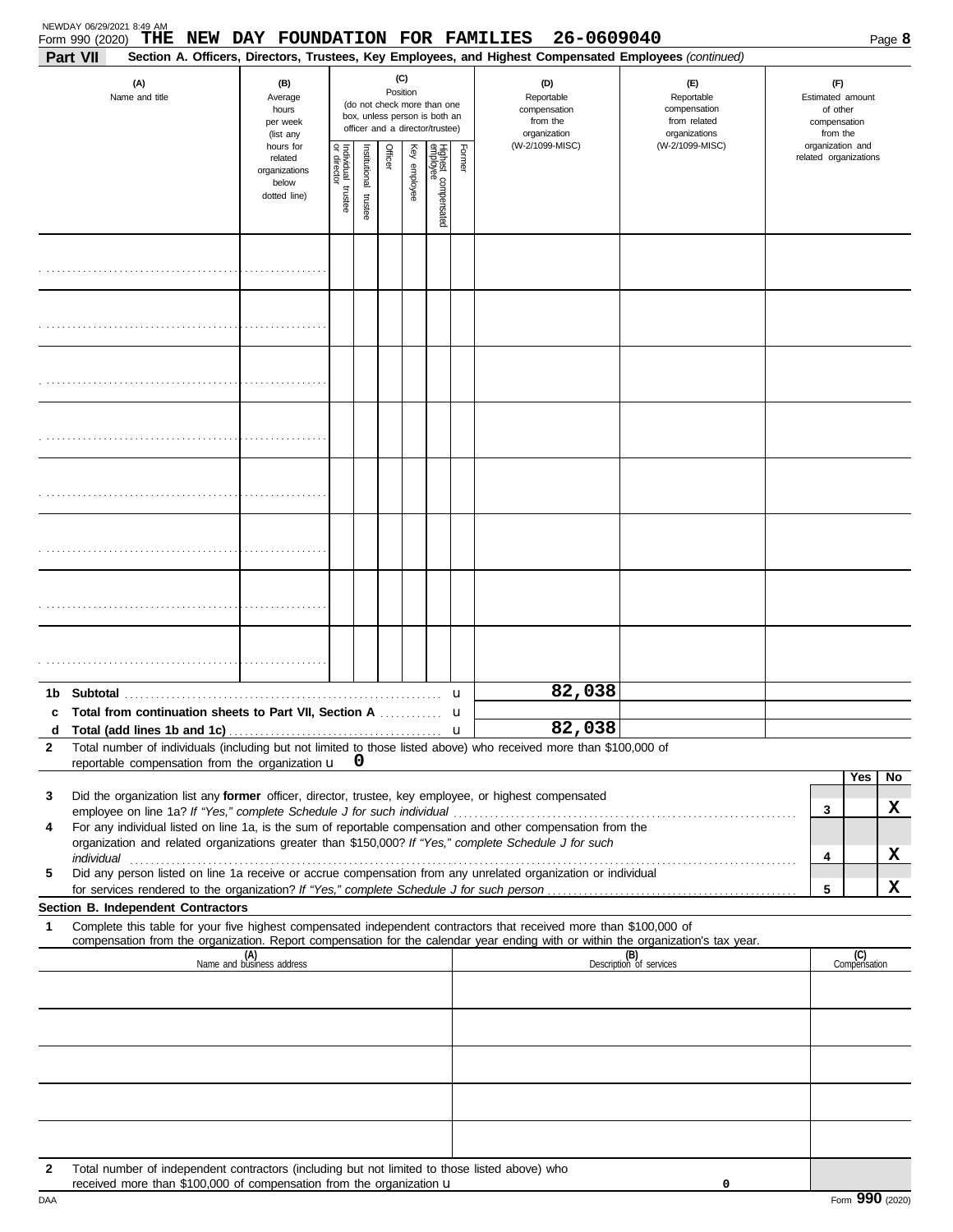Form 990 (2020) **THE NEW DAY FOUNDATION FOR FAMILIES 26-0609040**

## Part VII Section A. Officers, Directors, Trustees, Key Employees, and Highest Compensated Employees *(continued)*

| (A) Name and title | (B) Average hours per week (list any hours for related organizations below dotted line) | (C) Position (do not check more than one box, unless person is both an officer and a director/trustee) Individual trustee or director | Institutional trustee | Officer | Key employee | Highest compensated employee | Former | (D) Reportable compensation from the organization (W-2/1099-MISC) | (E) Reportable compensation from related organizations (W-2/1099-MISC) | (F) Estimated amount of other compensation from the organization and related organizations |
|---|---|---|---|---|---|---|---|---|---|---|
| | | | | | | | | | | |
| | | | | | | | | | | |
| | | | | | | | | | | |
| | | | | | | | | | | |
| | | | | | | | | | | |
| | | | | | | | | | | |
| | | | | | | | | | | |
| | | | | | | | | | | |

| | | (D) | (E) | (F) |
|---|---|---|---|---|
| 1b | Subtotal | 82,038 | | |
| c | Total from continuation sheets to Part VII, Section A | | | |
| d | Total (add lines 1b and 1c) | 82,038 | | |

**2** Total number of individuals (including but not limited to those listed above) who received more than $100,000 of reportable compensation from the organization u **0**

| | | | Yes | No |
|---|---|---|---|---|
| 3 | Did the organization list any **former** officer, director, trustee, key employee, or highest compensated employee on line 1a? *If "Yes," complete Schedule J for such individual* | 3 | | X |
| 4 | For any individual listed on line 1a, is the sum of reportable compensation and other compensation from the organization and related organizations greater than $150,000? *If "Yes," complete Schedule J for such individual* | 4 | | X |
| 5 | Did any person listed on line 1a receive or accrue compensation from any unrelated organization or individual for services rendered to the organization? *If "Yes," complete Schedule J for such person* | 5 | | X |

### Section B. Independent Contractors

**1** Complete this table for your five highest compensated independent contractors that received more than $100,000 of compensation from the organization. Report compensation for the calendar year ending with or within the organization's tax year.

| (A) Name and business address | (B) Description of services | (C) Compensation |
|---|---|---|
| | | |
| | | |
| | | |
| | | |
| | | |

**2** Total number of independent contractors (including but not limited to those listed above) who received more than $100,000 of compensation from the organization u **0**

Form **990** (2020)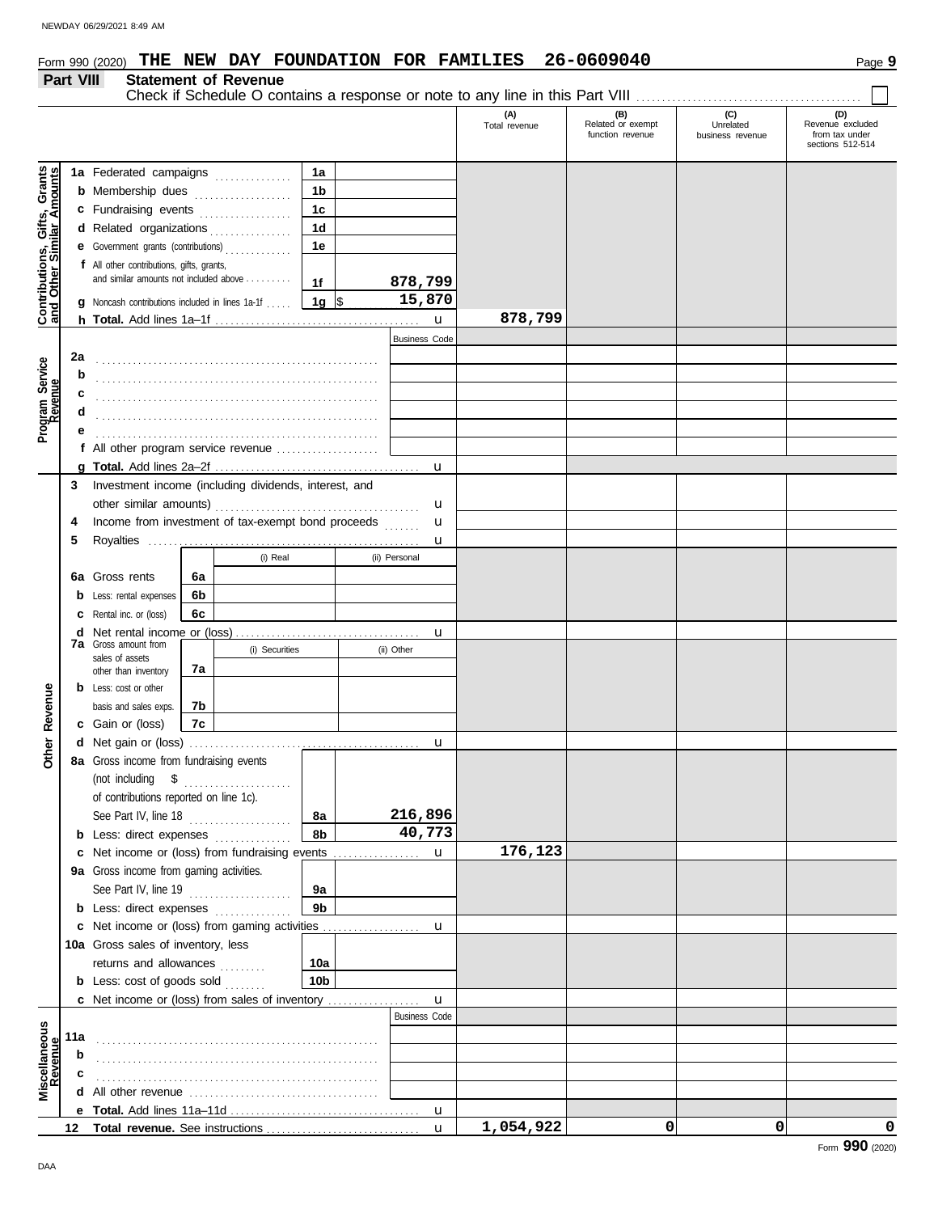Form 990 (2020) **THE NEW DAY FOUNDATION FOR FAMILIES 26-0609040**

## Part VIII Statement of Revenue

Check if Schedule O contains a response or note to any line in this Part VIII ☐

| | | | (A) Total revenue | (B) Related or exempt function revenue | (C) Unrelated business revenue | (D) Revenue excluded from tax under sections 512-514 |
|---|---|---|---|---|---|---|
| **Contributions, Gifts, Grants and Other Similar Amounts** | **1a** Federated campaigns | 1a | | | | |
| | **b** Membership dues | 1b | | | | |
| | **c** Fundraising events | 1c | | | | |
| | **d** Related organizations | 1d | | | | |
| | **e** Government grants (contributions) | 1e | | | | |
| | **f** All other contributions, gifts, grants, and similar amounts not included above | 1f 878,799 | | | | |
| | **g** Noncash contributions included in lines 1a-1f | 1g $ 15,870 | | | | |
| | **h Total.** Add lines 1a–1f | u | 878,799 | | | |
| **Program Service Revenue** | | Business Code | | | | |
| | **2a** | | | | | |
| | **b** | | | | | |
| | **c** | | | | | |
| | **d** | | | | | |
| | **e** | | | | | |
| | **f** All other program service revenue | | | | | |
| | **g Total.** Add lines 2a–2f | u | | | | |
| **Other Revenue** | **3** Investment income (including dividends, interest, and other similar amounts) | u | | | | |
| | **4** Income from investment of tax-exempt bond proceeds | u | | | | |
| | **5** Royalties | u | | | | |
| | | (i) Real / (ii) Personal | | | | |
| | **6a** Gross rents | 6a | | | | |
| | **b** Less: rental expenses | 6b | | | | |
| | **c** Rental inc. or (loss) | 6c | | | | |
| | **d** Net rental income or (loss) | u | | | | |
| | | (i) Securities / (ii) Other | | | | |
| | **7a** Gross amount from sales of assets other than inventory | 7a | | | | |
| | **b** Less: cost or other basis and sales exps. | 7b | | | | |
| | **c** Gain or (loss) | 7c | | | | |
| | **d** Net gain or (loss) | u | | | | |
| | **8a** Gross income from fundraising events (not including $ ........ of contributions reported on line 1c). See Part IV, line 18 | 8a 216,896 | | | | |
| | **b** Less: direct expenses | 8b 40,773 | | | | |
| | **c** Net income or (loss) from fundraising events | u | 176,123 | | | |
| | **9a** Gross income from gaming activities. See Part IV, line 19 | 9a | | | | |
| | **b** Less: direct expenses | 9b | | | | |
| | **c** Net income or (loss) from gaming activities | u | | | | |
| | **10a** Gross sales of inventory, less returns and allowances | 10a | | | | |
| | **b** Less: cost of goods sold | 10b | | | | |
| | **c** Net income or (loss) from sales of inventory | u | | | | |
| **Miscellaneous Revenue** | | Business Code | | | | |
| | **11a** | | | | | |
| | **b** | | | | | |
| | **c** | | | | | |
| | **d** All other revenue | | | | | |
| | **e Total.** Add lines 11a–11d | u | | | | |
| | **12 Total revenue.** See instructions | u | 1,054,922 | 0 | 0 | 0 |

Form **990** (2020)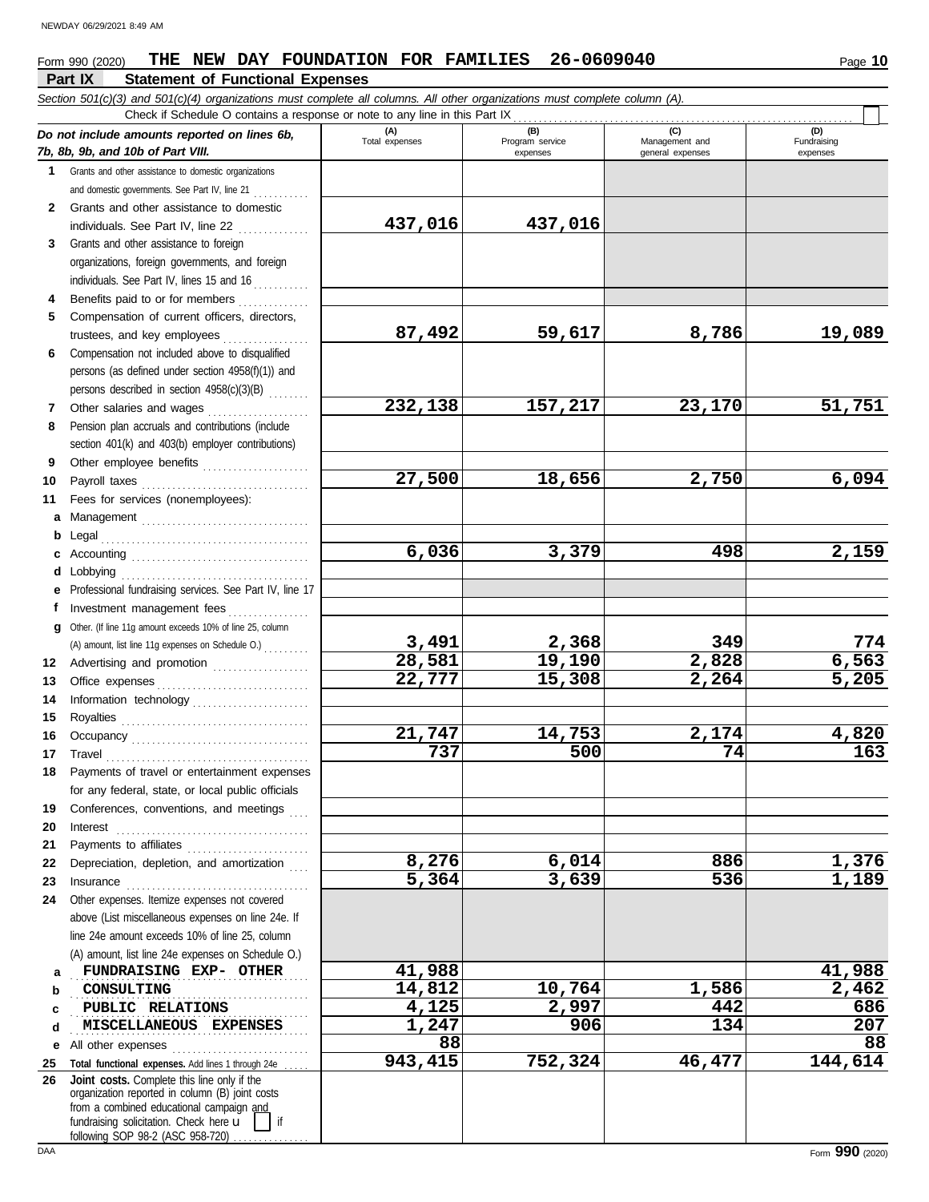Form 990 (2020) **THE NEW DAY FOUNDATION FOR FAMILIES 26-0609040**

## Part IX Statement of Functional Expenses

*Section 501(c)(3) and 501(c)(4) organizations must complete all columns. All other organizations must complete column (A).*

Check if Schedule O contains a response or note to any line in this Part IX

| *Do not include amounts reported on lines 6b, 7b, 8b, 9b, and 10b of Part VIII.* | (A) Total expenses | (B) Program service expenses | (C) Management and general expenses | (D) Fundraising expenses |
|---|---|---|---|---|
| **1** Grants and other assistance to domestic organizations and domestic governments. See Part IV, line 21 | | | | |
| **2** Grants and other assistance to domestic individuals. See Part IV, line 22 | 437,016 | 437,016 | | |
| **3** Grants and other assistance to foreign organizations, foreign governments, and foreign individuals. See Part IV, lines 15 and 16 | | | | |
| **4** Benefits paid to or for members | | | | |
| **5** Compensation of current officers, directors, trustees, and key employees | 87,492 | 59,617 | 8,786 | 19,089 |
| **6** Compensation not included above to disqualified persons (as defined under section 4958(f)(1)) and persons described in section 4958(c)(3)(B) | | | | |
| **7** Other salaries and wages | 232,138 | 157,217 | 23,170 | 51,751 |
| **8** Pension plan accruals and contributions (include section 401(k) and 403(b) employer contributions) | | | | |
| **9** Other employee benefits | | | | |
| **10** Payroll taxes | 27,500 | 18,656 | 2,750 | 6,094 |
| **11** Fees for services (nonemployees): | | | | |
| **a** Management | | | | |
| **b** Legal | | | | |
| **c** Accounting | 6,036 | 3,379 | 498 | 2,159 |
| **d** Lobbying | | | | |
| **e** Professional fundraising services. See Part IV, line 17 | | | | |
| **f** Investment management fees | | | | |
| **g** Other. (If line 11g amount exceeds 10% of line 25, column (A) amount, list line 11g expenses on Schedule O.) | 3,491 | 2,368 | 349 | 774 |
| **12** Advertising and promotion | 28,581 | 19,190 | 2,828 | 6,563 |
| **13** Office expenses | 22,777 | 15,308 | 2,264 | 5,205 |
| **14** Information technology | | | | |
| **15** Royalties | | | | |
| **16** Occupancy | 21,747 | 14,753 | 2,174 | 4,820 |
| **17** Travel | 737 | 500 | 74 | 163 |
| **18** Payments of travel or entertainment expenses for any federal, state, or local public officials | | | | |
| **19** Conferences, conventions, and meetings | | | | |
| **20** Interest | | | | |
| **21** Payments to affiliates | | | | |
| **22** Depreciation, depletion, and amortization | 8,276 | 6,014 | 886 | 1,376 |
| **23** Insurance | 5,364 | 3,639 | 536 | 1,189 |
| **24** Other expenses. Itemize expenses not covered above (List miscellaneous expenses on line 24e. If line 24e amount exceeds 10% of line 25, column (A) amount, list line 24e expenses on Schedule O.) | | | | |
| **a** FUNDRAISING EXP- OTHER | 41,988 | | | 41,988 |
| **b** CONSULTING | 14,812 | 10,764 | 1,586 | 2,462 |
| **c** PUBLIC RELATIONS | 4,125 | 2,997 | 442 | 686 |
| **d** MISCELLANEOUS EXPENSES | 1,247 | 906 | 134 | 207 |
| **e** All other expenses | 88 | | | 88 |
| **25** **Total functional expenses.** Add lines 1 through 24e | 943,415 | 752,324 | 46,477 | 144,614 |
| **26** **Joint costs.** Complete this line only if the organization reported in column (B) joint costs from a combined educational campaign and fundraising solicitation. Check here ☐ if following SOP 98-2 (ASC 958-720) | | | | |

Form **990** (2020)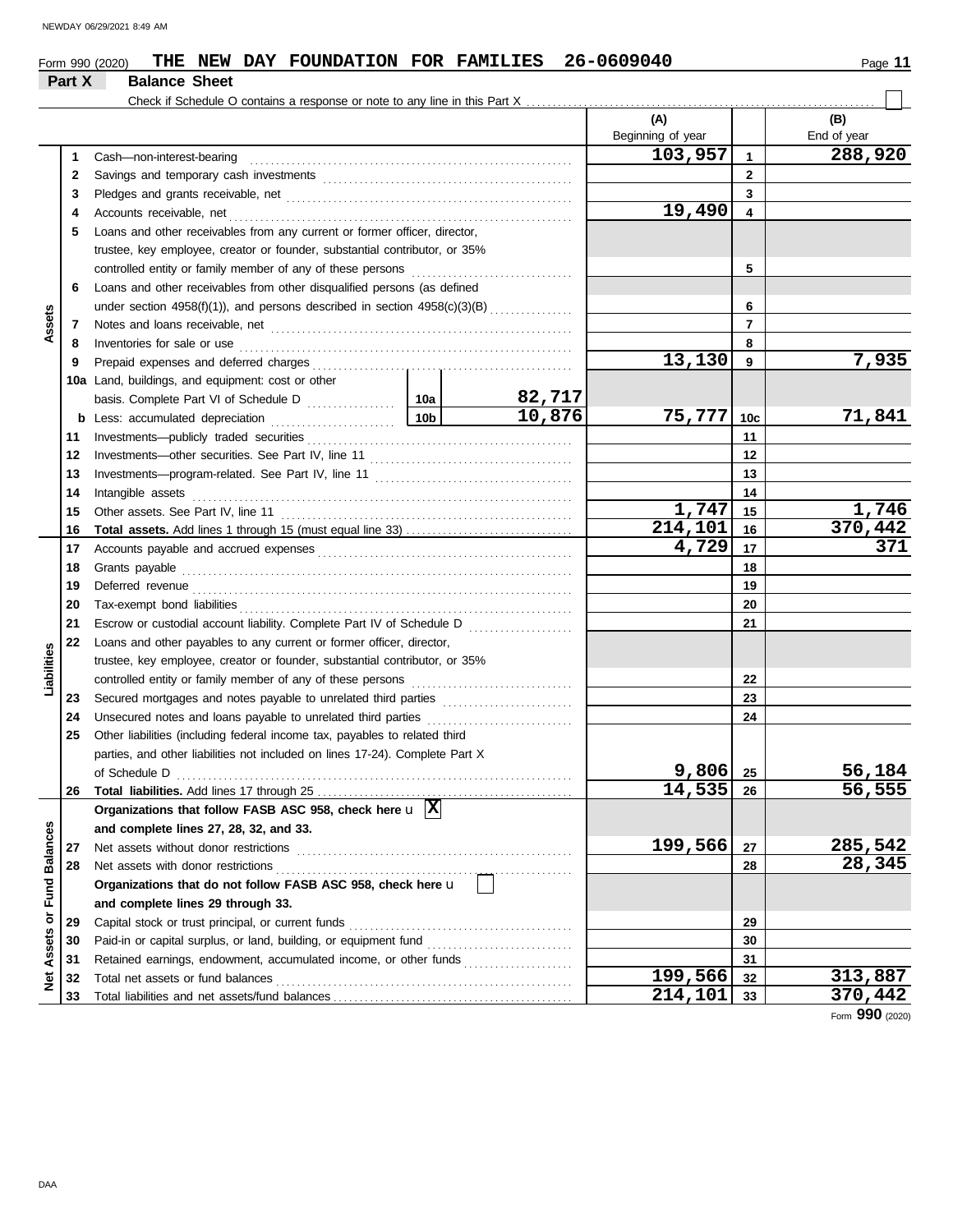Form 990 (2020) **THE NEW DAY FOUNDATION FOR FAMILIES 26-0609040**

## Part X Balance Sheet

Check if Schedule O contains a response or note to any line in this Part X

| Section | Line | Description | | | (A) Beginning of year | Line | (B) End of year |
|---|---|---|---|---|---|---|---|
| Assets | 1 | Cash—non-interest-bearing | | | 103,957 | 1 | 288,920 |
| | 2 | Savings and temporary cash investments | | | | 2 | |
| | 3 | Pledges and grants receivable, net | | | | 3 | |
| | 4 | Accounts receivable, net | | | 19,490 | 4 | |
| | 5 | Loans and other receivables from any current or former officer, director, trustee, key employee, creator or founder, substantial contributor, or 35% controlled entity or family member of any of these persons | | | | 5 | |
| | 6 | Loans and other receivables from other disqualified persons (as defined under section 4958(f)(1)), and persons described in section 4958(c)(3)(B) | | | | 6 | |
| | 7 | Notes and loans receivable, net | | | | 7 | |
| | 8 | Inventories for sale or use | | | | 8 | |
| | 9 | Prepaid expenses and deferred charges | | | 13,130 | 9 | 7,935 |
| | 10a | Land, buildings, and equipment: cost or other basis. Complete Part VI of Schedule D | 10a | 82,717 | | | |
| | b | Less: accumulated depreciation | 10b | 10,876 | 75,777 | 10c | 71,841 |
| | 11 | Investments—publicly traded securities | | | | 11 | |
| | 12 | Investments—other securities. See Part IV, line 11 | | | | 12 | |
| | 13 | Investments—program-related. See Part IV, line 11 | | | | 13 | |
| | 14 | Intangible assets | | | | 14 | |
| | 15 | Other assets. See Part IV, line 11 | | | 1,747 | 15 | 1,746 |
| | 16 | **Total assets.** Add lines 1 through 15 (must equal line 33) | | | 214,101 | 16 | 370,442 |
| Liabilities | 17 | Accounts payable and accrued expenses | | | 4,729 | 17 | 371 |
| | 18 | Grants payable | | | | 18 | |
| | 19 | Deferred revenue | | | | 19 | |
| | 20 | Tax-exempt bond liabilities | | | | 20 | |
| | 21 | Escrow or custodial account liability. Complete Part IV of Schedule D | | | | 21 | |
| | 22 | Loans and other payables to any current or former officer, director, trustee, key employee, creator or founder, substantial contributor, or 35% controlled entity or family member of any of these persons | | | | 22 | |
| | 23 | Secured mortgages and notes payable to unrelated third parties | | | | 23 | |
| | 24 | Unsecured notes and loans payable to unrelated third parties | | | | 24 | |
| | 25 | Other liabilities (including federal income tax, payables to related third parties, and other liabilities not included on lines 17-24). Complete Part X of Schedule D | | | 9,806 | 25 | 56,184 |
| | 26 | **Total liabilities.** Add lines 17 through 25 | | | 14,535 | 26 | 56,555 |
| Net Assets or Fund Balances | | **Organizations that follow FASB ASC 958, check here** X **and complete lines 27, 28, 32, and 33.** | | | | | |
| | 27 | Net assets without donor restrictions | | | 199,566 | 27 | 285,542 |
| | 28 | Net assets with donor restrictions | | | | 28 | 28,345 |
| | | **Organizations that do not follow FASB ASC 958, check here** ☐ **and complete lines 29 through 33.** | | | | | |
| | 29 | Capital stock or trust principal, or current funds | | | | 29 | |
| | 30 | Paid-in or capital surplus, or land, building, or equipment fund | | | | 30 | |
| | 31 | Retained earnings, endowment, accumulated income, or other funds | | | | 31 | |
| | 32 | Total net assets or fund balances | | | 199,566 | 32 | 313,887 |
| | 33 | Total liabilities and net assets/fund balances | | | 214,101 | 33 | 370,442 |

Form **990** (2020)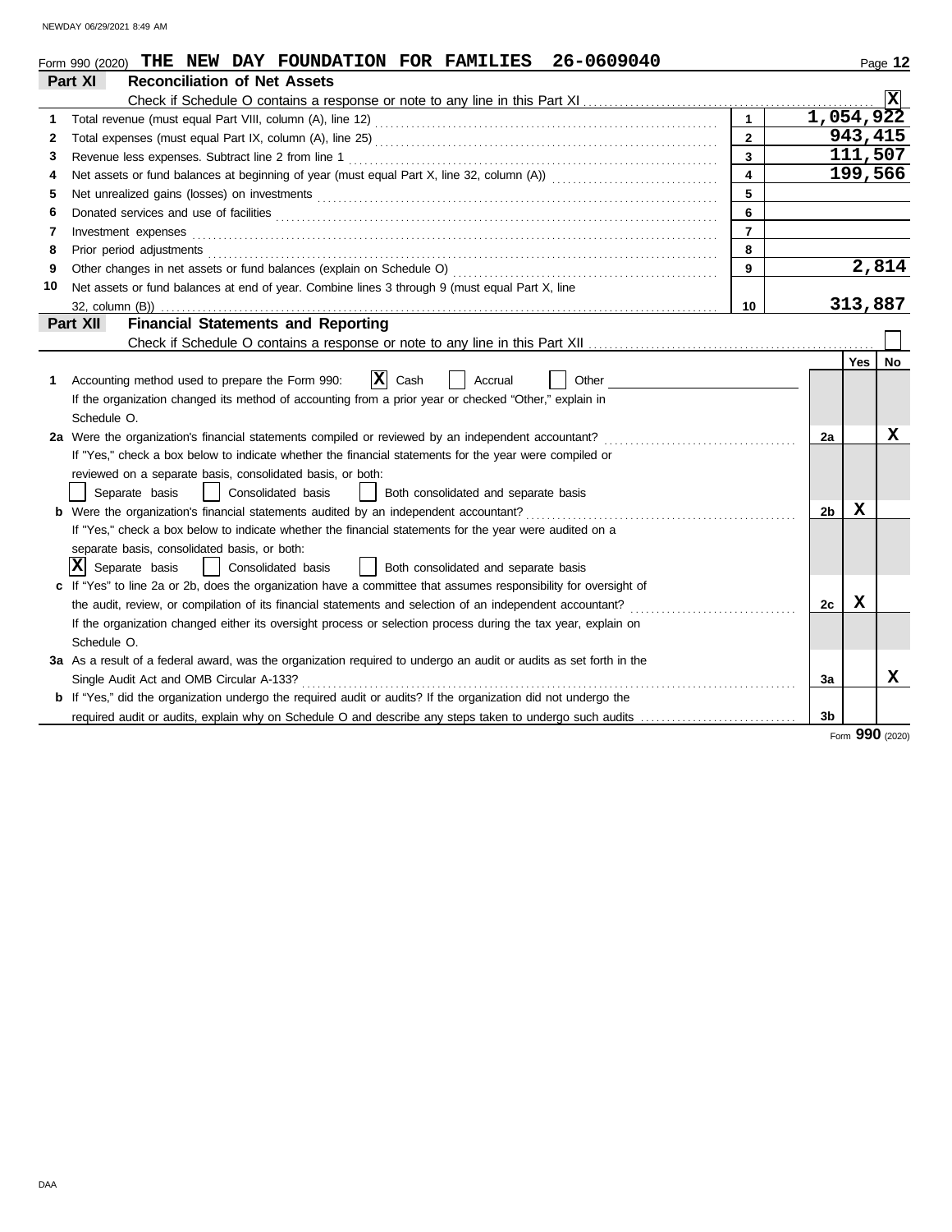Form 990 (2020) **THE NEW DAY FOUNDATION FOR FAMILIES 26-0609040**

## Part XI Reconciliation of Net Assets

Check if Schedule O contains a response or note to any line in this Part XI ..... [X]

| | | | |
|---|---|---|---|
| 1 | Total revenue (must equal Part VIII, column (A), line 12) | 1 | 1,054,922 |
| 2 | Total expenses (must equal Part IX, column (A), line 25) | 2 | 943,415 |
| 3 | Revenue less expenses. Subtract line 2 from line 1 | 3 | 111,507 |
| 4 | Net assets or fund balances at beginning of year (must equal Part X, line 32, column (A)) | 4 | 199,566 |
| 5 | Net unrealized gains (losses) on investments | 5 | |
| 6 | Donated services and use of facilities | 6 | |
| 7 | Investment expenses | 7 | |
| 8 | Prior period adjustments | 8 | |
| 9 | Other changes in net assets or fund balances (explain on Schedule O) | 9 | 2,814 |
| 10 | Net assets or fund balances at end of year. Combine lines 3 through 9 (must equal Part X, line 32, column (B)) | 10 | 313,887 |

## Part XII Financial Statements and Reporting

Check if Schedule O contains a response or note to any line in this Part XII ..... [ ]

| | | | Yes | No |
|---|---|---|---|---|
| 1 | Accounting method used to prepare the Form 990: [X] Cash [ ] Accrual [ ] Other<br>If the organization changed its method of accounting from a prior year or checked "Other," explain in Schedule O. | | | |
| 2a | Were the organization's financial statements compiled or reviewed by an independent accountant?<br>If "Yes," check a box below to indicate whether the financial statements for the year were compiled or reviewed on a separate basis, consolidated basis, or both:<br>[ ] Separate basis [ ] Consolidated basis [ ] Both consolidated and separate basis | 2a | | X |
| b | Were the organization's financial statements audited by an independent accountant?<br>If "Yes," check a box below to indicate whether the financial statements for the year were audited on a separate basis, consolidated basis, or both:<br>[X] Separate basis [ ] Consolidated basis [ ] Both consolidated and separate basis | 2b | X | |
| c | If "Yes" to line 2a or 2b, does the organization have a committee that assumes responsibility for oversight of the audit, review, or compilation of its financial statements and selection of an independent accountant?<br>If the organization changed either its oversight process or selection process during the tax year, explain on Schedule O. | 2c | X | |
| 3a | As a result of a federal award, was the organization required to undergo an audit or audits as set forth in the Single Audit Act and OMB Circular A-133? | 3a | | X |
| b | If "Yes," did the organization undergo the required audit or audits? If the organization did not undergo the required audit or audits, explain why on Schedule O and describe any steps taken to undergo such audits | 3b | | |

Form **990** (2020)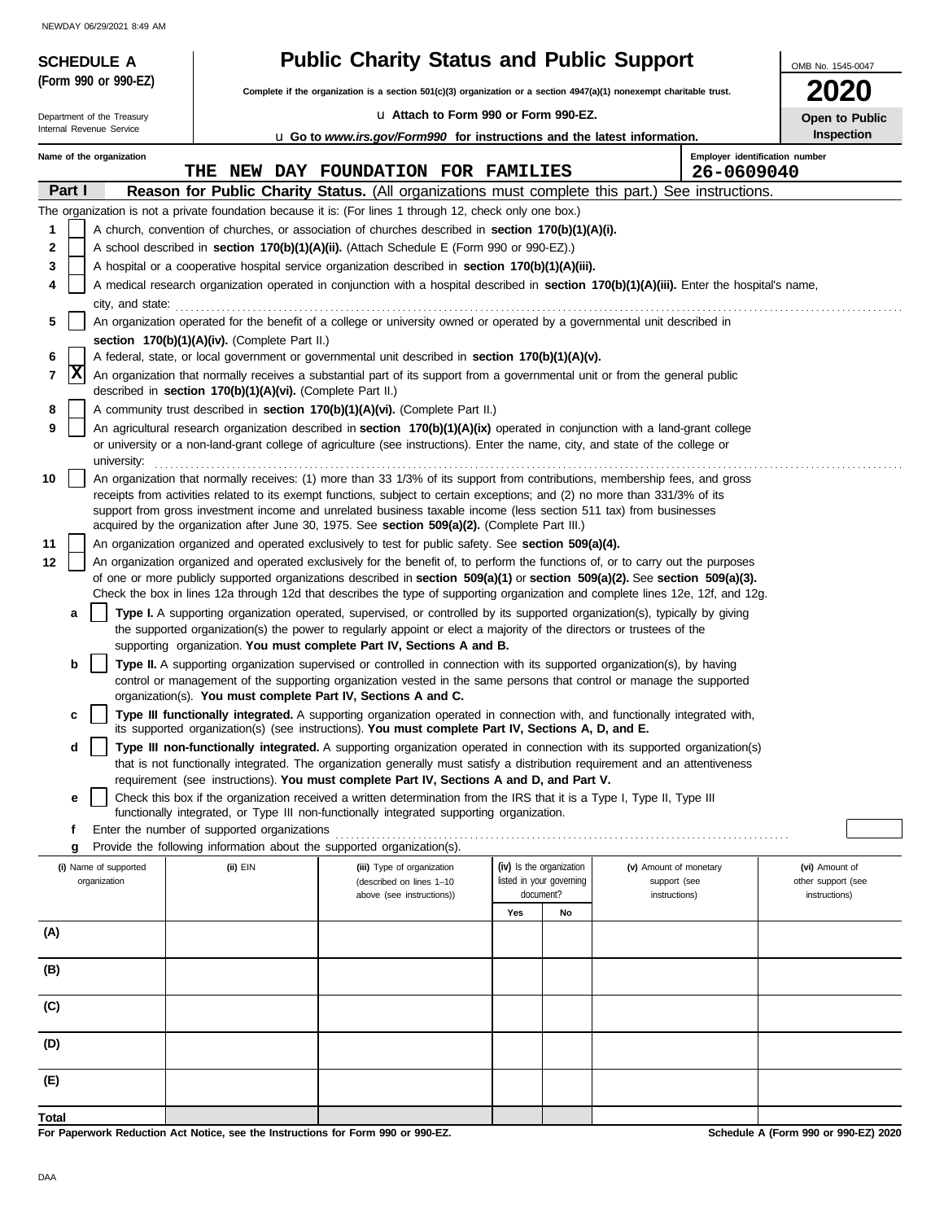NEWDAY 06/29/2021 8:49 AM

**SCHEDULE A**
**(Form 990 or 990-EZ)**

Department of the Treasury
Internal Revenue Service

# Public Charity Status and Public Support

**Complete if the organization is a section 501(c)(3) organization or a section 4947(a)(1) nonexempt charitable trust.**

u **Attach to Form 990 or Form 990-EZ.**

u **Go to *www.irs.gov/Form990* for instructions and the latest information.**

OMB No. 1545-0047

**2020**

**Open to Public Inspection**

Name of the organization: **THE NEW DAY FOUNDATION FOR FAMILIES**

Employer identification number: **26-0609040**

**Part I — Reason for Public Charity Status.** (All organizations must complete this part.) See instructions.

The organization is not a private foundation because it is: (For lines 1 through 12, check only one box.)

1. [ ] A church, convention of churches, or association of churches described in **section 170(b)(1)(A)(i).**
2. [ ] A school described in **section 170(b)(1)(A)(ii).** (Attach Schedule E (Form 990 or 990-EZ).)
3. [ ] A hospital or a cooperative hospital service organization described in **section 170(b)(1)(A)(iii).**
4. [ ] A medical research organization operated in conjunction with a hospital described in **section 170(b)(1)(A)(iii).** Enter the hospital's name, city, and state:
5. [ ] An organization operated for the benefit of a college or university owned or operated by a governmental unit described in **section 170(b)(1)(A)(iv).** (Complete Part II.)
6. [ ] A federal, state, or local government or governmental unit described in **section 170(b)(1)(A)(v).**
7. [X] An organization that normally receives a substantial part of its support from a governmental unit or from the general public described in **section 170(b)(1)(A)(vi).** (Complete Part II.)
8. [ ] A community trust described in **section 170(b)(1)(A)(vi).** (Complete Part II.)
9. [ ] An agricultural research organization described in **section 170(b)(1)(A)(ix)** operated in conjunction with a land-grant college or university or a non-land-grant college of agriculture (see instructions). Enter the name, city, and state of the college or university:
10. [ ] An organization that normally receives: (1) more than 33 1/3% of its support from contributions, membership fees, and gross receipts from activities related to its exempt functions, subject to certain exceptions; and (2) no more than 331/3% of its support from gross investment income and unrelated business taxable income (less section 511 tax) from businesses acquired by the organization after June 30, 1975. See **section 509(a)(2).** (Complete Part III.)
11. [ ] An organization organized and operated exclusively to test for public safety. See **section 509(a)(4).**
12. [ ] An organization organized and operated exclusively for the benefit of, to perform the functions of, or to carry out the purposes of one or more publicly supported organizations described in **section 509(a)(1)** or **section 509(a)(2).** See **section 509(a)(3).** Check the box in lines 12a through 12d that describes the type of supporting organization and complete lines 12e, 12f, and 12g.
   - **a** [ ] **Type I.** A supporting organization operated, supervised, or controlled by its supported organization(s), typically by giving the supported organization(s) the power to regularly appoint or elect a majority of the directors or trustees of the supporting organization. **You must complete Part IV, Sections A and B.**
   - **b** [ ] **Type II.** A supporting organization supervised or controlled in connection with its supported organization(s), by having control or management of the supporting organization vested in the same persons that control or manage the supported organization(s). **You must complete Part IV, Sections A and C.**
   - **c** [ ] **Type III functionally integrated.** A supporting organization operated in connection with, and functionally integrated with, its supported organization(s) (see instructions). **You must complete Part IV, Sections A, D, and E.**
   - **d** [ ] **Type III non-functionally integrated.** A supporting organization operated in connection with its supported organization(s) that is not functionally integrated. The organization generally must satisfy a distribution requirement and an attentiveness requirement (see instructions). **You must complete Part IV, Sections A and D, and Part V.**
   - **e** [ ] Check this box if the organization received a written determination from the IRS that it is a Type I, Type II, Type III functionally integrated, or Type III non-functionally integrated supporting organization.
   - **f** Enter the number of supported organizations
   - **g** Provide the following information about the supported organization(s).

| (i) Name of supported organization | (ii) EIN | (iii) Type of organization (described on lines 1–10 above (see instructions)) | (iv) Is the organization listed in your governing document? Yes | No | (v) Amount of monetary support (see instructions) | (vi) Amount of other support (see instructions) |
|---|---|---|---|---|---|---|
| (A) | | | | | | |
| (B) | | | | | | |
| (C) | | | | | | |
| (D) | | | | | | |
| (E) | | | | | | |
| **Total** | | | | | | |

**For Paperwork Reduction Act Notice, see the Instructions for Form 990 or 990-EZ.**

**Schedule A (Form 990 or 990-EZ) 2020**

DAA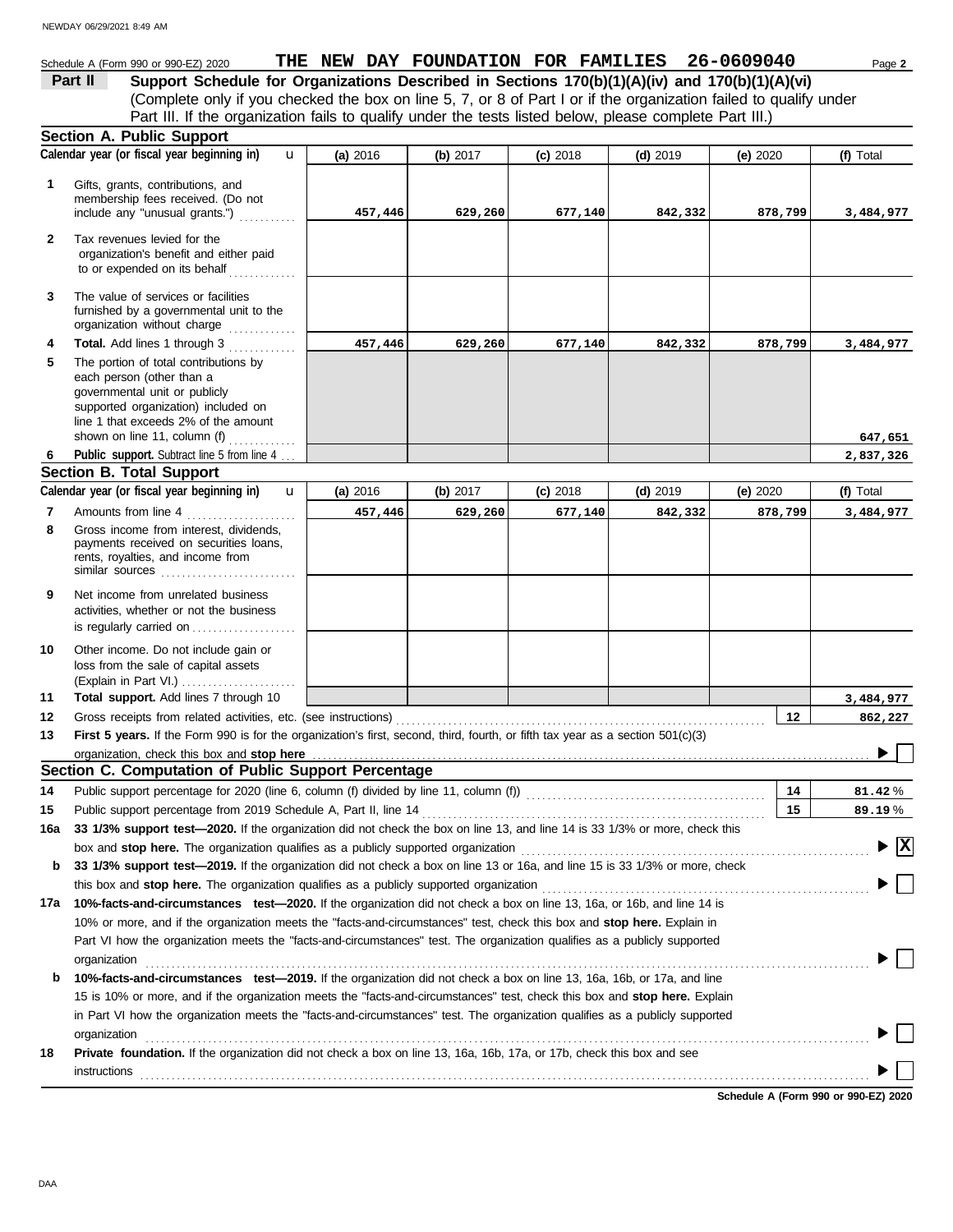Schedule A (Form 990 or 990-EZ) 2020 **THE NEW DAY FOUNDATION FOR FAMILIES 26-0609040**

## Part II Support Schedule for Organizations Described in Sections 170(b)(1)(A)(iv) and 170(b)(1)(A)(vi)

(Complete only if you checked the box on line 5, 7, or 8 of Part I or if the organization failed to qualify under Part III. If the organization fails to qualify under the tests listed below, please complete Part III.)

### Section A. Public Support

| Calendar year (or fiscal year beginning in) | (a) 2016 | (b) 2017 | (c) 2018 | (d) 2019 | (e) 2020 | (f) Total |
|---|---|---|---|---|---|---|
| **1** Gifts, grants, contributions, and membership fees received. (Do not include any "unusual grants.") | 457,446 | 629,260 | 677,140 | 842,332 | 878,799 | 3,484,977 |
| **2** Tax revenues levied for the organization's benefit and either paid to or expended on its behalf | | | | | | |
| **3** The value of services or facilities furnished by a governmental unit to the organization without charge | | | | | | |
| **4** **Total.** Add lines 1 through 3 | 457,446 | 629,260 | 677,140 | 842,332 | 878,799 | 3,484,977 |
| **5** The portion of total contributions by each person (other than a governmental unit or publicly supported organization) included on line 1 that exceeds 2% of the amount shown on line 11, column (f) | | | | | | 647,651 |
| **6** **Public support.** Subtract line 5 from line 4 | | | | | | 2,837,326 |

### Section B. Total Support

| Calendar year (or fiscal year beginning in) | (a) 2016 | (b) 2017 | (c) 2018 | (d) 2019 | (e) 2020 | (f) Total |
|---|---|---|---|---|---|---|
| **7** Amounts from line 4 | 457,446 | 629,260 | 677,140 | 842,332 | 878,799 | 3,484,977 |
| **8** Gross income from interest, dividends, payments received on securities loans, rents, royalties, and income from similar sources | | | | | | |
| **9** Net income from unrelated business activities, whether or not the business is regularly carried on | | | | | | |
| **10** Other income. Do not include gain or loss from the sale of capital assets (Explain in Part VI.) | | | | | | |
| **11** **Total support.** Add lines 7 through 10 | | | | | | 3,484,977 |

**12** Gross receipts from related activities, etc. (see instructions) ... **12** 862,227

**13** **First 5 years.** If the Form 990 is for the organization's first, second, third, fourth, or fifth tax year as a section 501(c)(3) organization, check this box and **stop here** ☐

### Section C. Computation of Public Support Percentage

**14** Public support percentage for 2020 (line 6, column (f) divided by line 11, column (f)) ... **14** 81.42 %

**15** Public support percentage from 2019 Schedule A, Part II, line 14 ... **15** 89.19 %

**16a** **33 1/3% support test—2020.** If the organization did not check the box on line 13, and line 14 is 33 1/3% or more, check this box and **stop here.** The organization qualifies as a publicly supported organization ☒

**b** **33 1/3% support test—2019.** If the organization did not check a box on line 13 or 16a, and line 15 is 33 1/3% or more, check this box and **stop here.** The organization qualifies as a publicly supported organization ☐

**17a** **10%-facts-and-circumstances test—2020.** If the organization did not check a box on line 13, 16a, or 16b, and line 14 is 10% or more, and if the organization meets the "facts-and-circumstances" test, check this box and **stop here.** Explain in Part VI how the organization meets the "facts-and-circumstances" test. The organization qualifies as a publicly supported organization ☐

**b** **10%-facts-and-circumstances test—2019.** If the organization did not check a box on line 13, 16a, 16b, or 17a, and line 15 is 10% or more, and if the organization meets the "facts-and-circumstances" test, check this box and **stop here.** Explain in Part VI how the organization meets the "facts-and-circumstances" test. The organization qualifies as a publicly supported organization ☐

**18** **Private foundation.** If the organization did not check a box on line 13, 16a, 16b, 17a, or 17b, check this box and see instructions ☐

**Schedule A (Form 990 or 990-EZ) 2020**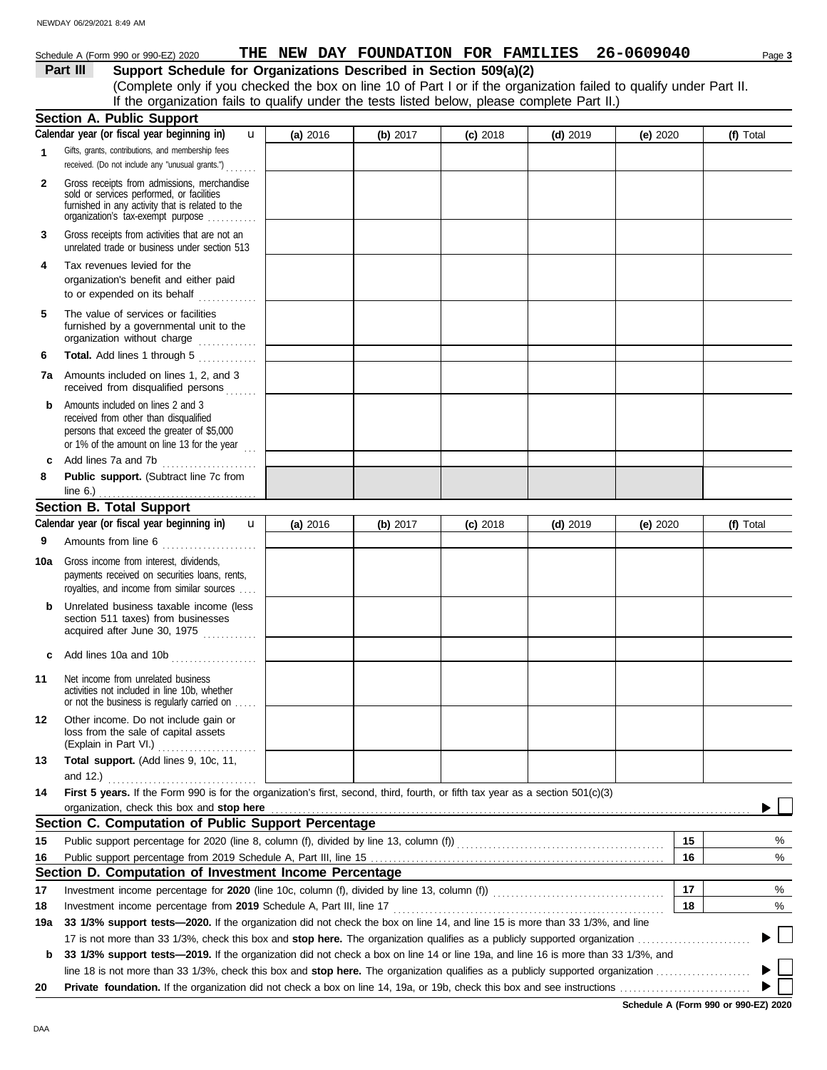Schedule A (Form 990 or 990-EZ) 2020 **THE NEW DAY FOUNDATION FOR FAMILIES 26-0609040** Page **3**

**Part III** **Support Schedule for Organizations Described in Section 509(a)(2)**

(Complete only if you checked the box on line 10 of Part I or if the organization failed to qualify under Part II. If the organization fails to qualify under the tests listed below, please complete Part II.)

## Section A. Public Support

| Calendar year (or fiscal year beginning in) | (a) 2016 | (b) 2017 | (c) 2018 | (d) 2019 | (e) 2020 | (f) Total |
|---|---|---|---|---|---|---|
| **1** Gifts, grants, contributions, and membership fees received. (Do not include any "unusual grants.") | | | | | | |
| **2** Gross receipts from admissions, merchandise sold or services performed, or facilities furnished in any activity that is related to the organization's tax-exempt purpose | | | | | | |
| **3** Gross receipts from activities that are not an unrelated trade or business under section 513 | | | | | | |
| **4** Tax revenues levied for the organization's benefit and either paid to or expended on its behalf | | | | | | |
| **5** The value of services or facilities furnished by a governmental unit to the organization without charge | | | | | | |
| **6** **Total.** Add lines 1 through 5 | | | | | | |
| **7a** Amounts included on lines 1, 2, and 3 received from disqualified persons | | | | | | |
| **b** Amounts included on lines 2 and 3 received from other than disqualified persons that exceed the greater of $5,000 or 1% of the amount on line 13 for the year | | | | | | |
| **c** Add lines 7a and 7b | | | | | | |
| **8** **Public support.** (Subtract line 7c from line 6.) | | | | | | |

## Section B. Total Support

| Calendar year (or fiscal year beginning in) | (a) 2016 | (b) 2017 | (c) 2018 | (d) 2019 | (e) 2020 | (f) Total |
|---|---|---|---|---|---|---|
| **9** Amounts from line 6 | | | | | | |
| **10a** Gross income from interest, dividends, payments received on securities loans, rents, royalties, and income from similar sources | | | | | | |
| **b** Unrelated business taxable income (less section 511 taxes) from businesses acquired after June 30, 1975 | | | | | | |
| **c** Add lines 10a and 10b | | | | | | |
| **11** Net income from unrelated business activities not included in line 10b, whether or not the business is regularly carried on | | | | | | |
| **12** Other income. Do not include gain or loss from the sale of capital assets (Explain in Part VI.) | | | | | | |
| **13** **Total support.** (Add lines 9, 10c, 11, and 12.) | | | | | | |

**14** **First 5 years.** If the Form 990 is for the organization's first, second, third, fourth, or fifth tax year as a section 501(c)(3) organization, check this box and **stop here** ☐

## Section C. Computation of Public Support Percentage

| | | | |
|---|---|---|---|
| **15** | Public support percentage for 2020 (line 8, column (f), divided by line 13, column (f)) | **15** | % |
| **16** | Public support percentage from 2019 Schedule A, Part III, line 15 | **16** | % |

## Section D. Computation of Investment Income Percentage

| | | | |
|---|---|---|---|
| **17** | Investment income percentage for **2020** (line 10c, column (f), divided by line 13, column (f)) | **17** | % |
| **18** | Investment income percentage from **2019** Schedule A, Part III, line 17 | **18** | % |

**19a** **33 1/3% support tests—2020.** If the organization did not check the box on line 14, and line 15 is more than 33 1/3%, and line 17 is not more than 33 1/3%, check this box and **stop here.** The organization qualifies as a publicly supported organization ☐

**b** **33 1/3% support tests—2019.** If the organization did not check a box on line 14 or line 19a, and line 16 is more than 33 1/3%, and line 18 is not more than 33 1/3%, check this box and **stop here.** The organization qualifies as a publicly supported organization ☐

**20** **Private foundation.** If the organization did not check a box on line 14, 19a, or 19b, check this box and see instructions ☐

**Schedule A (Form 990 or 990-EZ) 2020**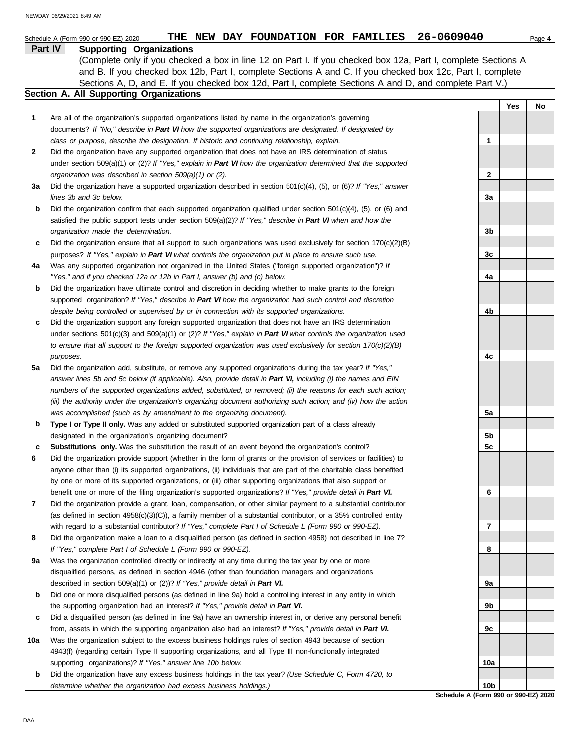Schedule A (Form 990 or 990-EZ) 2020 THE NEW DAY FOUNDATION FOR FAMILIES 26-0609040

## Part IV Supporting Organizations

(Complete only if you checked a box in line 12 on Part I. If you checked box 12a, Part I, complete Sections A and B. If you checked box 12b, Part I, complete Sections A and C. If you checked box 12c, Part I, complete Sections A, D, and E. If you checked box 12d, Part I, complete Sections A and D, and complete Part V.)

### Section A. All Supporting Organizations

| | | | Yes | No |
|---|---|---|---|---|
| **1** | Are all of the organization's supported organizations listed by name in the organization's governing documents? *If "No," describe in **Part VI** how the supported organizations are designated. If designated by class or purpose, describe the designation. If historic and continuing relationship, explain.* | 1 | | |
| **2** | Did the organization have any supported organization that does not have an IRS determination of status under section 509(a)(1) or (2)? *If "Yes," explain in **Part VI** how the organization determined that the supported organization was described in section 509(a)(1) or (2).* | 2 | | |
| **3a** | Did the organization have a supported organization described in section 501(c)(4), (5), or (6)? *If "Yes," answer lines 3b and 3c below.* | 3a | | |
| **b** | Did the organization confirm that each supported organization qualified under section 501(c)(4), (5), or (6) and satisfied the public support tests under section 509(a)(2)? *If "Yes," describe in **Part VI** when and how the organization made the determination.* | 3b | | |
| **c** | Did the organization ensure that all support to such organizations was used exclusively for section 170(c)(2)(B) purposes? *If "Yes," explain in **Part VI** what controls the organization put in place to ensure such use.* | 3c | | |
| **4a** | Was any supported organization not organized in the United States ("foreign supported organization")? *If "Yes," and if you checked 12a or 12b in Part I, answer (b) and (c) below.* | 4a | | |
| **b** | Did the organization have ultimate control and discretion in deciding whether to make grants to the foreign supported organization? *If "Yes," describe in **Part VI** how the organization had such control and discretion despite being controlled or supervised by or in connection with its supported organizations.* | 4b | | |
| **c** | Did the organization support any foreign supported organization that does not have an IRS determination under sections 501(c)(3) and 509(a)(1) or (2)? *If "Yes," explain in **Part VI** what controls the organization used to ensure that all support to the foreign supported organization was used exclusively for section 170(c)(2)(B) purposes.* | 4c | | |
| **5a** | Did the organization add, substitute, or remove any supported organizations during the tax year? *If "Yes," answer lines 5b and 5c below (if applicable). Also, provide detail in **Part VI,** including (i) the names and EIN numbers of the supported organizations added, substituted, or removed; (ii) the reasons for each such action; (iii) the authority under the organization's organizing document authorizing such action; and (iv) how the action was accomplished (such as by amendment to the organizing document).* | 5a | | |
| **b** | **Type I or Type II only.** Was any added or substituted supported organization part of a class already designated in the organization's organizing document? | 5b | | |
| **c** | **Substitutions only.** Was the substitution the result of an event beyond the organization's control? | 5c | | |
| **6** | Did the organization provide support (whether in the form of grants or the provision of services or facilities) to anyone other than (i) its supported organizations, (ii) individuals that are part of the charitable class benefited by one or more of its supported organizations, or (iii) other supporting organizations that also support or benefit one or more of the filing organization's supported organizations? *If "Yes," provide detail in **Part VI.*** | 6 | | |
| **7** | Did the organization provide a grant, loan, compensation, or other similar payment to a substantial contributor (as defined in section 4958(c)(3)(C)), a family member of a substantial contributor, or a 35% controlled entity with regard to a substantial contributor? *If "Yes," complete Part I of Schedule L (Form 990 or 990-EZ).* | 7 | | |
| **8** | Did the organization make a loan to a disqualified person (as defined in section 4958) not described in line 7? *If "Yes," complete Part I of Schedule L (Form 990 or 990-EZ).* | 8 | | |
| **9a** | Was the organization controlled directly or indirectly at any time during the tax year by one or more disqualified persons, as defined in section 4946 (other than foundation managers and organizations described in section 509(a)(1) or (2))? *If "Yes," provide detail in **Part VI.*** | 9a | | |
| **b** | Did one or more disqualified persons (as defined in line 9a) hold a controlling interest in any entity in which the supporting organization had an interest? *If "Yes," provide detail in **Part VI.*** | 9b | | |
| **c** | Did a disqualified person (as defined in line 9a) have an ownership interest in, or derive any personal benefit from, assets in which the supporting organization also had an interest? *If "Yes," provide detail in **Part VI.*** | 9c | | |
| **10a** | Was the organization subject to the excess business holdings rules of section 4943 because of section 4943(f) (regarding certain Type II supporting organizations, and all Type III non-functionally integrated supporting organizations)? *If "Yes," answer line 10b below.* | 10a | | |
| **b** | Did the organization have any excess business holdings in the tax year? *(Use Schedule C, Form 4720, to determine whether the organization had excess business holdings.)* | 10b | | |

**Schedule A (Form 990 or 990-EZ) 2020**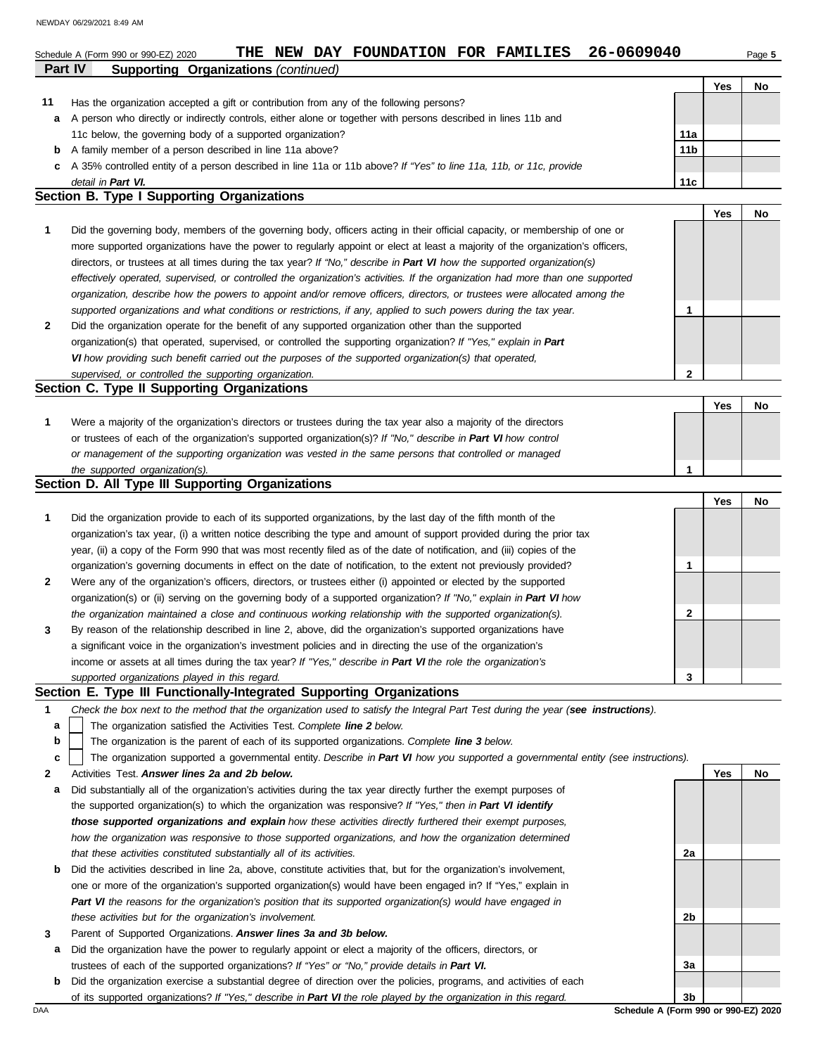Schedule A (Form 990 or 990-EZ) 2020 **THE NEW DAY FOUNDATION FOR FAMILIES 26-0609040**

**Part IV Supporting Organizations** *(continued)*

| | | | Yes | No |
|---|---|---|---|---|
| **11** | Has the organization accepted a gift or contribution from any of the following persons? | | | |
| **a** | A person who directly or indirectly controls, either alone or together with persons described in lines 11b and 11c below, the governing body of a supported organization? | **11a** | | |
| **b** | A family member of a person described in line 11a above? | **11b** | | |
| **c** | A 35% controlled entity of a person described in line 11a or 11b above? *If "Yes" to line 11a, 11b, or 11c, provide detail in* ***Part VI.*** | **11c** | | |

## Section B. Type I Supporting Organizations

| | | | Yes | No |
|---|---|---|---|---|
| **1** | Did the governing body, members of the governing body, officers acting in their official capacity, or membership of one or more supported organizations have the power to regularly appoint or elect at least a majority of the organization's officers, directors, or trustees at all times during the tax year? *If "No," describe in* ***Part VI*** *how the supported organization(s) effectively operated, supervised, or controlled the organization's activities. If the organization had more than one supported organization, describe how the powers to appoint and/or remove officers, directors, or trustees were allocated among the supported organizations and what conditions or restrictions, if any, applied to such powers during the tax year.* | **1** | | |
| **2** | Did the organization operate for the benefit of any supported organization other than the supported organization(s) that operated, supervised, or controlled the supporting organization? *If "Yes," explain in* ***Part VI*** *how providing such benefit carried out the purposes of the supported organization(s) that operated, supervised, or controlled the supporting organization.* | **2** | | |

## Section C. Type II Supporting Organizations

| | | | Yes | No |
|---|---|---|---|---|
| **1** | Were a majority of the organization's directors or trustees during the tax year also a majority of the directors or trustees of each of the organization's supported organization(s)? *If "No," describe in* ***Part VI*** *how control or management of the supporting organization was vested in the same persons that controlled or managed the supported organization(s).* | **1** | | |

## Section D. All Type III Supporting Organizations

| | | | Yes | No |
|---|---|---|---|---|
| **1** | Did the organization provide to each of its supported organizations, by the last day of the fifth month of the organization's tax year, (i) a written notice describing the type and amount of support provided during the prior tax year, (ii) a copy of the Form 990 that was most recently filed as of the date of notification, and (iii) copies of the organization's governing documents in effect on the date of notification, to the extent not previously provided? | **1** | | |
| **2** | Were any of the organization's officers, directors, or trustees either (i) appointed or elected by the supported organization(s) or (ii) serving on the governing body of a supported organization? *If "No," explain in* ***Part VI*** *how the organization maintained a close and continuous working relationship with the supported organization(s).* | **2** | | |
| **3** | By reason of the relationship described in line 2, above, did the organization's supported organizations have a significant voice in the organization's investment policies and in directing the use of the organization's income or assets at all times during the tax year? *If "Yes," describe in* ***Part VI*** *the role the organization's supported organizations played in this regard.* | **3** | | |

## Section E. Type III Functionally-Integrated Supporting Organizations

**1** *Check the box next to the method that the organization used to satisfy the Integral Part Test during the year (****see instructions****).*

- **a** ☐ The organization satisfied the Activities Test. *Complete* ***line 2*** *below.*
- **b** ☐ The organization is the parent of each of its supported organizations. *Complete* ***line 3*** *below.*
- **c** ☐ The organization supported a governmental entity. *Describe in* ***Part VI*** *how you supported a governmental entity (see instructions).*

| | | | Yes | No |
|---|---|---|---|---|
| **2** | Activities Test. ***Answer lines 2a and 2b below.*** | | | |
| **a** | Did substantially all of the organization's activities during the tax year directly further the exempt purposes of the supported organization(s) to which the organization was responsive? *If "Yes," then in* ***Part VI identify those supported organizations and explain*** *how these activities directly furthered their exempt purposes, how the organization was responsive to those supported organizations, and how the organization determined that these activities constituted substantially all of its activities.* | **2a** | | |
| **b** | Did the activities described in line 2a, above, constitute activities that, but for the organization's involvement, one or more of the organization's supported organization(s) would have been engaged in? If "Yes," explain in ***Part VI*** *the reasons for the organization's position that its supported organization(s) would have engaged in these activities but for the organization's involvement.* | **2b** | | |
| **3** | Parent of Supported Organizations. ***Answer lines 3a and 3b below.*** | | | |
| **a** | Did the organization have the power to regularly appoint or elect a majority of the officers, directors, or trustees of each of the supported organizations? ***If "Yes" or "No," provide details in Part VI.*** | **3a** | | |
| **b** | Did the organization exercise a substantial degree of direction over the policies, programs, and activities of each of its supported organizations? *If "Yes," describe in* ***Part VI*** *the role played by the organization in this regard.* | **3b** | | |

**Schedule A (Form 990 or 990-EZ) 2020**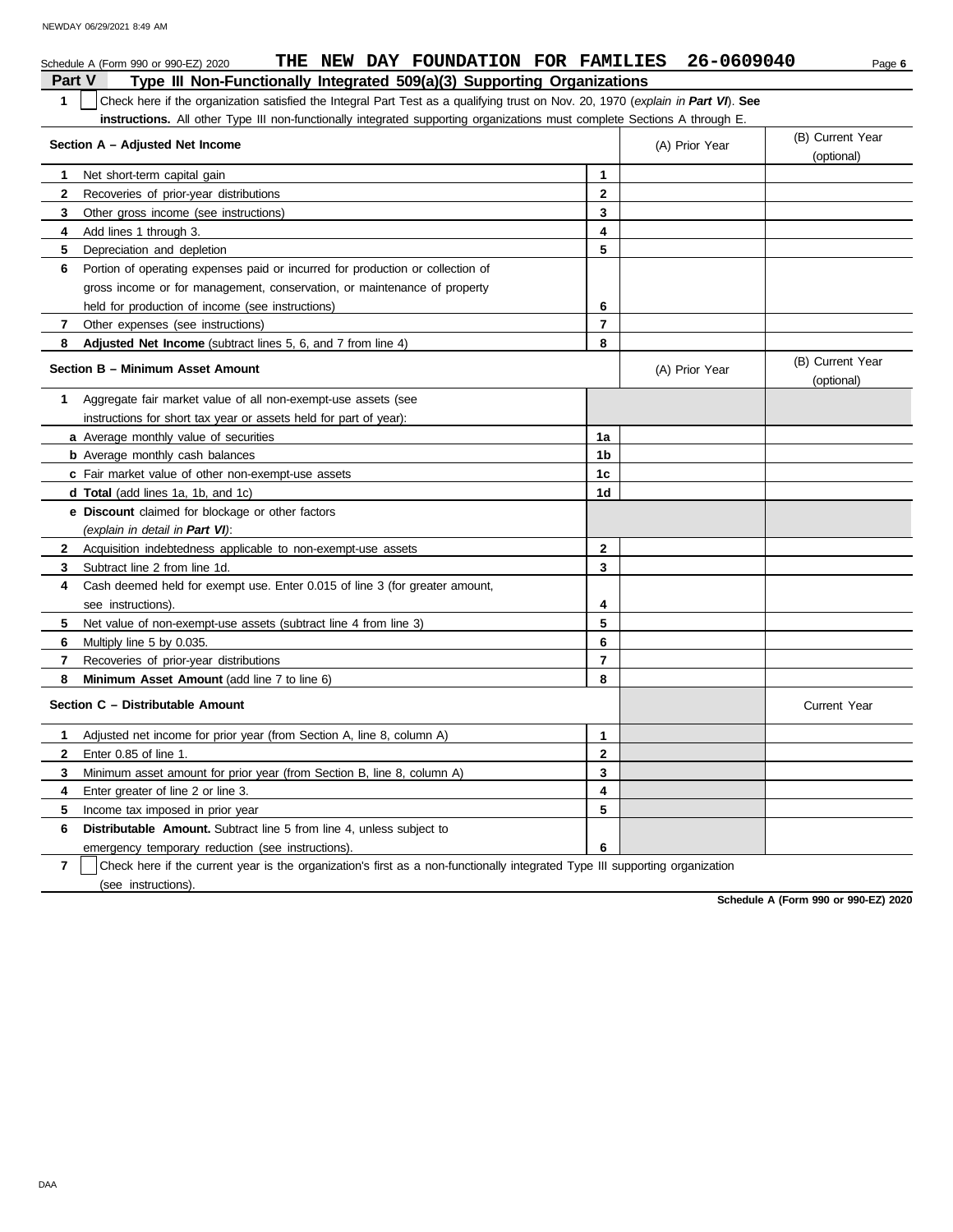Schedule A (Form 990 or 990-EZ) 2020 **THE NEW DAY FOUNDATION FOR FAMILIES 26-0609040**

## Part V Type III Non-Functionally Integrated 509(a)(3) Supporting Organizations

**1** ☐ Check here if the organization satisfied the Integral Part Test as a qualifying trust on Nov. 20, 1970 (*explain in* ***Part VI***). **See instructions.** All other Type III non-functionally integrated supporting organizations must complete Sections A through E.

| **Section A – Adjusted Net Income** | | (A) Prior Year | (B) Current Year (optional) |
|---|---|---|---|
| **1** Net short-term capital gain | **1** | | |
| **2** Recoveries of prior-year distributions | **2** | | |
| **3** Other gross income (see instructions) | **3** | | |
| **4** Add lines 1 through 3. | **4** | | |
| **5** Depreciation and depletion | **5** | | |
| **6** Portion of operating expenses paid or incurred for production or collection of gross income or for management, conservation, or maintenance of property held for production of income (see instructions) | **6** | | |
| **7** Other expenses (see instructions) | **7** | | |
| **8** **Adjusted Net Income** (subtract lines 5, 6, and 7 from line 4) | **8** | | |

| **Section B – Minimum Asset Amount** | | (A) Prior Year | (B) Current Year (optional) |
|---|---|---|---|
| **1** Aggregate fair market value of all non-exempt-use assets (see instructions for short tax year or assets held for part of year): | | | |
| **a** Average monthly value of securities | **1a** | | |
| **b** Average monthly cash balances | **1b** | | |
| **c** Fair market value of other non-exempt-use assets | **1c** | | |
| **d Total** (add lines 1a, 1b, and 1c) | **1d** | | |
| **e Discount** claimed for blockage or other factors (*explain in detail in* ***Part VI***): | | | |
| **2** Acquisition indebtedness applicable to non-exempt-use assets | **2** | | |
| **3** Subtract line 2 from line 1d. | **3** | | |
| **4** Cash deemed held for exempt use. Enter 0.015 of line 3 (for greater amount, see instructions). | **4** | | |
| **5** Net value of non-exempt-use assets (subtract line 4 from line 3) | **5** | | |
| **6** Multiply line 5 by 0.035. | **6** | | |
| **7** Recoveries of prior-year distributions | **7** | | |
| **8** **Minimum Asset Amount** (add line 7 to line 6) | **8** | | |

| **Section C – Distributable Amount** | | | Current Year |
|---|---|---|---|
| **1** Adjusted net income for prior year (from Section A, line 8, column A) | **1** | | |
| **2** Enter 0.85 of line 1. | **2** | | |
| **3** Minimum asset amount for prior year (from Section B, line 8, column A) | **3** | | |
| **4** Enter greater of line 2 or line 3. | **4** | | |
| **5** Income tax imposed in prior year | **5** | | |
| **6** **Distributable Amount.** Subtract line 5 from line 4, unless subject to emergency temporary reduction (see instructions). | **6** | | |

**7** ☐ Check here if the current year is the organization's first as a non-functionally integrated Type III supporting organization (see instructions).

**Schedule A (Form 990 or 990-EZ) 2020**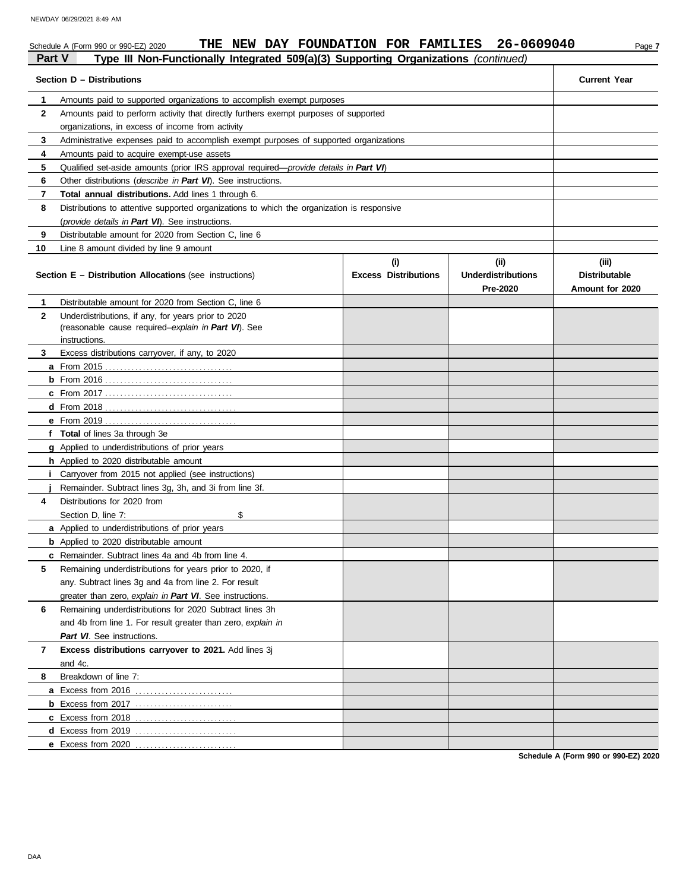Schedule A (Form 990 or 990-EZ) 2020 **THE NEW DAY FOUNDATION FOR FAMILIES 26-0609040**

## Part V Type III Non-Functionally Integrated 509(a)(3) Supporting Organizations *(continued)*

| | Section D – Distributions | Current Year |
|---|---|---|
| 1 | Amounts paid to supported organizations to accomplish exempt purposes | |
| 2 | Amounts paid to perform activity that directly furthers exempt purposes of supported organizations, in excess of income from activity | |
| 3 | Administrative expenses paid to accomplish exempt purposes of supported organizations | |
| 4 | Amounts paid to acquire exempt-use assets | |
| 5 | Qualified set-aside amounts (prior IRS approval required—*provide details in* ***Part VI***) | |
| 6 | Other distributions (*describe in* ***Part VI***). See instructions. | |
| 7 | **Total annual distributions.** Add lines 1 through 6. | |
| 8 | Distributions to attentive supported organizations to which the organization is responsive (*provide details in* ***Part VI***). See instructions. | |
| 9 | Distributable amount for 2020 from Section C, line 6 | |
| 10 | Line 8 amount divided by line 9 amount | |

| | Section E – Distribution Allocations (see instructions) | (i) Excess Distributions | (ii) Underdistributions Pre-2020 | (iii) Distributable Amount for 2020 |
|---|---|---|---|---|
| 1 | Distributable amount for 2020 from Section C, line 6 | | | |
| 2 | Underdistributions, if any, for years prior to 2020 (reasonable cause required–*explain in* ***Part VI***). See instructions. | | | |
| 3 | Excess distributions carryover, if any, to 2020 | | | |
| a | From 2015 | | | |
| b | From 2016 | | | |
| c | From 2017 | | | |
| d | From 2018 | | | |
| e | From 2019 | | | |
| f | **Total** of lines 3a through 3e | | | |
| g | Applied to underdistributions of prior years | | | |
| h | Applied to 2020 distributable amount | | | |
| i | Carryover from 2015 not applied (see instructions) | | | |
| j | Remainder. Subtract lines 3g, 3h, and 3i from line 3f. | | | |
| 4 | Distributions for 2020 from Section D, line 7: $ | | | |
| a | Applied to underdistributions of prior years | | | |
| b | Applied to 2020 distributable amount | | | |
| c | Remainder. Subtract lines 4a and 4b from line 4. | | | |
| 5 | Remaining underdistributions for years prior to 2020, if any. Subtract lines 3g and 4a from line 2. For result greater than zero, *explain in* ***Part VI***. See instructions. | | | |
| 6 | Remaining underdistributions for 2020 Subtract lines 3h and 4b from line 1. For result greater than zero, *explain in* ***Part VI***. See instructions. | | | |
| 7 | **Excess distributions carryover to 2021.** Add lines 3j and 4c. | | | |
| 8 | Breakdown of line 7: | | | |
| a | Excess from 2016 | | | |
| b | Excess from 2017 | | | |
| c | Excess from 2018 | | | |
| d | Excess from 2019 | | | |
| e | Excess from 2020 | | | |

**Schedule A (Form 990 or 990-EZ) 2020**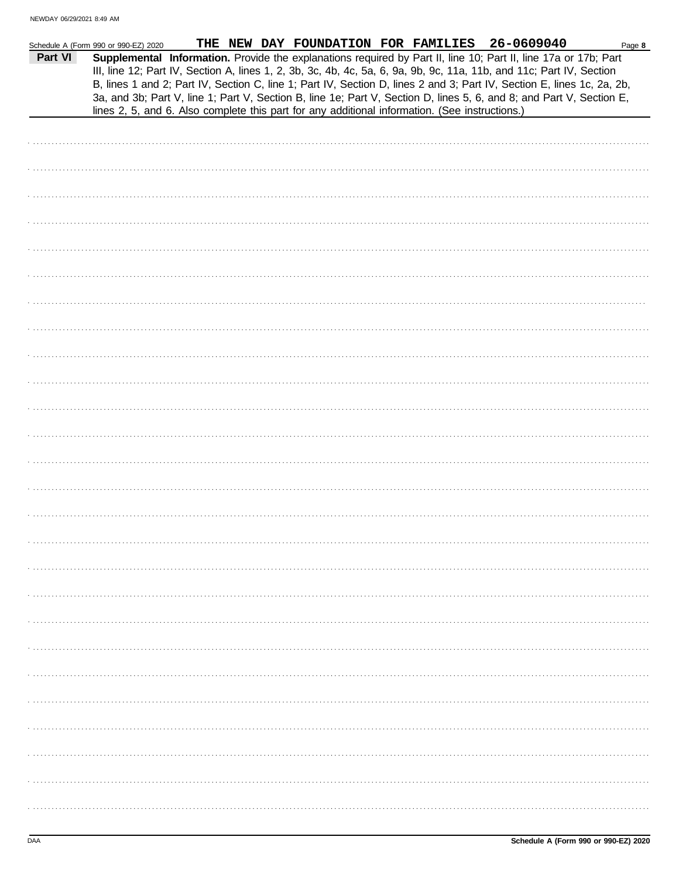Schedule A (Form 990 or 990-EZ) 2020 THE NEW DAY FOUNDATION FOR FAMILIES 26-0609040 Page **8**

**Part VI** **Supplemental Information.** Provide the explanations required by Part II, line 10; Part II, line 17a or 17b; Part III, line 12; Part IV, Section A, lines 1, 2, 3b, 3c, 4b, 4c, 5a, 6, 9a, 9b, 9c, 11a, 11b, and 11c; Part IV, Section B, lines 1 and 2; Part IV, Section C, line 1; Part IV, Section D, lines 2 and 3; Part IV, Section E, lines 1c, 2a, 2b, 3a, and 3b; Part V, line 1; Part V, Section B, line 1e; Part V, Section D, lines 5, 6, and 8; and Part V, Section E, lines 2, 5, and 6. Also complete this part for any additional information. (See instructions.)

Schedule A (Form 990 or 990-EZ) 2020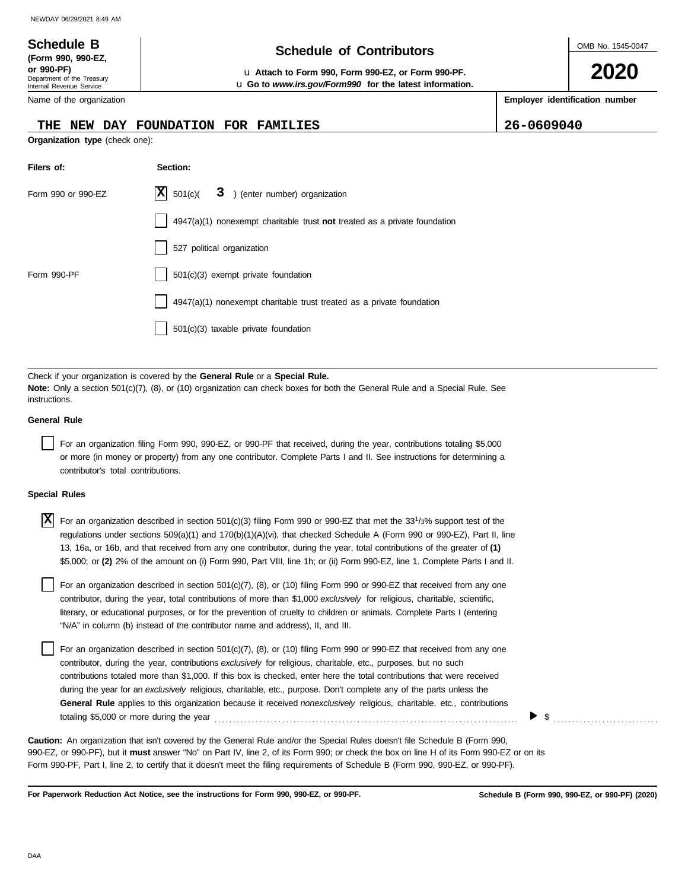**Schedule B** (Form 990, 990-EZ, or 990-PF)
Department of the Treasury
Internal Revenue Service

# Schedule of Contributors

u **Attach to Form 990, Form 990-EZ, or Form 990-PF.**
u **Go to *www.irs.gov/Form990* for the latest information.**

OMB No. 1545-0047

**2020**

Name of the organization: **THE NEW DAY FOUNDATION FOR FAMILIES**

**Employer identification number:** 26-0609040

**Organization type** (check one):

| Filers of: | Section: |
|---|---|
| Form 990 or 990-EZ | [X] 501(c)( 3 ) (enter number) organization |
| | [ ] 4947(a)(1) nonexempt charitable trust **not** treated as a private foundation |
| | [ ] 527 political organization |
| Form 990-PF | [ ] 501(c)(3) exempt private foundation |
| | [ ] 4947(a)(1) nonexempt charitable trust treated as a private foundation |
| | [ ] 501(c)(3) taxable private foundation |

Check if your organization is covered by the **General Rule** or a **Special Rule.**
**Note:** Only a section 501(c)(7), (8), or (10) organization can check boxes for both the General Rule and a Special Rule. See instructions.

**General Rule**

[ ] For an organization filing Form 990, 990-EZ, or 990-PF that received, during the year, contributions totaling $5,000 or more (in money or property) from any one contributor. Complete Parts I and II. See instructions for determining a contributor's total contributions.

**Special Rules**

[X] For an organization described in section 501(c)(3) filing Form 990 or 990-EZ that met the 33 1/3% support test of the regulations under sections 509(a)(1) and 170(b)(1)(A)(vi), that checked Schedule A (Form 990 or 990-EZ), Part II, line 13, 16a, or 16b, and that received from any one contributor, during the year, total contributions of the greater of **(1)** $5,000; or **(2)** 2% of the amount on (i) Form 990, Part VIII, line 1h; or (ii) Form 990-EZ, line 1. Complete Parts I and II.

[ ] For an organization described in section 501(c)(7), (8), or (10) filing Form 990 or 990-EZ that received from any one contributor, during the year, total contributions of more than $1,000 *exclusively* for religious, charitable, scientific, literary, or educational purposes, or for the prevention of cruelty to children or animals. Complete Parts I (entering "N/A" in column (b) instead of the contributor name and address), II, and III.

[ ] For an organization described in section 501(c)(7), (8), or (10) filing Form 990 or 990-EZ that received from any one contributor, during the year, contributions *exclusively* for religious, charitable, etc., purposes, but no such contributions totaled more than $1,000. If this box is checked, enter here the total contributions that were received during the year for an *exclusively* religious, charitable, etc., purpose. Don't complete any of the parts unless the **General Rule** applies to this organization because it received *nonexclusively* religious, charitable, etc., contributions totaling $5,000 or more during the year ▶ $ ..........

**Caution:** An organization that isn't covered by the General Rule and/or the Special Rules doesn't file Schedule B (Form 990, 990-EZ, or 990-PF), but it **must** answer "No" on Part IV, line 2, of its Form 990; or check the box on line H of its Form 990-EZ or on its Form 990-PF, Part I, line 2, to certify that it doesn't meet the filing requirements of Schedule B (Form 990, 990-EZ, or 990-PF).

**For Paperwork Reduction Act Notice, see the instructions for Form 990, 990-EZ, or 990-PF.**

**Schedule B (Form 990, 990-EZ, or 990-PF) (2020)**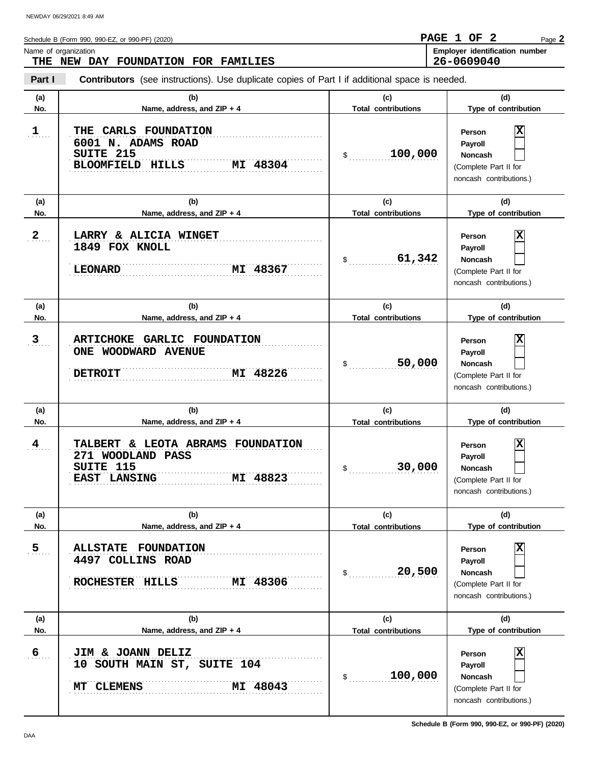Schedule B (Form 990, 990-EZ, or 990-PF) (2020)

Name of organization: **THE NEW DAY FOUNDATION FOR FAMILIES**

Employer identification number: **26-0609040**

**Part I** **Contributors** (see instructions). Use duplicate copies of Part I if additional space is needed.

| (a) No. | (b) Name, address, and ZIP + 4 | (c) Total contributions | (d) Type of contribution |
|---|---|---|---|
| 1 | THE CARLS FOUNDATION<br>6001 N. ADAMS ROAD<br>SUITE 215<br>BLOOMFIELD HILLS MI 48304 | $ 100,000 | Person [X]<br>Payroll [ ]<br>Noncash [ ]<br>(Complete Part II for noncash contributions.) |
| 2 | LARRY & ALICIA WINGET<br>1849 FOX KNOLL<br>LEONARD MI 48367 | $ 61,342 | Person [X]<br>Payroll [ ]<br>Noncash [ ]<br>(Complete Part II for noncash contributions.) |
| 3 | ARTICHOKE GARLIC FOUNDATION<br>ONE WOODWARD AVENUE<br>DETROIT MI 48226 | $ 50,000 | Person [X]<br>Payroll [ ]<br>Noncash [ ]<br>(Complete Part II for noncash contributions.) |
| 4 | TALBERT & LEOTA ABRAMS FOUNDATION<br>271 WOODLAND PASS<br>SUITE 115<br>EAST LANSING MI 48823 | $ 30,000 | Person [X]<br>Payroll [ ]<br>Noncash [ ]<br>(Complete Part II for noncash contributions.) |
| 5 | ALLSTATE FOUNDATION<br>4497 COLLINS ROAD<br>ROCHESTER HILLS MI 48306 | $ 20,500 | Person [X]<br>Payroll [ ]<br>Noncash [ ]<br>(Complete Part II for noncash contributions.) |
| 6 | JIM & JOANN DELIZ<br>10 SOUTH MAIN ST, SUITE 104<br>MT CLEMENS MI 48043 | $ 100,000 | Person [X]<br>Payroll [ ]<br>Noncash [ ]<br>(Complete Part II for noncash contributions.) |

Schedule B (Form 990, 990-EZ, or 990-PF) (2020)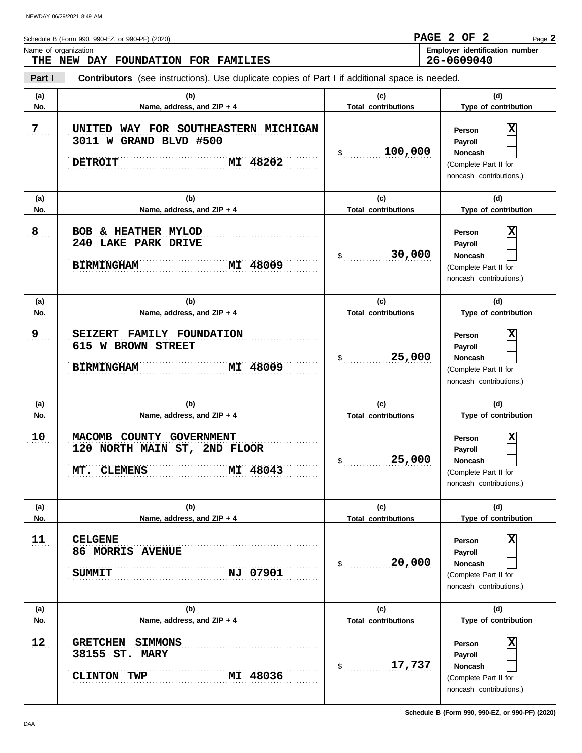Schedule B (Form 990, 990-EZ, or 990-PF) (2020)

**PAGE 2 OF 2**

Name of organization: **THE NEW DAY FOUNDATION FOR FAMILIES**

Employer identification number: **26-0609040**

**Part I** **Contributors** (see instructions). Use duplicate copies of Part I if additional space is needed.

| (a) No. | (b) Name, address, and ZIP + 4 | (c) Total contributions | (d) Type of contribution |
|---|---|---|---|
| 7 | UNITED WAY FOR SOUTHEASTERN MICHIGAN<br>3011 W GRAND BLVD #500<br>DETROIT MI 48202 | $ 100,000 | Person [X]<br>Payroll [ ]<br>Noncash [ ]<br>(Complete Part II for noncash contributions.) |
| 8 | BOB & HEATHER MYLOD<br>240 LAKE PARK DRIVE<br>BIRMINGHAM MI 48009 | $ 30,000 | Person [X]<br>Payroll [ ]<br>Noncash [ ]<br>(Complete Part II for noncash contributions.) |
| 9 | SEIZERT FAMILY FOUNDATION<br>615 W BROWN STREET<br>BIRMINGHAM MI 48009 | $ 25,000 | Person [X]<br>Payroll [ ]<br>Noncash [ ]<br>(Complete Part II for noncash contributions.) |
| 10 | MACOMB COUNTY GOVERNMENT<br>120 NORTH MAIN ST, 2ND FLOOR<br>MT. CLEMENS MI 48043 | $ 25,000 | Person [X]<br>Payroll [ ]<br>Noncash [ ]<br>(Complete Part II for noncash contributions.) |
| 11 | CELGENE<br>86 MORRIS AVENUE<br>SUMMIT NJ 07901 | $ 20,000 | Person [X]<br>Payroll [ ]<br>Noncash [ ]<br>(Complete Part II for noncash contributions.) |
| 12 | GRETCHEN SIMMONS<br>38155 ST. MARY<br>CLINTON TWP MI 48036 | $ 17,737 | Person [X]<br>Payroll [ ]<br>Noncash [ ]<br>(Complete Part II for noncash contributions.) |

Schedule B (Form 990, 990-EZ, or 990-PF) (2020)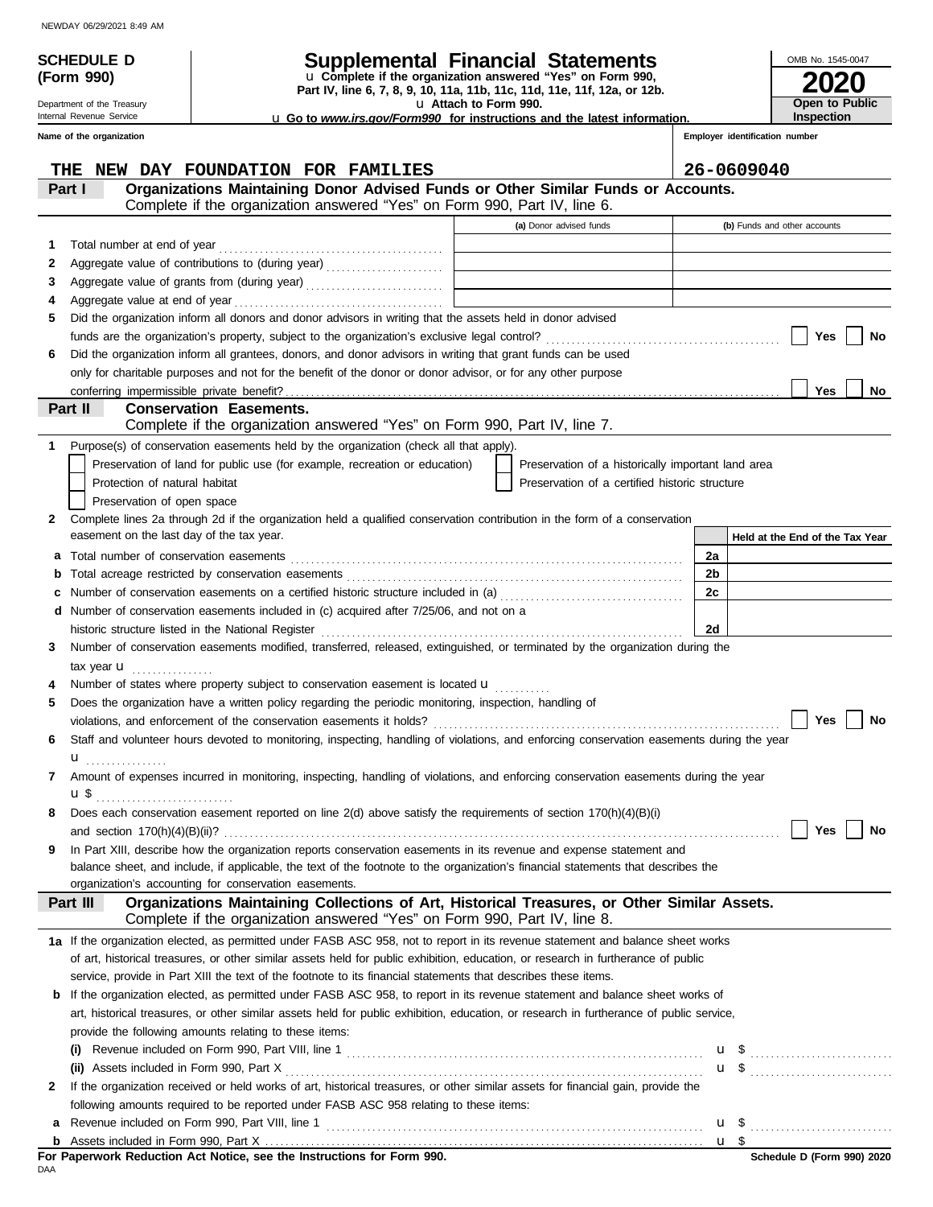**SCHEDULE D**
**(Form 990)**

Department of the Treasury
Internal Revenue Service

# Supplemental Financial Statements

u **Complete if the organization answered "Yes" on Form 990, Part IV, line 6, 7, 8, 9, 10, 11a, 11b, 11c, 11d, 11e, 11f, 12a, or 12b.**
u **Attach to Form 990.**
u **Go to *www.irs.gov/Form990* for instructions and the latest information.**

OMB No. 1545-0047
**2020**
**Open to Public Inspection**

**Name of the organization:** THE NEW DAY FOUNDATION FOR FAMILIES
**Employer identification number:** 26-0609040

## Part I — Organizations Maintaining Donor Advised Funds or Other Similar Funds or Accounts.
Complete if the organization answered "Yes" on Form 990, Part IV, line 6.

| | | (a) Donor advised funds | (b) Funds and other accounts |
|---|---|---|---|
| 1 | Total number at end of year | | |
| 2 | Aggregate value of contributions to (during year) | | |
| 3 | Aggregate value of grants from (during year) | | |
| 4 | Aggregate value at end of year | | |

5 Did the organization inform all donors and donor advisors in writing that the assets held in donor advised funds are the organization's property, subject to the organization's exclusive legal control? ☐ Yes ☐ No

6 Did the organization inform all grantees, donors, and donor advisors in writing that grant funds can be used only for charitable purposes and not for the benefit of the donor or donor advisor, or for any other purpose conferring impermissible private benefit? ☐ Yes ☐ No

## Part II — Conservation Easements.
Complete if the organization answered "Yes" on Form 990, Part IV, line 7.

1 Purpose(s) of conservation easements held by the organization (check all that apply).

- ☐ Preservation of land for public use (for example, recreation or education)
- ☐ Preservation of a historically important land area
- ☐ Protection of natural habitat
- ☐ Preservation of a certified historic structure
- ☐ Preservation of open space

2 Complete lines 2a through 2d if the organization held a qualified conservation contribution in the form of a conservation easement on the last day of the tax year.

| | | | Held at the End of the Tax Year |
|---|---|---|---|
| a | Total number of conservation easements | 2a | |
| b | Total acreage restricted by conservation easements | 2b | |
| c | Number of conservation easements on a certified historic structure included in (a) | 2c | |
| d | Number of conservation easements included in (c) acquired after 7/25/06, and not on a historic structure listed in the National Register | 2d | |

3 Number of conservation easements modified, transferred, released, extinguished, or terminated by the organization during the tax year u

4 Number of states where property subject to conservation easement is located u

5 Does the organization have a written policy regarding the periodic monitoring, inspection, handling of violations, and enforcement of the conservation easements it holds? ☐ Yes ☐ No

6 Staff and volunteer hours devoted to monitoring, inspecting, handling of violations, and enforcing conservation easements during the year u

7 Amount of expenses incurred in monitoring, inspecting, handling of violations, and enforcing conservation easements during the year u $

8 Does each conservation easement reported on line 2(d) above satisfy the requirements of section 170(h)(4)(B)(i) and section 170(h)(4)(B)(ii)? ☐ Yes ☐ No

9 In Part XIII, describe how the organization reports conservation easements in its revenue and expense statement and balance sheet, and include, if applicable, the text of the footnote to the organization's financial statements that describes the organization's accounting for conservation easements.

## Part III — Organizations Maintaining Collections of Art, Historical Treasures, or Other Similar Assets.
Complete if the organization answered "Yes" on Form 990, Part IV, line 8.

1a If the organization elected, as permitted under FASB ASC 958, not to report in its revenue statement and balance sheet works of art, historical treasures, or other similar assets held for public exhibition, education, or research in furtherance of public service, provide in Part XIII the text of the footnote to its financial statements that describes these items.

b If the organization elected, as permitted under FASB ASC 958, to report in its revenue statement and balance sheet works of art, historical treasures, or other similar assets held for public exhibition, education, or research in furtherance of public service, provide the following amounts relating to these items:

(i) Revenue included on Form 990, Part VIII, line 1 u $

(ii) Assets included in Form 990, Part X u $

2 If the organization received or held works of art, historical treasures, or other similar assets for financial gain, provide the following amounts required to be reported under FASB ASC 958 relating to these items:

a Revenue included on Form 990, Part VIII, line 1 u $

b Assets included in Form 990, Part X u $

**For Paperwork Reduction Act Notice, see the Instructions for Form 990.**
**Schedule D (Form 990) 2020**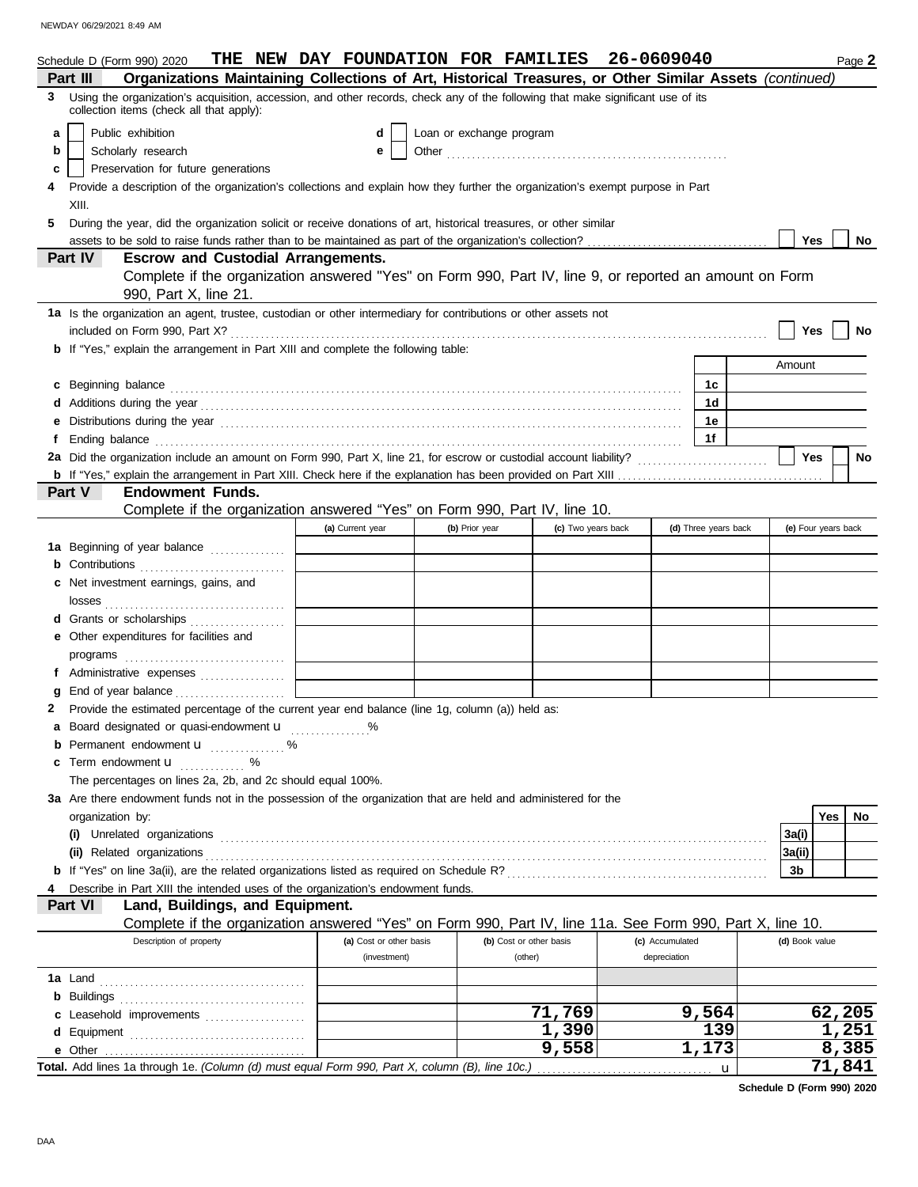Schedule D (Form 990) 2020 **THE NEW DAY FOUNDATION FOR FAMILIES 26-0609040** Page **2**

## Part III Organizations Maintaining Collections of Art, Historical Treasures, or Other Similar Assets *(continued)*

**3** Using the organization's acquisition, accession, and other records, check any of the following that make significant use of its collection items (check all that apply):

- **a** ☐ Public exhibition
- **b** ☐ Scholarly research
- **c** ☐ Preservation for future generations
- **d** ☐ Loan or exchange program
- **e** ☐ Other

**4** Provide a description of the organization's collections and explain how they further the organization's exempt purpose in Part XIII.

**5** During the year, did the organization solicit or receive donations of art, historical treasures, or other similar assets to be sold to raise funds rather than to be maintained as part of the organization's collection? ☐ Yes ☐ No

## Part IV Escrow and Custodial Arrangements.

Complete if the organization answered "Yes" on Form 990, Part IV, line 9, or reported an amount on Form 990, Part X, line 21.

**1a** Is the organization an agent, trustee, custodian or other intermediary for contributions or other assets not included on Form 990, Part X? ☐ Yes ☐ No

**b** If "Yes," explain the arrangement in Part XIII and complete the following table:

| | | Amount |
|---|---|---|
| **c** Beginning balance | 1c | |
| **d** Additions during the year | 1d | |
| **e** Distributions during the year | 1e | |
| **f** Ending balance | 1f | |

**2a** Did the organization include an amount on Form 990, Part X, line 21, for escrow or custodial account liability? ☐ Yes ☐ No

**b** If "Yes," explain the arrangement in Part XIII. Check here if the explanation has been provided on Part XIII ☐

## Part V Endowment Funds.

Complete if the organization answered "Yes" on Form 990, Part IV, line 10.

| | (a) Current year | (b) Prior year | (c) Two years back | (d) Three years back | (e) Four years back |
|---|---|---|---|---|---|
| **1a** Beginning of year balance | | | | | |
| **b** Contributions | | | | | |
| **c** Net investment earnings, gains, and losses | | | | | |
| **d** Grants or scholarships | | | | | |
| **e** Other expenditures for facilities and programs | | | | | |
| **f** Administrative expenses | | | | | |
| **g** End of year balance | | | | | |

**2** Provide the estimated percentage of the current year end balance (line 1g, column (a)) held as:

- **a** Board designated or quasi-endowment u ______ %
- **b** Permanent endowment u ______ %
- **c** Term endowment u ______ %

The percentages on lines 2a, 2b, and 2c should equal 100%.

**3a** Are there endowment funds not in the possession of the organization that are held and administered for the organization by:

| | | Yes | No |
|---|---|---|---|
| **(i)** Unrelated organizations | 3a(i) | | |
| **(ii)** Related organizations | 3a(ii) | | |
| **b** If "Yes" on line 3a(ii), are the related organizations listed as required on Schedule R? | 3b | | |

**4** Describe in Part XIII the intended uses of the organization's endowment funds.

## Part VI Land, Buildings, and Equipment.

Complete if the organization answered "Yes" on Form 990, Part IV, line 11a. See Form 990, Part X, line 10.

| Description of property | (a) Cost or other basis (investment) | (b) Cost or other basis (other) | (c) Accumulated depreciation | (d) Book value |
|---|---|---|---|---|
| **1a** Land | | | | |
| **b** Buildings | | | | |
| **c** Leasehold improvements | | 71,769 | 9,564 | 62,205 |
| **d** Equipment | | 1,390 | 139 | 1,251 |
| **e** Other | | 9,558 | 1,173 | 8,385 |
| **Total.** Add lines 1a through 1e. *(Column (d) must equal Form 990, Part X, column (B), line 10c.)* u | | | | 71,841 |

**Schedule D (Form 990) 2020**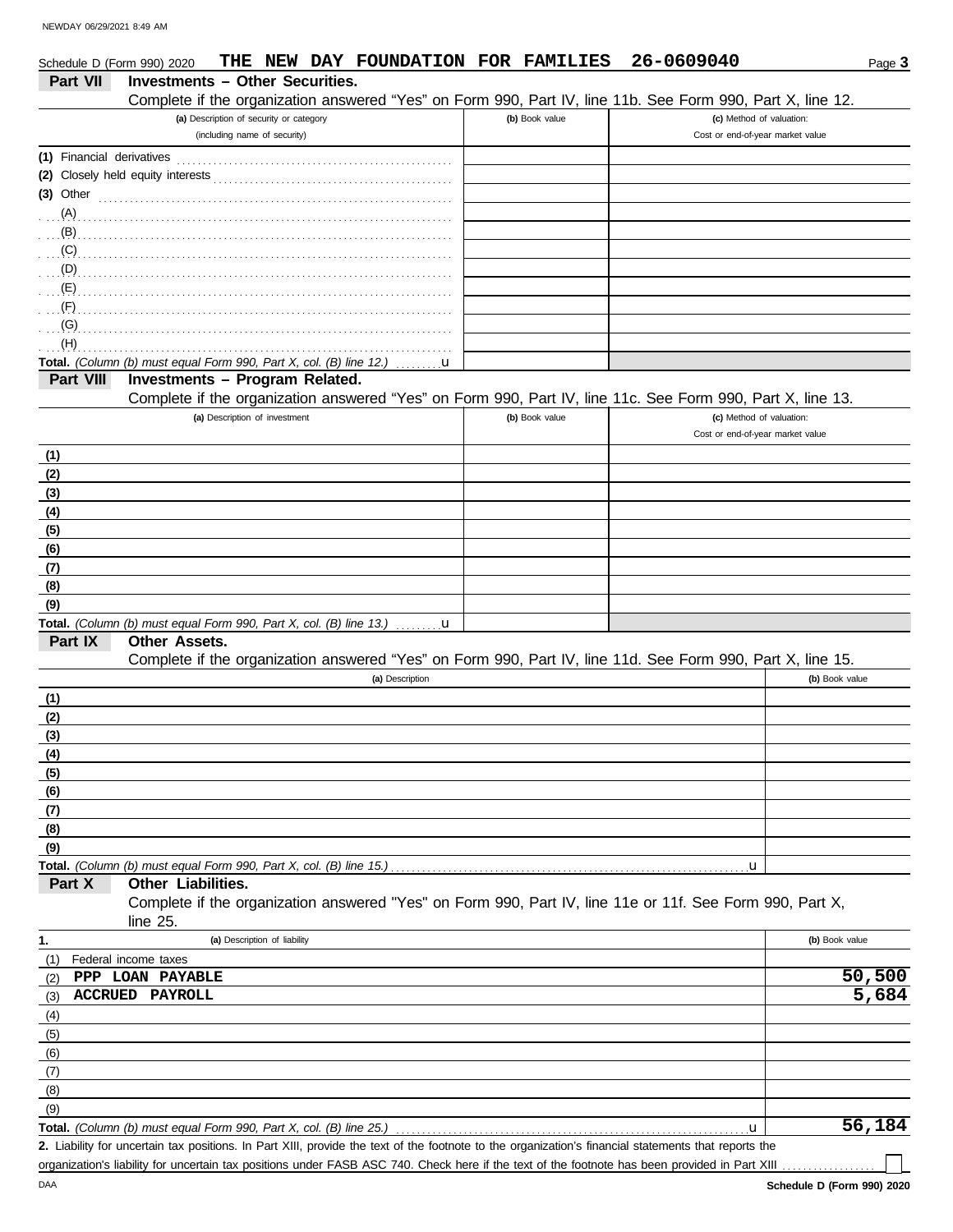Schedule D (Form 990) 2020 **THE NEW DAY FOUNDATION FOR FAMILIES 26-0609040**

## Part VII Investments – Other Securities.

Complete if the organization answered "Yes" on Form 990, Part IV, line 11b. See Form 990, Part X, line 12.

| (a) Description of security or category (including name of security) | (b) Book value | (c) Method of valuation: Cost or end-of-year market value |
|---|---|---|
| (1) Financial derivatives | | |
| (2) Closely held equity interests | | |
| (3) Other | | |
| (A) | | |
| (B) | | |
| (C) | | |
| (D) | | |
| (E) | | |
| (F) | | |
| (G) | | |
| (H) | | |
| **Total.** *(Column (b) must equal Form 990, Part X, col. (B) line 12.)* u | | |

## Part VIII Investments – Program Related.

Complete if the organization answered "Yes" on Form 990, Part IV, line 11c. See Form 990, Part X, line 13.

| (a) Description of investment | (b) Book value | (c) Method of valuation: Cost or end-of-year market value |
|---|---|---|
| (1) | | |
| (2) | | |
| (3) | | |
| (4) | | |
| (5) | | |
| (6) | | |
| (7) | | |
| (8) | | |
| (9) | | |
| **Total.** *(Column (b) must equal Form 990, Part X, col. (B) line 13.)* u | | |

## Part IX Other Assets.

Complete if the organization answered "Yes" on Form 990, Part IV, line 11d. See Form 990, Part X, line 15.

| (a) Description | (b) Book value |
|---|---|
| (1) | |
| (2) | |
| (3) | |
| (4) | |
| (5) | |
| (6) | |
| (7) | |
| (8) | |
| (9) | |
| **Total.** *(Column (b) must equal Form 990, Part X, col. (B) line 15.)* u | |

## Part X Other Liabilities.

Complete if the organization answered "Yes" on Form 990, Part IV, line 11e or 11f. See Form 990, Part X, line 25.

| 1. (a) Description of liability | (b) Book value |
|---|---|
| (1) Federal income taxes | |
| (2) PPP LOAN PAYABLE | 50,500 |
| (3) ACCRUED PAYROLL | 5,684 |
| (4) | |
| (5) | |
| (6) | |
| (7) | |
| (8) | |
| (9) | |
| **Total.** *(Column (b) must equal Form 990, Part X, col. (B) line 25.)* u | 56,184 |

**2.** Liability for uncertain tax positions. In Part XIII, provide the text of the footnote to the organization's financial statements that reports the organization's liability for uncertain tax positions under FASB ASC 740. Check here if the text of the footnote has been provided in Part XIII ☐

Schedule D (Form 990) 2020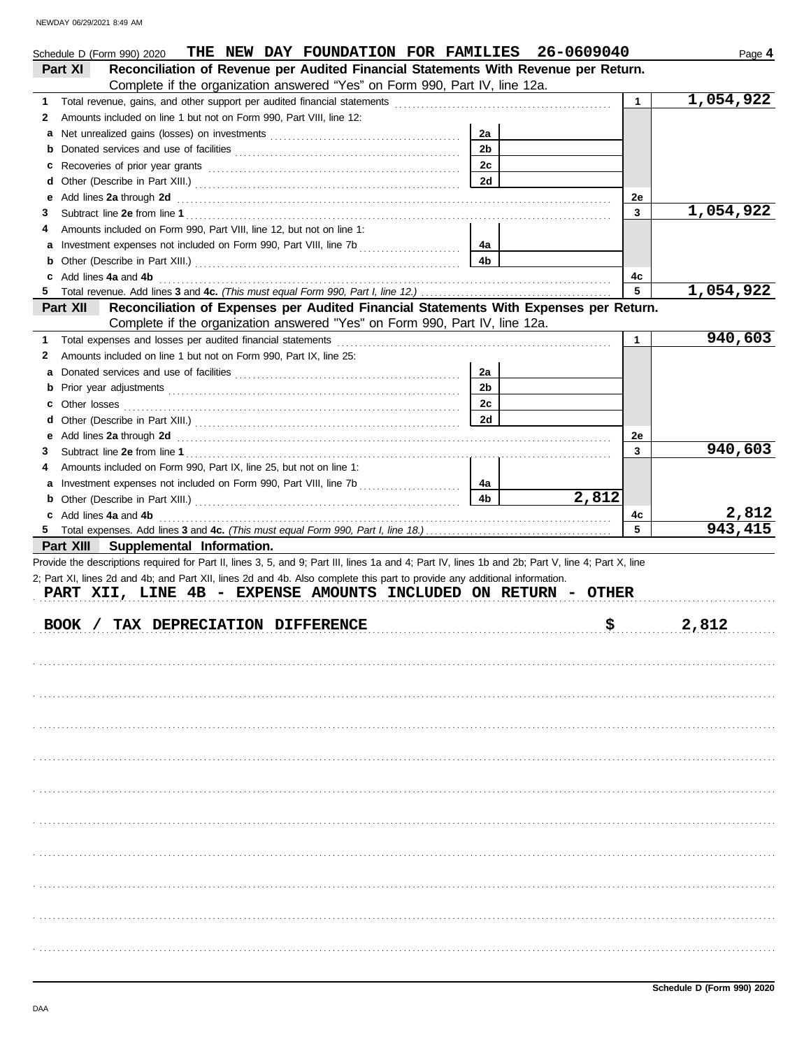Schedule D (Form 990) 2020 **THE NEW DAY FOUNDATION FOR FAMILIES 26-0609040** Page **4**

## Part XI Reconciliation of Revenue per Audited Financial Statements With Revenue per Return.

Complete if the organization answered "Yes" on Form 990, Part IV, line 12a.

| | | | | | |
|---|---|---|---|---|---|
| **1** | Total revenue, gains, and other support per audited financial statements | | | 1 | 1,054,922 |
| **2** | Amounts included on line 1 but not on Form 990, Part VIII, line 12: | | | | |
| **a** | Net unrealized gains (losses) on investments | 2a | | | |
| **b** | Donated services and use of facilities | 2b | | | |
| **c** | Recoveries of prior year grants | 2c | | | |
| **d** | Other (Describe in Part XIII.) | 2d | | | |
| **e** | Add lines **2a** through **2d** | | | 2e | |
| **3** | Subtract line **2e** from line **1** | | | 3 | 1,054,922 |
| **4** | Amounts included on Form 990, Part VIII, line 12, but not on line 1: | | | | |
| **a** | Investment expenses not included on Form 990, Part VIII, line 7b | 4a | | | |
| **b** | Other (Describe in Part XIII.) | 4b | | | |
| **c** | Add lines **4a** and **4b** | | | 4c | |
| **5** | Total revenue. Add lines **3** and **4c.** *(This must equal Form 990, Part I, line 12.)* | | | 5 | 1,054,922 |

## Part XII Reconciliation of Expenses per Audited Financial Statements With Expenses per Return.

Complete if the organization answered "Yes" on Form 990, Part IV, line 12a.

| | | | | | |
|---|---|---|---|---|---|
| **1** | Total expenses and losses per audited financial statements | | | 1 | 940,603 |
| **2** | Amounts included on line 1 but not on Form 990, Part IX, line 25: | | | | |
| **a** | Donated services and use of facilities | 2a | | | |
| **b** | Prior year adjustments | 2b | | | |
| **c** | Other losses | 2c | | | |
| **d** | Other (Describe in Part XIII.) | 2d | | | |
| **e** | Add lines **2a** through **2d** | | | 2e | |
| **3** | Subtract line **2e** from line **1** | | | 3 | 940,603 |
| **4** | Amounts included on Form 990, Part IX, line 25, but not on line 1: | | | | |
| **a** | Investment expenses not included on Form 990, Part VIII, line 7b | 4a | | | |
| **b** | Other (Describe in Part XIII.) | 4b | 2,812 | | |
| **c** | Add lines **4a** and **4b** | | | 4c | 2,812 |
| **5** | Total expenses. Add lines **3** and **4c.** *(This must equal Form 990, Part I, line 18.)* | | | 5 | 943,415 |

## Part XIII Supplemental Information.

Provide the descriptions required for Part II, lines 3, 5, and 9; Part III, lines 1a and 4; Part IV, lines 1b and 2b; Part V, line 4; Part X, line 2; Part XI, lines 2d and 4b; and Part XII, lines 2d and 4b. Also complete this part to provide any additional information.

**PART XII, LINE 4B - EXPENSE AMOUNTS INCLUDED ON RETURN - OTHER**

**BOOK / TAX DEPRECIATION DIFFERENCE $ 2,812**

**Schedule D (Form 990) 2020**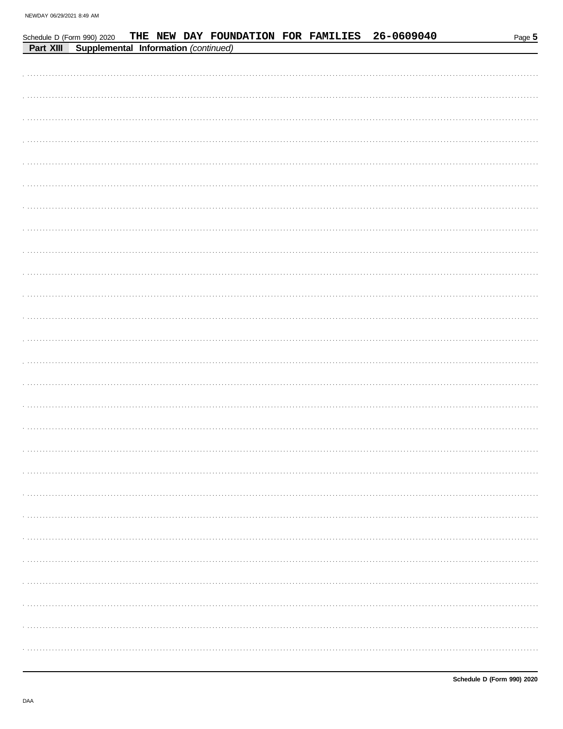Schedule D (Form 990) 2020 THE NEW DAY FOUNDATION FOR FAMILIES 26-0609040

## Part XIII Supplemental Information *(continued)*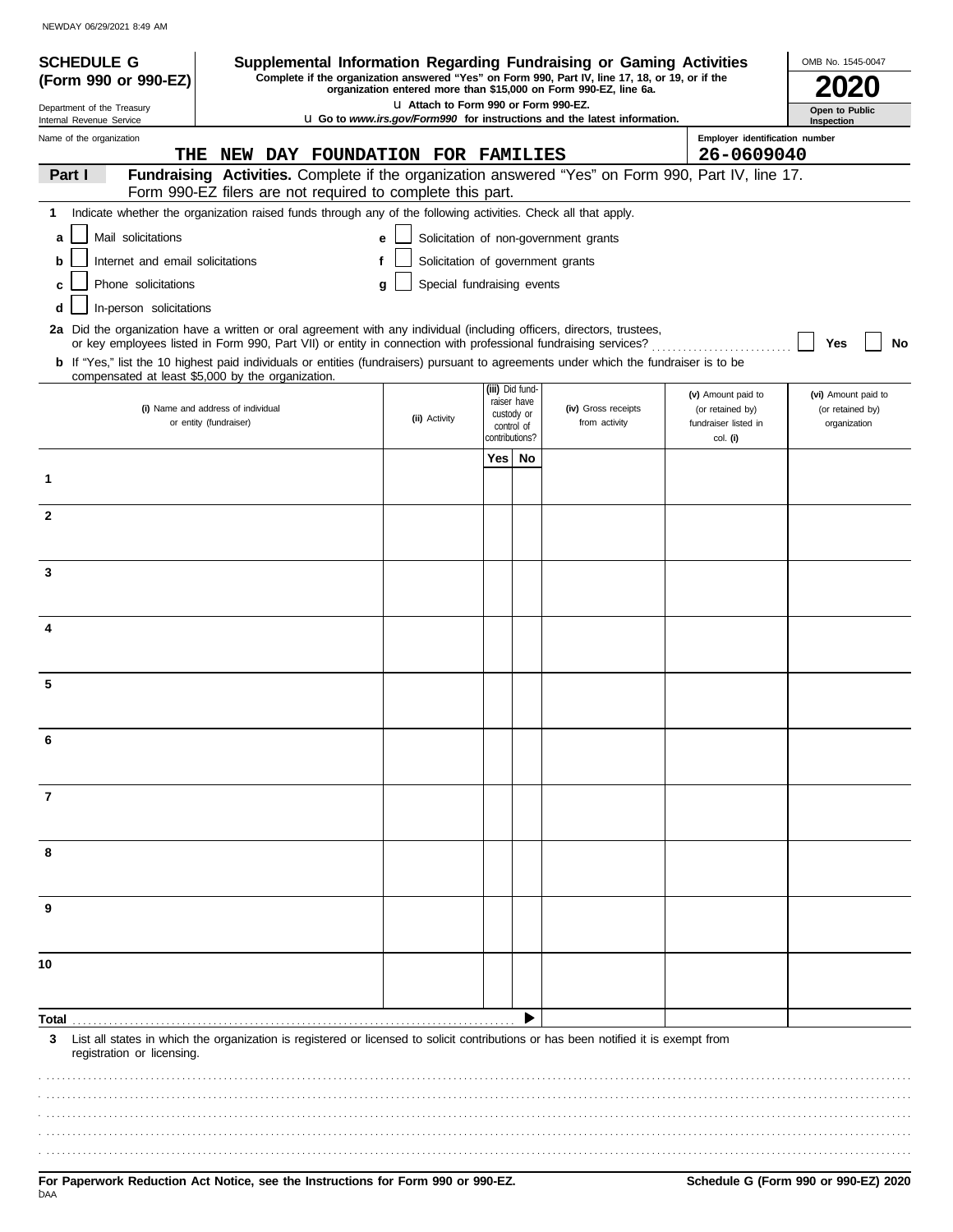**SCHEDULE G**
**(Form 990 or 990-EZ)**

Department of the Treasury
Internal Revenue Service

# Supplemental Information Regarding Fundraising or Gaming Activities

**Complete if the organization answered "Yes" on Form 990, Part IV, line 17, 18, or 19, or if the organization entered more than $15,000 on Form 990-EZ, line 6a.**

u Attach to Form 990 or Form 990-EZ.

u Go to *www.irs.gov/Form990* for instructions and the latest information.

OMB No. 1545-0047

**2020**

**Open to Public Inspection**

Name of the organization: THE NEW DAY FOUNDATION FOR FAMILIES

Employer identification number: 26-0609040

**Part I** **Fundraising Activities.** Complete if the organization answered "Yes" on Form 990, Part IV, line 17. Form 990-EZ filers are not required to complete this part.

**1** Indicate whether the organization raised funds through any of the following activities. Check all that apply.

- **a** ☐ Mail solicitations
- **b** ☐ Internet and email solicitations
- **c** ☐ Phone solicitations
- **d** ☐ In-person solicitations
- **e** ☐ Solicitation of non-government grants
- **f** ☐ Solicitation of government grants
- **g** ☐ Special fundraising events

**2a** Did the organization have a written or oral agreement with any individual (including officers, directors, trustees, or key employees listed in Form 990, Part VII) or entity in connection with professional fundraising services? ☐ Yes ☐ No

**b** If "Yes," list the 10 highest paid individuals or entities (fundraisers) pursuant to agreements under which the fundraiser is to be compensated at least $5,000 by the organization.

| | (i) Name and address of individual or entity (fundraiser) | (ii) Activity | (iii) Did fund-raiser have custody or control of contributions? Yes | No | (iv) Gross receipts from activity | (v) Amount paid to (or retained by) fundraiser listed in col. (i) | (vi) Amount paid to (or retained by) organization |
|---|---|---|---|---|---|---|---|
| 1 | | | | | | | |
| 2 | | | | | | | |
| 3 | | | | | | | |
| 4 | | | | | | | |
| 5 | | | | | | | |
| 6 | | | | | | | |
| 7 | | | | | | | |
| 8 | | | | | | | |
| 9 | | | | | | | |
| 10 | | | | | | | |
| **Total** | | | | ▶ | | | |

**3** List all states in which the organization is registered or licensed to solicit contributions or has been notified it is exempt from registration or licensing.

**For Paperwork Reduction Act Notice, see the Instructions for Form 990 or 990-EZ.**

DAA

**Schedule G (Form 990 or 990-EZ) 2020**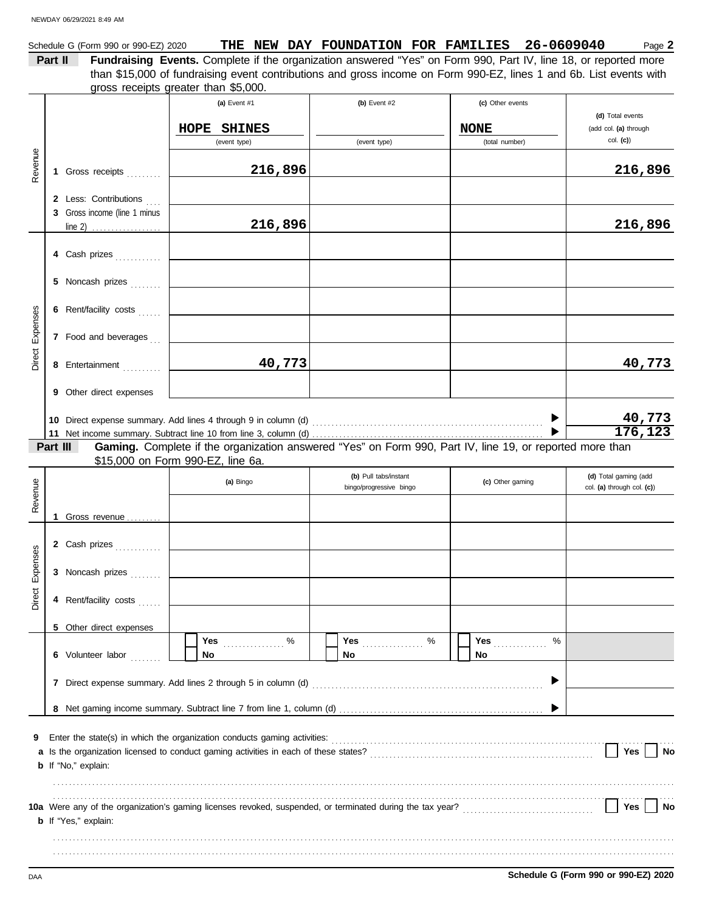Schedule G (Form 990 or 990-EZ) 2020 **THE NEW DAY FOUNDATION FOR FAMILIES 26-0609040** Page **2**

**Part II** **Fundraising Events.** Complete if the organization answered "Yes" on Form 990, Part IV, line 18, or reported more than $15,000 of fundraising event contributions and gross income on Form 990-EZ, lines 1 and 6b. List events with gross receipts greater than $5,000.

| | | (a) Event #1 | (b) Event #2 | (c) Other events | (d) Total events (add col. (a) through col. (c)) |
|---|---|---|---|---|---|
| | | HOPE SHINES (event type) | (event type) | NONE (total number) | |
| Revenue | 1 Gross receipts | 216,896 | | | 216,896 |
| | 2 Less: Contributions | | | | |
| | 3 Gross income (line 1 minus line 2) | 216,896 | | | 216,896 |
| Direct Expenses | 4 Cash prizes | | | | |
| | 5 Noncash prizes | | | | |
| | 6 Rent/facility costs | | | | |
| | 7 Food and beverages | | | | |
| | 8 Entertainment | 40,773 | | | 40,773 |
| | 9 Other direct expenses | | | | |
| | 10 Direct expense summary. Add lines 4 through 9 in column (d) | | | | 40,773 |
| | 11 Net income summary. Subtract line 10 from line 3, column (d) | | | | 176,123 |

**Part III** **Gaming.** Complete if the organization answered "Yes" on Form 990, Part IV, line 19, or reported more than $15,000 on Form 990-EZ, line 6a.

| | | (a) Bingo | (b) Pull tabs/instant bingo/progressive bingo | (c) Other gaming | (d) Total gaming (add col. (a) through col. (c)) |
|---|---|---|---|---|---|
| Revenue | 1 Gross revenue | | | | |
| Direct Expenses | 2 Cash prizes | | | | |
| | 3 Noncash prizes | | | | |
| | 4 Rent/facility costs | | | | |
| | 5 Other direct expenses | | | | |
| | 6 Volunteer labor | Yes ____ % / No | Yes ____ % / No | Yes ____ % / No | |
| | 7 Direct expense summary. Add lines 2 through 5 in column (d) | | | | |
| | 8 Net gaming income summary. Subtract line 7 from line 1, column (d) | | | | |

**9** Enter the state(s) in which the organization conducts gaming activities: ..........

**a** Is the organization licensed to conduct gaming activities in each of these states? .......... Yes No

**b** If "No," explain:

..........

**10a** Were any of the organization's gaming licenses revoked, suspended, or terminated during the tax year? .......... Yes No

**b** If "Yes," explain:

..........

**Schedule G (Form 990 or 990-EZ) 2020**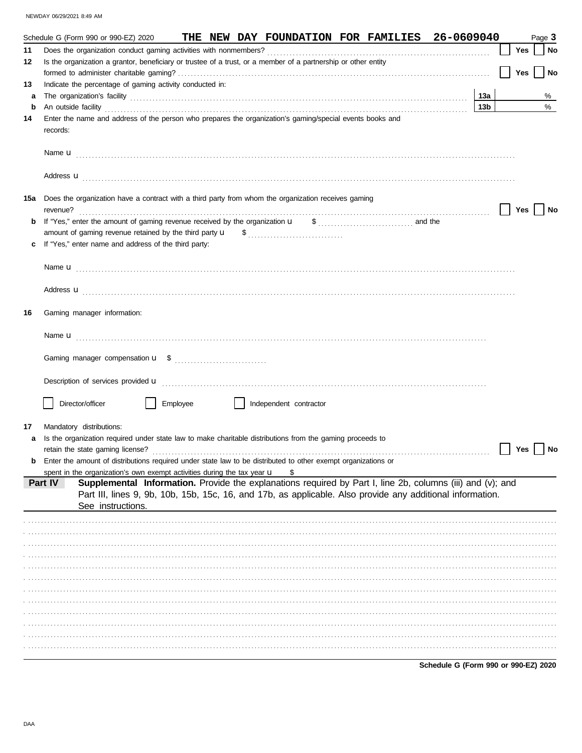Schedule G (Form 990 or 990-EZ) 2020 **THE NEW DAY FOUNDATION FOR FAMILIES 26-0609040** Page **3**

**11** Does the organization conduct gaming activities with nonmembers? ☐ Yes ☐ No

**12** Is the organization a grantor, beneficiary or trustee of a trust, or a member of a partnership or other entity formed to administer charitable gaming? ☐ Yes ☐ No

**13** Indicate the percentage of gaming activity conducted in:

**a** The organization's facility **13a** %

**b** An outside facility **13b** %

**14** Enter the name and address of the person who prepares the organization's gaming/special events books and records:

Name u

Address u

**15a** Does the organization have a contract with a third party from whom the organization receives gaming revenue? ☐ Yes ☐ No

**b** If "Yes," enter the amount of gaming revenue received by the organization u $ and the amount of gaming revenue retained by the third party u $

**c** If "Yes," enter name and address of the third party:

Name u

Address u

**16** Gaming manager information:

Name u

Gaming manager compensation u $

Description of services provided u

☐ Director/officer ☐ Employee ☐ Independent contractor

**17** Mandatory distributions:

**a** Is the organization required under state law to make charitable distributions from the gaming proceeds to retain the state gaming license? ☐ Yes ☐ No

**b** Enter the amount of distributions required under state law to be distributed to other exempt organizations or spent in the organization's own exempt activities during the tax year u $

**Part IV** **Supplemental Information.** Provide the explanations required by Part I, line 2b, columns (iii) and (v); and Part III, lines 9, 9b, 10b, 15b, 15c, 16, and 17b, as applicable. Also provide any additional information. See instructions.

**Schedule G (Form 990 or 990-EZ) 2020**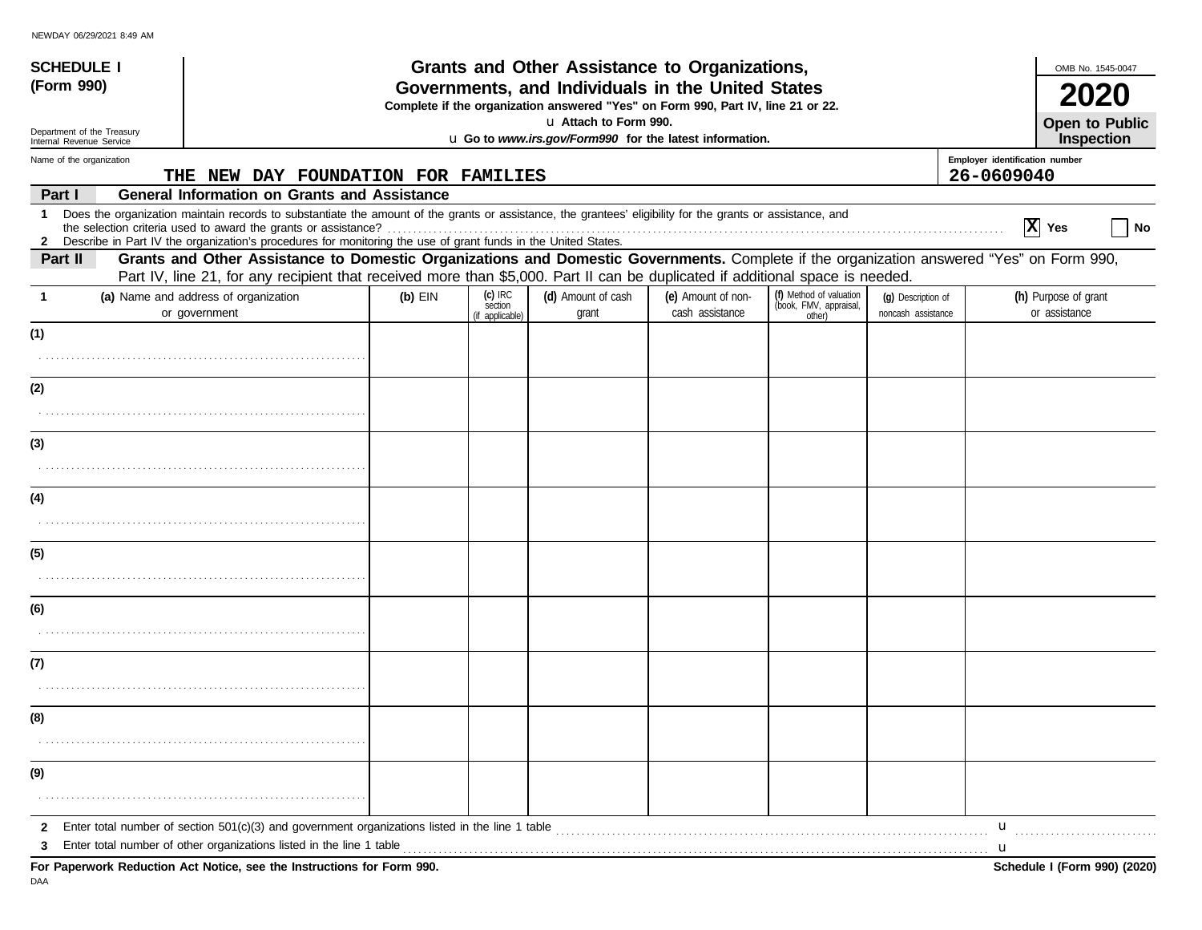NEWDAY 06/29/2021 8:49 AM

# SCHEDULE I (Form 990)

Department of the Treasury
Internal Revenue Service

## Grants and Other Assistance to Organizations, Governments, and Individuals in the United States

**Complete if the organization answered "Yes" on Form 990, Part IV, line 21 or 22.**

u **Attach to Form 990.**

u **Go to *www.irs.gov/Form990* for the latest information.**

OMB No. 1545-0047

**2020**

**Open to Public Inspection**

Name of the organization: **THE NEW DAY FOUNDATION FOR FAMILIES**

Employer identification number: **26-0609040**

### Part I — General Information on Grants and Assistance

1 Does the organization maintain records to substantiate the amount of the grants or assistance, the grantees' eligibility for the grants or assistance, and the selection criteria used to award the grants or assistance? ..... [X] Yes [ ] No

2 Describe in Part IV the organization's procedures for monitoring the use of grant funds in the United States.

### Part II — Grants and Other Assistance to Domestic Organizations and Domestic Governments.

Complete if the organization answered "Yes" on Form 990, Part IV, line 21, for any recipient that received more than $5,000. Part II can be duplicated if additional space is needed.

| 1 | (a) Name and address of organization or government | (b) EIN | (c) IRC section (if applicable) | (d) Amount of cash grant | (e) Amount of non-cash assistance | (f) Method of valuation (book, FMV, appraisal, other) | (g) Description of noncash assistance | (h) Purpose of grant or assistance |
|---|---|---|---|---|---|---|---|---|
| (1) | | | | | | | | |
| (2) | | | | | | | | |
| (3) | | | | | | | | |
| (4) | | | | | | | | |
| (5) | | | | | | | | |
| (6) | | | | | | | | |
| (7) | | | | | | | | |
| (8) | | | | | | | | |
| (9) | | | | | | | | |

2 Enter total number of section 501(c)(3) and government organizations listed in the line 1 table ..... u

3 Enter total number of other organizations listed in the line 1 table ..... u

**For Paperwork Reduction Act Notice, see the Instructions for Form 990.**

**Schedule I (Form 990) (2020)**

DAA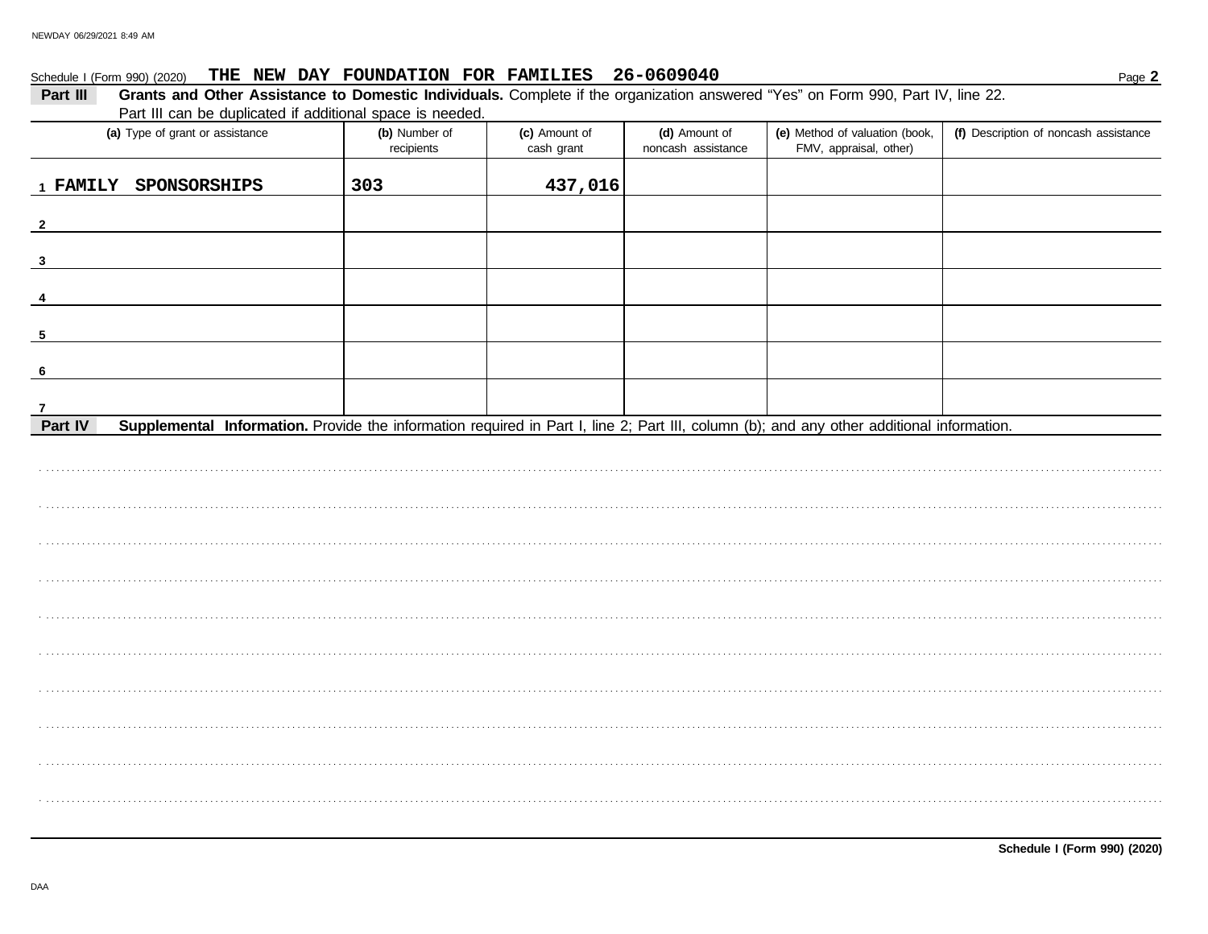Schedule I (Form 990) (2020) **THE NEW DAY FOUNDATION FOR FAMILIES 26-0609040** Page **2**

**Part III** **Grants and Other Assistance to Domestic Individuals.** Complete if the organization answered "Yes" on Form 990, Part IV, line 22. Part III can be duplicated if additional space is needed.

| (a) Type of grant or assistance | (b) Number of recipients | (c) Amount of cash grant | (d) Amount of noncash assistance | (e) Method of valuation (book, FMV, appraisal, other) | (f) Description of noncash assistance |
|---|---|---|---|---|---|
| 1 FAMILY SPONSORSHIPS | 303 | 437,016 | | | |
| 2 | | | | | |
| 3 | | | | | |
| 4 | | | | | |
| 5 | | | | | |
| 6 | | | | | |
| 7 | | | | | |

**Part IV** **Supplemental Information.** Provide the information required in Part I, line 2; Part III, column (b); and any other additional information.

**Schedule I (Form 990) (2020)**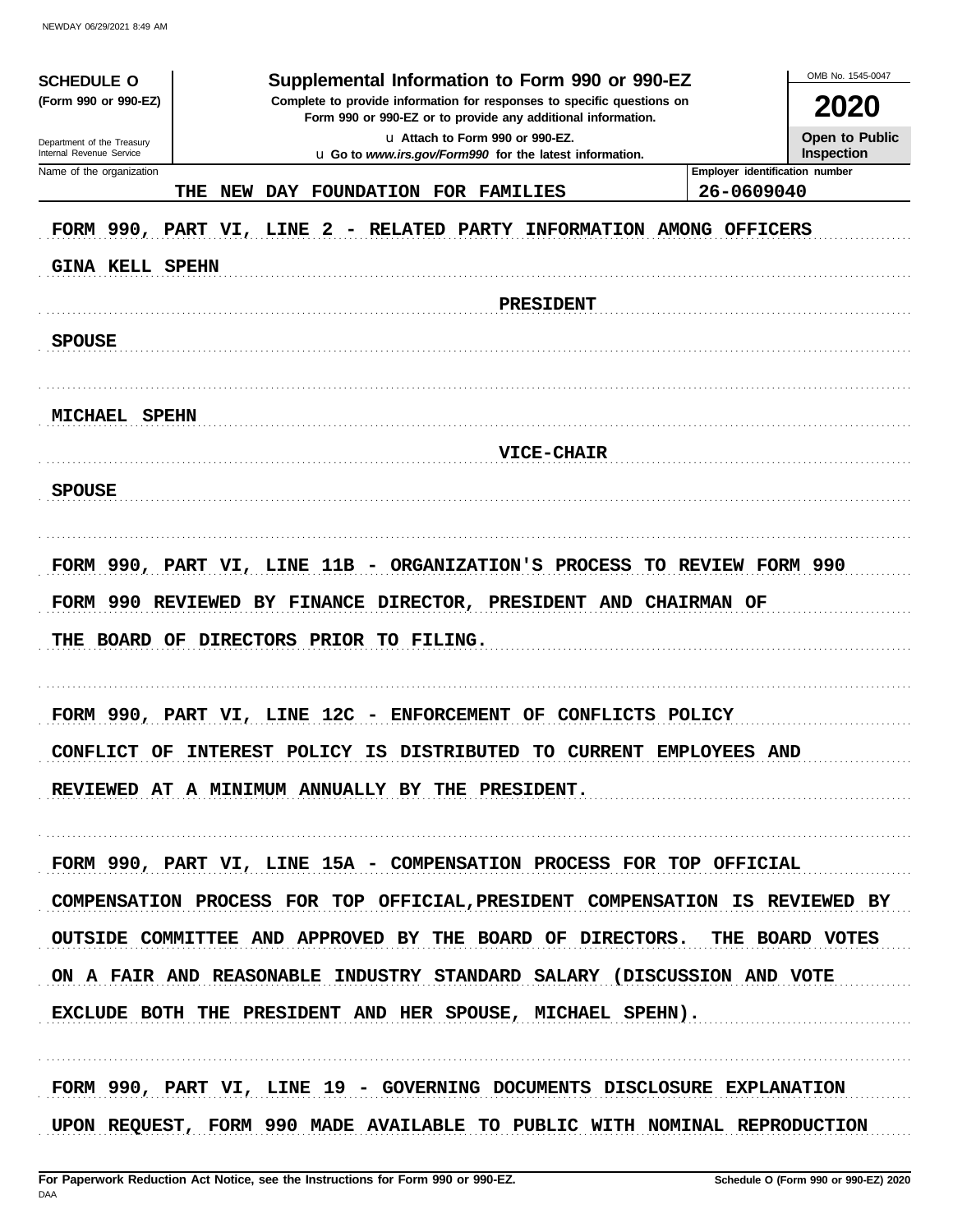**SCHEDULE O**
**(Form 990 or 990-EZ)**

Department of the Treasury
Internal Revenue Service

# Supplemental Information to Form 990 or 990-EZ

**Complete to provide information for responses to specific questions on Form 990 or 990-EZ or to provide any additional information.**

u Attach to Form 990 or 990-EZ.
u Go to *www.irs.gov/Form990* for the latest information.

OMB No. 1545-0047

**2020**

**Open to Public Inspection**

| Name of the organization | Employer identification number |
|---|---|
| THE NEW DAY FOUNDATION FOR FAMILIES | 26-0609040 |

FORM 990, PART VI, LINE 2 - RELATED PARTY INFORMATION AMONG OFFICERS

GINA KELL SPEHN

PRESIDENT

SPOUSE

MICHAEL SPEHN

VICE-CHAIR

SPOUSE

FORM 990, PART VI, LINE 11B - ORGANIZATION'S PROCESS TO REVIEW FORM 990

FORM 990 REVIEWED BY FINANCE DIRECTOR, PRESIDENT AND CHAIRMAN OF THE BOARD OF DIRECTORS PRIOR TO FILING.

FORM 990, PART VI, LINE 12C - ENFORCEMENT OF CONFLICTS POLICY

CONFLICT OF INTEREST POLICY IS DISTRIBUTED TO CURRENT EMPLOYEES AND REVIEWED AT A MINIMUM ANNUALLY BY THE PRESIDENT.

FORM 990, PART VI, LINE 15A - COMPENSATION PROCESS FOR TOP OFFICIAL

COMPENSATION PROCESS FOR TOP OFFICIAL,PRESIDENT COMPENSATION IS REVIEWED BY OUTSIDE COMMITTEE AND APPROVED BY THE BOARD OF DIRECTORS. THE BOARD VOTES ON A FAIR AND REASONABLE INDUSTRY STANDARD SALARY (DISCUSSION AND VOTE EXCLUDE BOTH THE PRESIDENT AND HER SPOUSE, MICHAEL SPEHN).

FORM 990, PART VI, LINE 19 - GOVERNING DOCUMENTS DISCLOSURE EXPLANATION

UPON REQUEST, FORM 990 MADE AVAILABLE TO PUBLIC WITH NOMINAL REPRODUCTION

For Paperwork Reduction Act Notice, see the Instructions for Form 990 or 990-EZ.

Schedule O (Form 990 or 990-EZ) 2020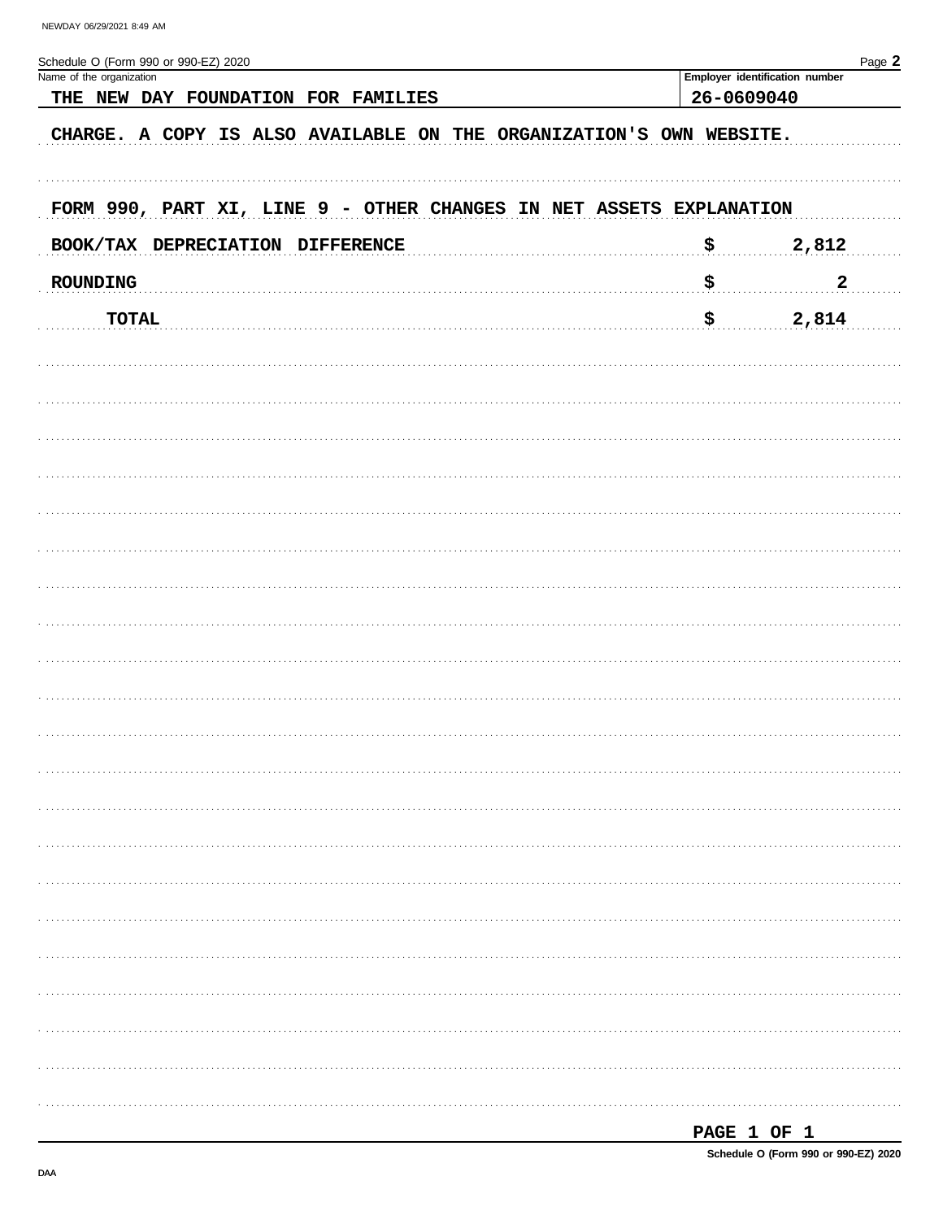Schedule O (Form 990 or 990-EZ) 2020

| Name of the organization | Employer identification number |
|---|---|
| THE NEW DAY FOUNDATION FOR FAMILIES | 26-0609040 |

CHARGE. A COPY IS ALSO AVAILABLE ON THE ORGANIZATION'S OWN WEBSITE.

FORM 990, PART XI, LINE 9 - OTHER CHANGES IN NET ASSETS EXPLANATION

| | | |
|---|---|---|
| BOOK/TAX DEPRECIATION DIFFERENCE | $ | 2,812 |
| ROUNDING | $ | 2 |
| TOTAL | $ | 2,814 |

PAGE 1 OF 1

Schedule O (Form 990 or 990-EZ) 2020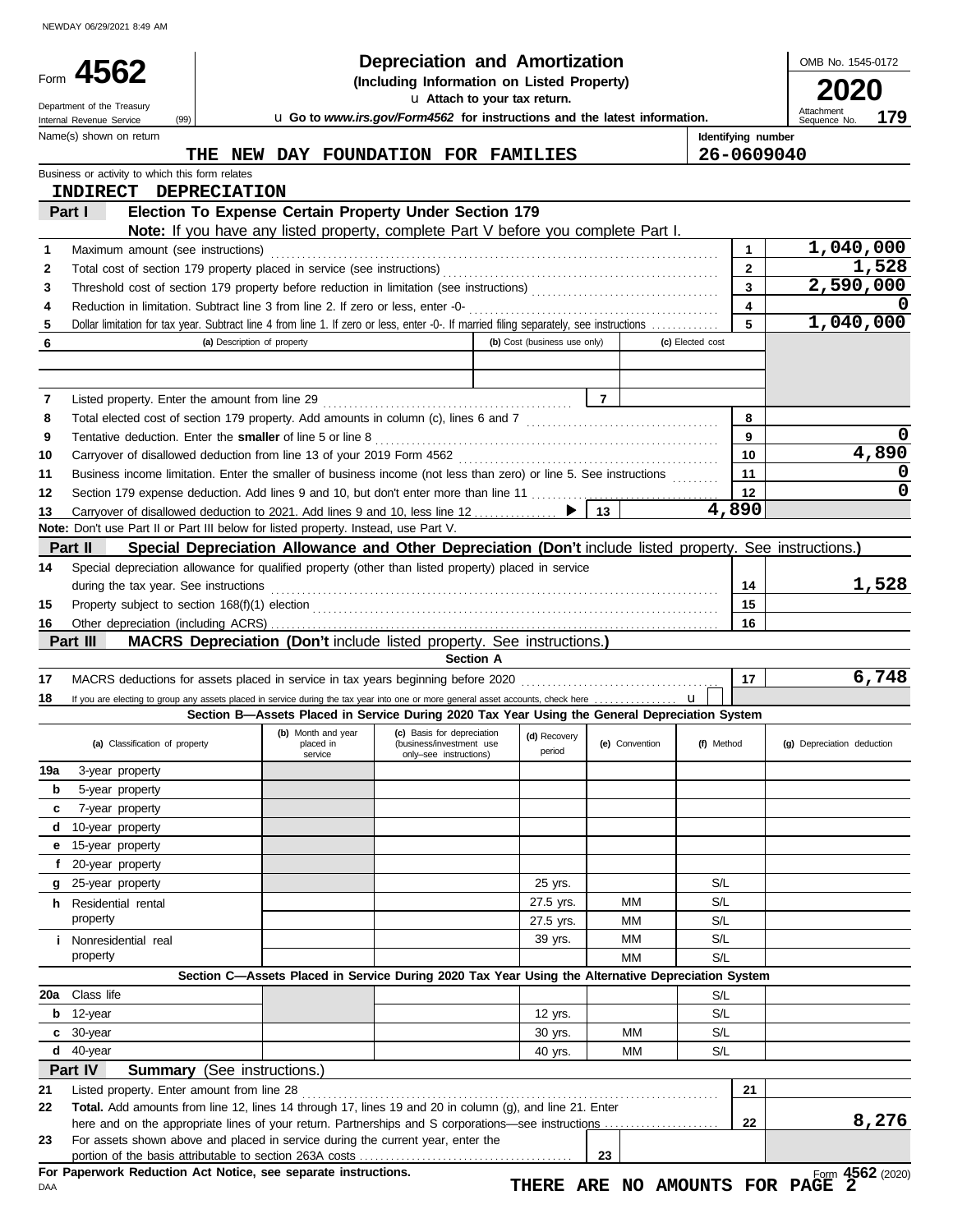NEWDAY 06/29/2021 8:49 AM

# Form 4562 — Depreciation and Amortization

**(Including Information on Listed Property)**

Department of the Treasury
Internal Revenue Service (99)

u Attach to your tax return.

u Go to *www.irs.gov/Form4562* for instructions and the latest information.

OMB No. 1545-0172

**2020**

Attachment Sequence No. **179**

Name(s) shown on return: **THE NEW DAY FOUNDATION FOR FAMILIES**

Identifying number: **26-0609040**

Business or activity to which this form relates: **INDIRECT DEPRECIATION**

## Part I — Election To Expense Certain Property Under Section 179

**Note:** If you have any listed property, complete Part V before you complete Part I.

| Line | Description | | Amount |
|---|---|---|---|
| 1 | Maximum amount (see instructions) | 1 | 1,040,000 |
| 2 | Total cost of section 179 property placed in service (see instructions) | 2 | 1,528 |
| 3 | Threshold cost of section 179 property before reduction in limitation (see instructions) | 3 | 2,590,000 |
| 4 | Reduction in limitation. Subtract line 3 from line 2. If zero or less, enter -0- | 4 | 0 |
| 5 | Dollar limitation for tax year. Subtract line 4 from line 1. If zero or less, enter -0-. If married filing separately, see instructions | 5 | 1,040,000 |

| 6 | (a) Description of property | (b) Cost (business use only) | (c) Elected cost |
|---|---|---|---|
| | | | |
| | | | |

| Line | Description | | Amount |
|---|---|---|---|
| 7 | Listed property. Enter the amount from line 29 | 7 | |
| 8 | Total elected cost of section 179 property. Add amounts in column (c), lines 6 and 7 | 8 | |
| 9 | Tentative deduction. Enter the **smaller** of line 5 or line 8 | 9 | 0 |
| 10 | Carryover of disallowed deduction from line 13 of your 2019 Form 4562 | 10 | 4,890 |
| 11 | Business income limitation. Enter the smaller of business income (not less than zero) or line 5. See instructions | 11 | 0 |
| 12 | Section 179 expense deduction. Add lines 9 and 10, but don't enter more than line 11 | 12 | 0 |
| 13 | Carryover of disallowed deduction to 2021. Add lines 9 and 10, less line 12 ▶ | 13 | 4,890 |

**Note:** Don't use Part II or Part III below for listed property. Instead, use Part V.

## Part II — Special Depreciation Allowance and Other Depreciation (Don't include listed property. See instructions.)

| Line | Description | | Amount |
|---|---|---|---|
| 14 | Special depreciation allowance for qualified property (other than listed property) placed in service during the tax year. See instructions | 14 | 1,528 |
| 15 | Property subject to section 168(f)(1) election | 15 | |
| 16 | Other depreciation (including ACRS) | 16 | |

## Part III — MACRS Depreciation (Don't include listed property. See instructions.)

### Section A

| Line | Description | | Amount |
|---|---|---|---|
| 17 | MACRS deductions for assets placed in service in tax years beginning before 2020 | 17 | 6,748 |
| 18 | If you are electing to group any assets placed in service during the tax year into one or more general asset accounts, check here u | | |

### Section B—Assets Placed in Service During 2020 Tax Year Using the General Depreciation System

| (a) Classification of property | (b) Month and year placed in service | (c) Basis for depreciation (business/investment use only–see instructions) | (d) Recovery period | (e) Convention | (f) Method | (g) Depreciation deduction |
|---|---|---|---|---|---|---|
| 19a 3-year property | | | | | | |
| b 5-year property | | | | | | |
| c 7-year property | | | | | | |
| d 10-year property | | | | | | |
| e 15-year property | | | | | | |
| f 20-year property | | | | | | |
| g 25-year property | | | 25 yrs. | | S/L | |
| h Residential rental property | | | 27.5 yrs. | MM | S/L | |
| | | | 27.5 yrs. | MM | S/L | |
| i Nonresidential real property | | | 39 yrs. | MM | S/L | |
| | | | | MM | S/L | |

### Section C—Assets Placed in Service During 2020 Tax Year Using the Alternative Depreciation System

| (a) Classification of property | (b) Month and year placed in service | (c) Basis for depreciation | (d) Recovery period | (e) Convention | (f) Method | (g) Depreciation deduction |
|---|---|---|---|---|---|---|
| 20a Class life | | | | | S/L | |
| b 12-year | | | 12 yrs. | | S/L | |
| c 30-year | | | 30 yrs. | MM | S/L | |
| d 40-year | | | 40 yrs. | MM | S/L | |

## Part IV — Summary (See instructions.)

| Line | Description | | Amount |
|---|---|---|---|
| 21 | Listed property. Enter amount from line 28 | 21 | |
| 22 | **Total.** Add amounts from line 12, lines 14 through 17, lines 19 and 20 in column (g), and line 21. Enter here and on the appropriate lines of your return. Partnerships and S corporations—see instructions | 22 | 8,276 |
| 23 | For assets shown above and placed in service during the current year, enter the portion of the basis attributable to section 263A costs | 23 | |

**For Paperwork Reduction Act Notice, see separate instructions.**

DAA

Form **4562** (2020)

**THERE ARE NO AMOUNTS FOR PAGE 2**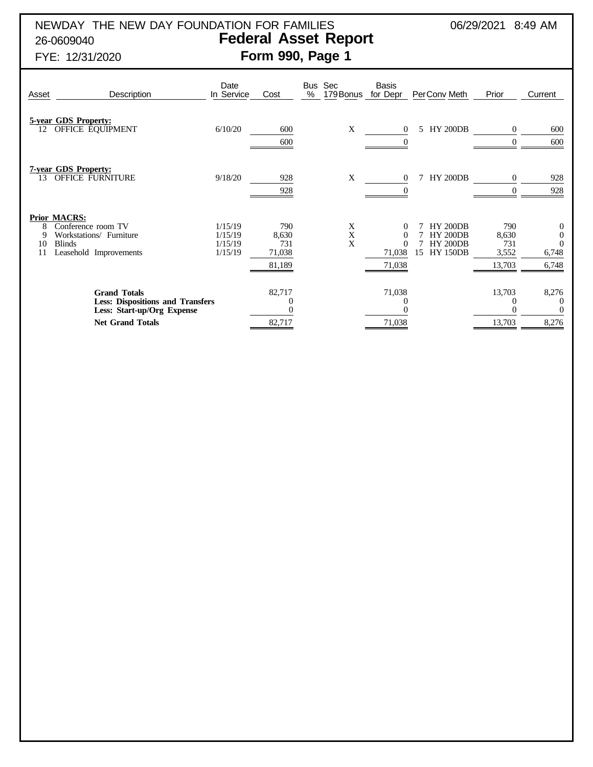NEWDAY THE NEW DAY FOUNDATION FOR FAMILIES

26-0609040

FYE: 12/31/2020

06/29/2021 8:49 AM

# Federal Asset Report

## Form 990, Page 1

| Asset | Description | Date In Service | Cost | Bus % | Sec 179 Bonus | Basis for Depr | Per | Conv Meth | Prior | Current |
|---|---|---|---|---|---|---|---|---|---|---|
| | **5-year GDS Property:** | | | | | | | | | |
| 12 | OFFICE EQUIPMENT | 6/10/20 | 600 | | X | 0 | 5 | HY 200DB | 0 | 600 |
| | | | 600 | | | 0 | | | 0 | 600 |
| | **7-year GDS Property:** | | | | | | | | | |
| 13 | OFFICE FURNITURE | 9/18/20 | 928 | | X | 0 | 7 | HY 200DB | 0 | 928 |
| | | | 928 | | | 0 | | | 0 | 928 |
| | **Prior MACRS:** | | | | | | | | | |
| 8 | Conference room TV | 1/15/19 | 790 | | X | 0 | 7 | HY 200DB | 790 | 0 |
| 9 | Workstations/ Furniture | 1/15/19 | 8,630 | | X | 0 | 7 | HY 200DB | 8,630 | 0 |
| 10 | Blinds | 1/15/19 | 731 | | X | 0 | 7 | HY 200DB | 731 | 0 |
| 11 | Leasehold Improvements | 1/15/19 | 71,038 | | | 71,038 | 15 | HY 150DB | 3,552 | 6,748 |
| | | | 81,189 | | | 71,038 | | | 13,703 | 6,748 |
| | **Grand Totals** | | 82,717 | | | 71,038 | | | 13,703 | 8,276 |
| | **Less: Dispositions and Transfers** | | 0 | | | 0 | | | 0 | 0 |
| | **Less: Start-up/Org Expense** | | 0 | | | 0 | | | 0 | 0 |
| | **Net Grand Totals** | | 82,717 | | | 71,038 | | | 13,703 | 8,276 |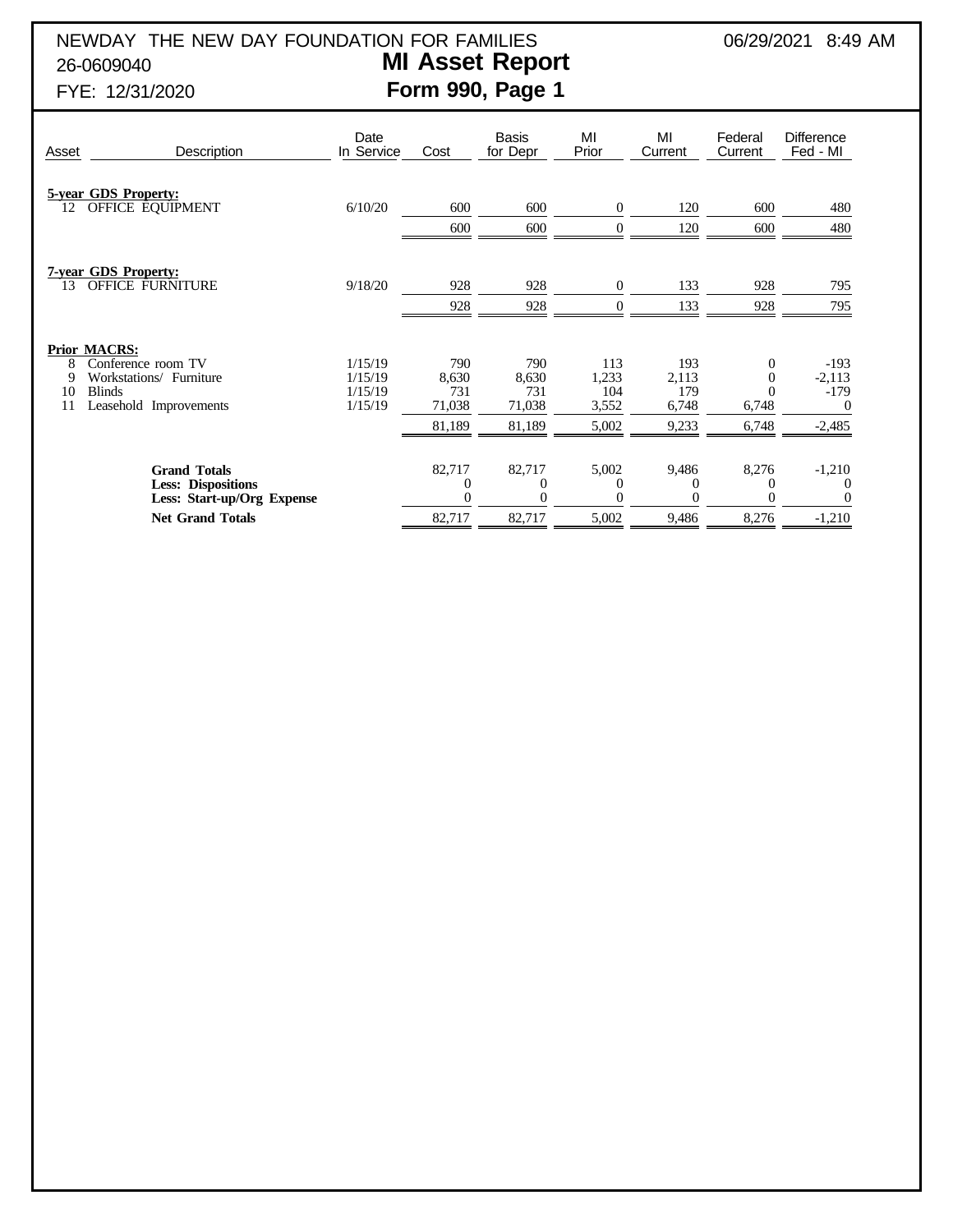NEWDAY THE NEW DAY FOUNDATION FOR FAMILIES — 06/29/2021 8:49 AM

26-0609040

FYE: 12/31/2020

# MI Asset Report
## Form 990, Page 1

| Asset | Description | Date In Service | Cost | Basis for Depr | MI Prior | MI Current | Federal Current | Difference Fed - MI |
|---|---|---|---|---|---|---|---|---|
| | **5-year GDS Property:** | | | | | | | |
| 12 | OFFICE EQUIPMENT | 6/10/20 | 600 | 600 | 0 | 120 | 600 | 480 |
| | | | 600 | 600 | 0 | 120 | 600 | 480 |
| | **7-year GDS Property:** | | | | | | | |
| 13 | OFFICE FURNITURE | 9/18/20 | 928 | 928 | 0 | 133 | 928 | 795 |
| | | | 928 | 928 | 0 | 133 | 928 | 795 |
| | **Prior MACRS:** | | | | | | | |
| 8 | Conference room TV | 1/15/19 | 790 | 790 | 113 | 193 | 0 | -193 |
| 9 | Workstations/ Furniture | 1/15/19 | 8,630 | 8,630 | 1,233 | 2,113 | 0 | -2,113 |
| 10 | Blinds | 1/15/19 | 731 | 731 | 104 | 179 | 0 | -179 |
| 11 | Leasehold Improvements | 1/15/19 | 71,038 | 71,038 | 3,552 | 6,748 | 6,748 | 0 |
| | | | 81,189 | 81,189 | 5,002 | 9,233 | 6,748 | -2,485 |
| | **Grand Totals** | | 82,717 | 82,717 | 5,002 | 9,486 | 8,276 | -1,210 |
| | **Less: Dispositions** | | 0 | 0 | 0 | 0 | 0 | 0 |
| | **Less: Start-up/Org Expense** | | 0 | 0 | 0 | 0 | 0 | 0 |
| | **Net Grand Totals** | | 82,717 | 82,717 | 5,002 | 9,486 | 8,276 | -1,210 |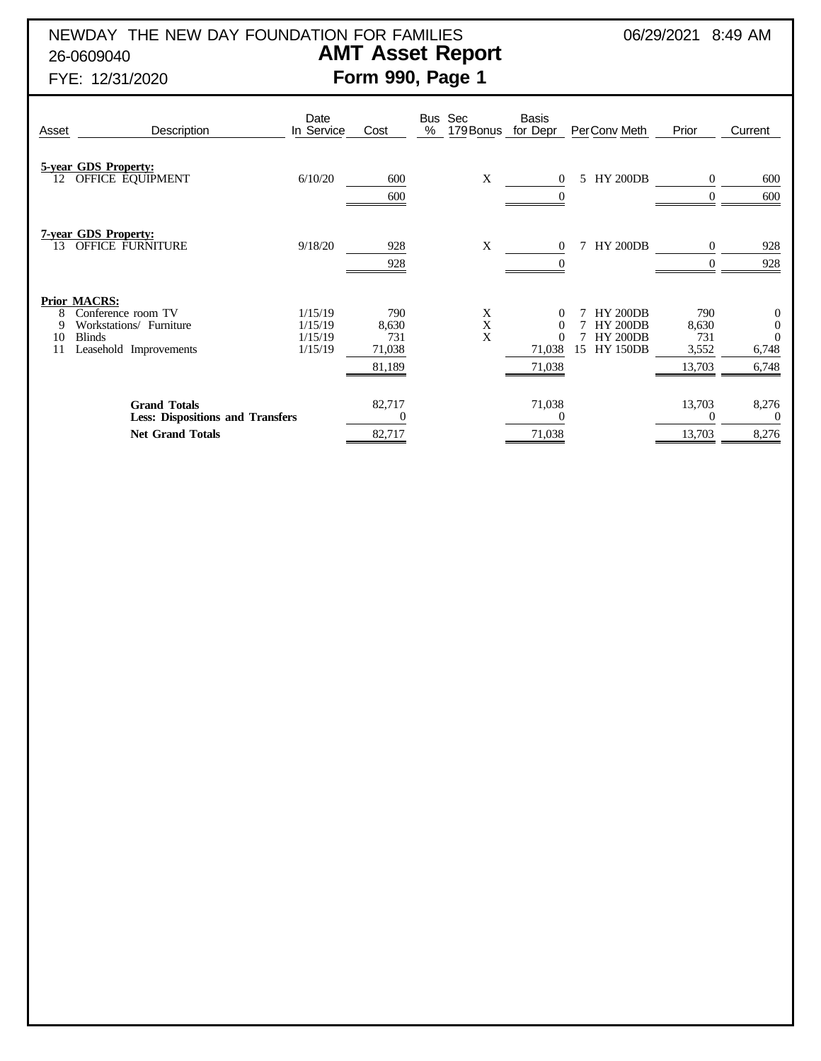NEWDAY THE NEW DAY FOUNDATION FOR FAMILIES 06/29/2021 8:49 AM

26-0609040

# AMT Asset Report

## Form 990, Page 1

FYE: 12/31/2020

| Asset | Description | Date In Service | Cost | Bus % | Sec 179 Bonus | Basis for Depr | Per | Conv | Meth | Prior | Current |
|---|---|---|---|---|---|---|---|---|---|---|---|
| | **5-year GDS Property:** | | | | | | | | | | |
| 12 | OFFICE EQUIPMENT | 6/10/20 | 600 | | X | 0 | 5 | HY | 200DB | 0 | 600 |
| | | | 600 | | | 0 | | | | 0 | 600 |
| | **7-year GDS Property:** | | | | | | | | | | |
| 13 | OFFICE FURNITURE | 9/18/20 | 928 | | X | 0 | 7 | HY | 200DB | 0 | 928 |
| | | | 928 | | | 0 | | | | 0 | 928 |
| | **Prior MACRS:** | | | | | | | | | | |
| 8 | Conference room TV | 1/15/19 | 790 | | X | 0 | 7 | HY | 200DB | 790 | 0 |
| 9 | Workstations/ Furniture | 1/15/19 | 8,630 | | X | 0 | 7 | HY | 200DB | 8,630 | 0 |
| 10 | Blinds | 1/15/19 | 731 | | X | 0 | 7 | HY | 200DB | 731 | 0 |
| 11 | Leasehold Improvements | 1/15/19 | 71,038 | | | 71,038 | 15 | HY | 150DB | 3,552 | 6,748 |
| | | | 81,189 | | | 71,038 | | | | 13,703 | 6,748 |
| | **Grand Totals** | | 82,717 | | | 71,038 | | | | 13,703 | 8,276 |
| | **Less: Dispositions and Transfers** | | 0 | | | 0 | | | | 0 | 0 |
| | **Net Grand Totals** | | 82,717 | | | 71,038 | | | | 13,703 | 8,276 |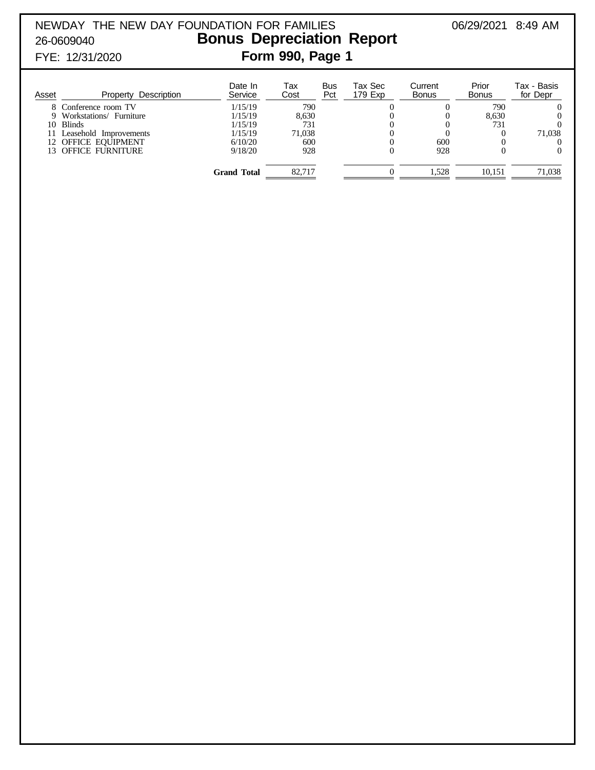NEWDAY THE NEW DAY FOUNDATION FOR FAMILIES 06/29/2021 8:49 AM

26-0609040

FYE: 12/31/2020

# Bonus Depreciation Report

## Form 990, Page 1

| Asset | Property Description | Date In Service | Tax Cost | Bus Pct | Tax Sec 179 Exp | Current Bonus | Prior Bonus | Tax - Basis for Depr |
|---|---|---|---|---|---|---|---|---|
| 8 | Conference room TV | 1/15/19 | 790 | | 0 | 0 | 790 | 0 |
| 9 | Workstations/ Furniture | 1/15/19 | 8,630 | | 0 | 0 | 8,630 | 0 |
| 10 | Blinds | 1/15/19 | 731 | | 0 | 0 | 731 | 0 |
| 11 | Leasehold Improvements | 1/15/19 | 71,038 | | 0 | 0 | 0 | 71,038 |
| 12 | OFFICE EQUIPMENT | 6/10/20 | 600 | | 0 | 600 | 0 | 0 |
| 13 | OFFICE FURNITURE | 9/18/20 | 928 | | 0 | 928 | 0 | 0 |
| | | **Grand Total** | 82,717 | | 0 | 1,528 | 10,151 | 71,038 |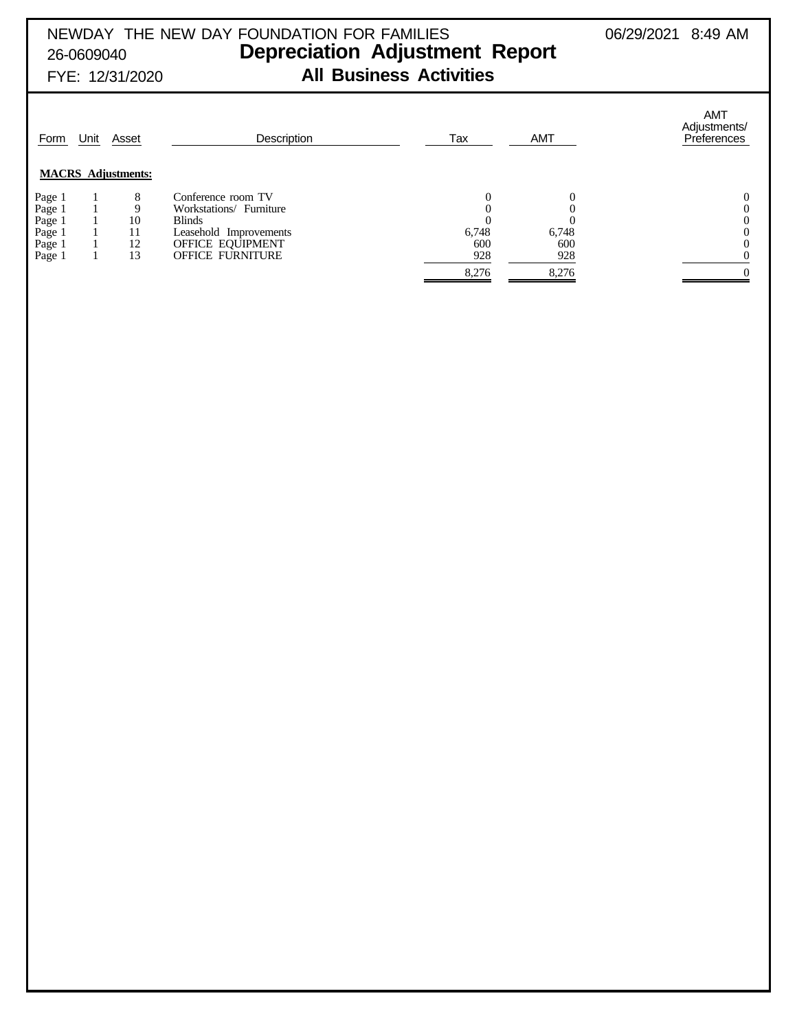NEWDAY THE NEW DAY FOUNDATION FOR FAMILIES

26-0609040

FYE: 12/31/2020

06/29/2021 8:49 AM

# Depreciation Adjustment Report

## All Business Activities

| Form | Unit | Asset | Description | Tax | AMT | AMT Adjustments/ Preferences |
|---|---|---|---|---|---|---|
| **MACRS Adjustments:** | | | | | | |
| Page 1 | 1 | 8 | Conference room TV | 0 | 0 | 0 |
| Page 1 | 1 | 9 | Workstations/ Furniture | 0 | 0 | 0 |
| Page 1 | 1 | 10 | Blinds | 0 | 0 | 0 |
| Page 1 | 1 | 11 | Leasehold Improvements | 6,748 | 6,748 | 0 |
| Page 1 | 1 | 12 | OFFICE EQUIPMENT | 600 | 600 | 0 |
| Page 1 | 1 | 13 | OFFICE FURNITURE | 928 | 928 | 0 |
| | | | | 8,276 | 8,276 | 0 |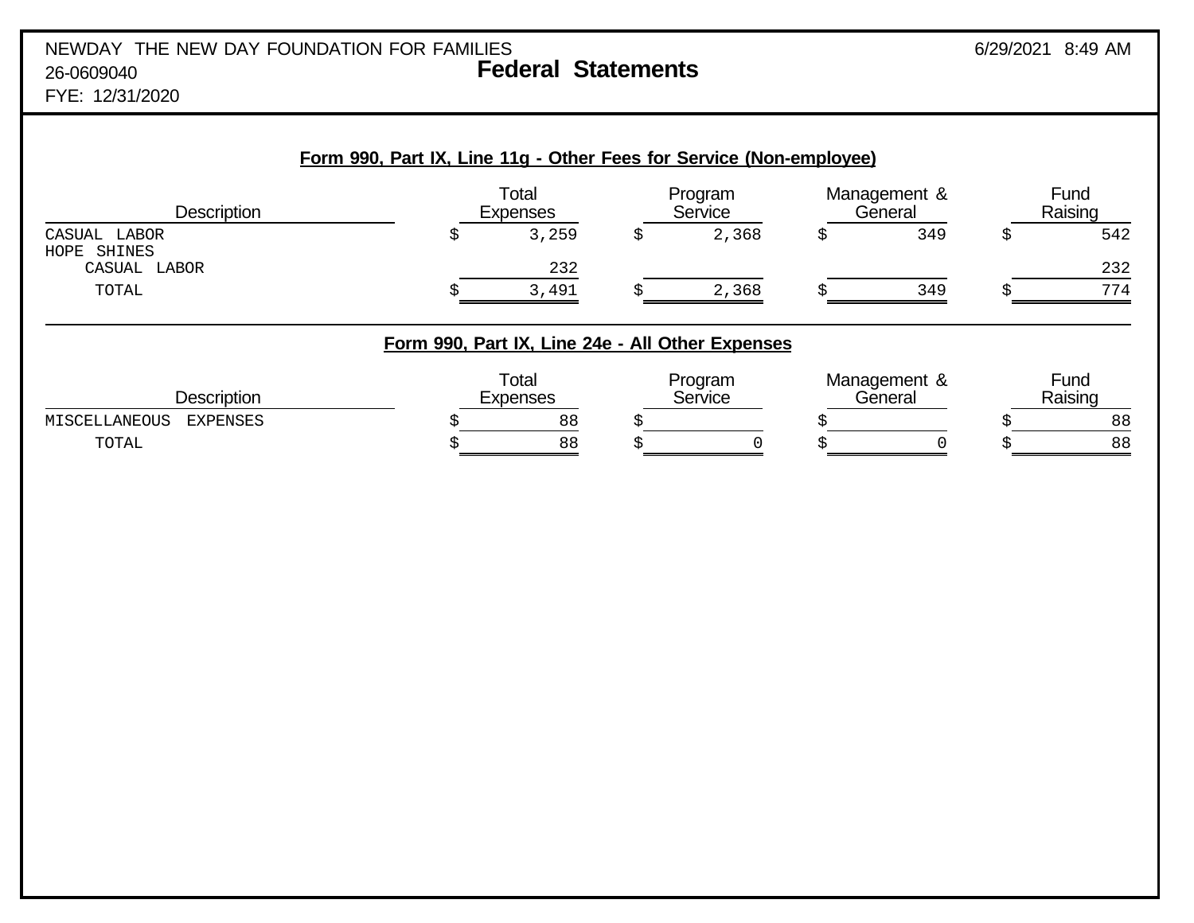NEWDAY THE NEW DAY FOUNDATION FOR FAMILIES
26-0609040
FYE: 12/31/2020

# Federal Statements

## Form 990, Part IX, Line 11g - Other Fees for Service (Non-employee)

| Description | Total Expenses | Program Service | Management & General | Fund Raising |
|---|---|---|---|---|
| CASUAL LABOR | $ 3,259 | $ 2,368 | $ 349 | $ 542 |
| HOPE SHINES CASUAL LABOR | 232 | | | 232 |
| TOTAL | $ 3,491 | $ 2,368 | $ 349 | $ 774 |

## Form 990, Part IX, Line 24e - All Other Expenses

| Description | Total Expenses | Program Service | Management & General | Fund Raising |
|---|---|---|---|---|
| MISCELLANEOUS EXPENSES | $ 88 | $ | $ | $ 88 |
| TOTAL | $ 88 | $ 0 | $ 0 | $ 88 |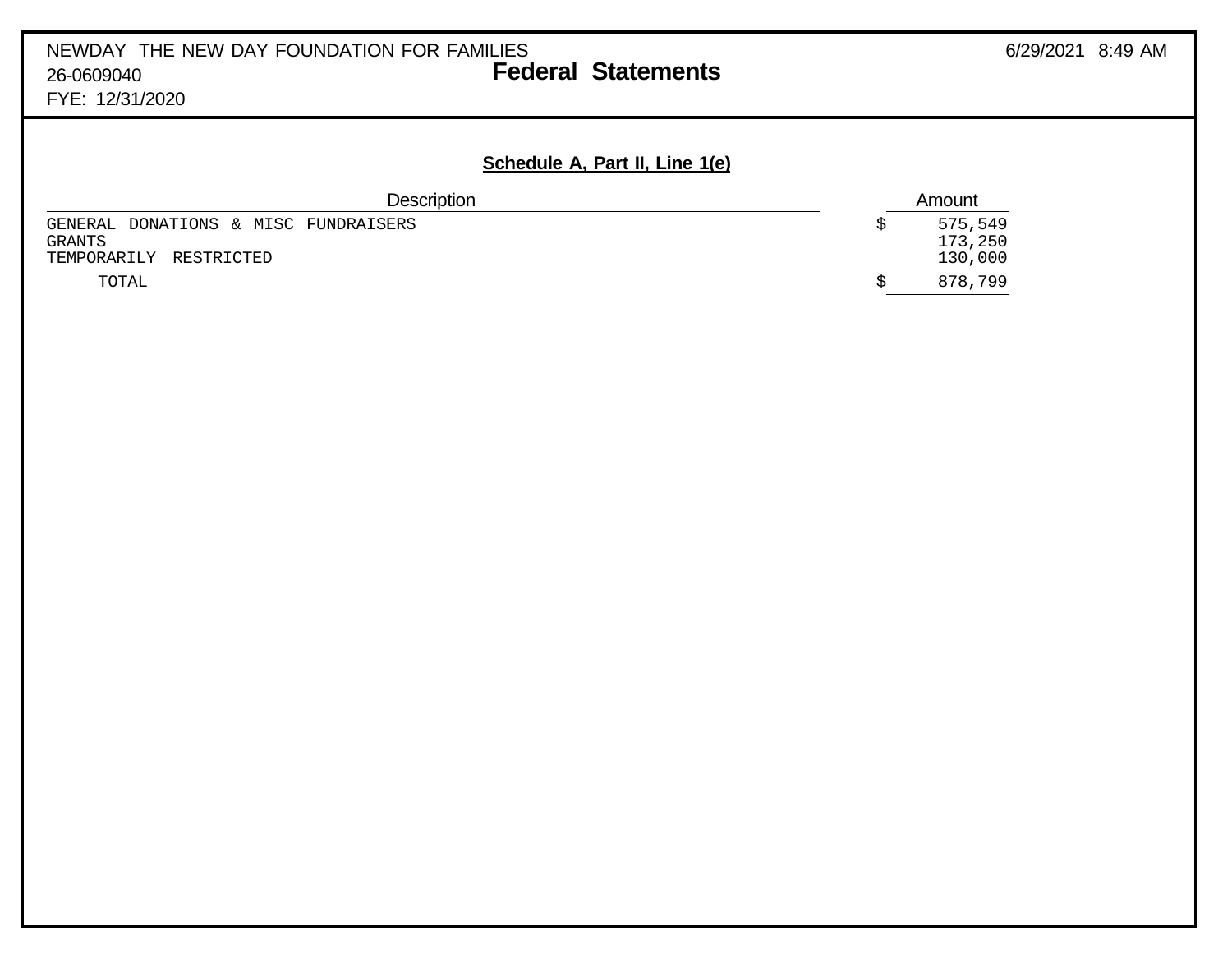NEWDAY THE NEW DAY FOUNDATION FOR FAMILIES
26-0609040
FYE: 12/31/2020

# Federal Statements

6/29/2021 8:49 AM

## Schedule A, Part II, Line 1(e)

| Description | Amount |
|---|---|
| GENERAL DONATIONS & MISC FUNDRAISERS | $ 575,549 |
| GRANTS | 173,250 |
| TEMPORARILY RESTRICTED | 130,000 |
| TOTAL | $ 878,799 |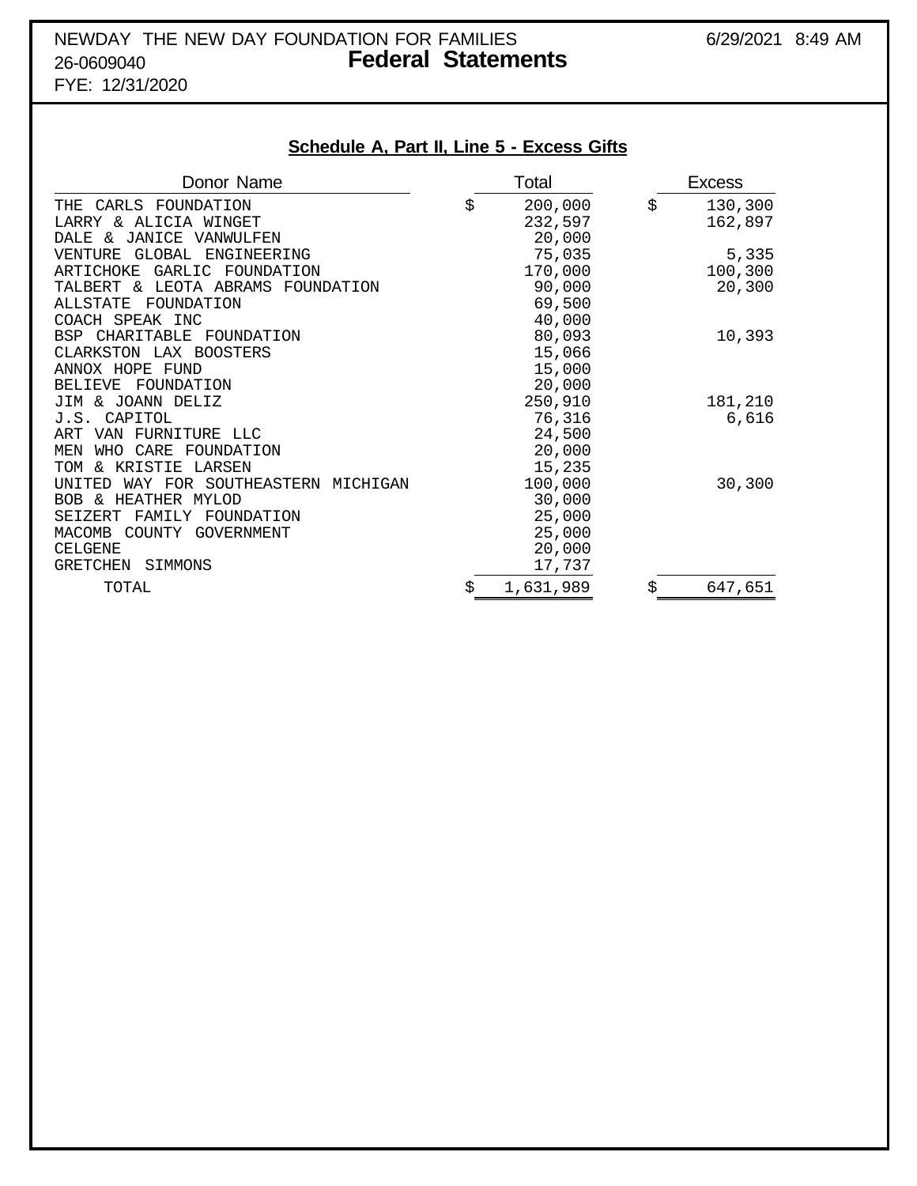NEWDAY THE NEW DAY FOUNDATION FOR FAMILIES
26-0609040
FYE: 12/31/2020

**Federal Statements**

## Schedule A, Part II, Line 5 - Excess Gifts

| Donor Name | Total | Excess |
|---|---|---|
| THE CARLS FOUNDATION | $ 200,000 | $ 130,300 |
| LARRY & ALICIA WINGET | 232,597 | 162,897 |
| DALE & JANICE VANWULFEN | 20,000 | |
| VENTURE GLOBAL ENGINEERING | 75,035 | 5,335 |
| ARTICHOKE GARLIC FOUNDATION | 170,000 | 100,300 |
| TALBERT & LEOTA ABRAMS FOUNDATION | 90,000 | 20,300 |
| ALLSTATE FOUNDATION | 69,500 | |
| COACH SPEAK INC | 40,000 | |
| BSP CHARITABLE FOUNDATION | 80,093 | 10,393 |
| CLARKSTON LAX BOOSTERS | 15,066 | |
| ANNOX HOPE FUND | 15,000 | |
| BELIEVE FOUNDATION | 20,000 | |
| JIM & JOANN DELIZ | 250,910 | 181,210 |
| J.S. CAPITOL | 76,316 | 6,616 |
| ART VAN FURNITURE LLC | 24,500 | |
| MEN WHO CARE FOUNDATION | 20,000 | |
| TOM & KRISTIE LARSEN | 15,235 | |
| UNITED WAY FOR SOUTHEASTERN MICHIGAN | 100,000 | 30,300 |
| BOB & HEATHER MYLOD | 30,000 | |
| SEIZERT FAMILY FOUNDATION | 25,000 | |
| MACOMB COUNTY GOVERNMENT | 25,000 | |
| CELGENE | 20,000 | |
| GRETCHEN SIMMONS | 17,737 | |
| TOTAL | $ 1,631,989 | $ 647,651 |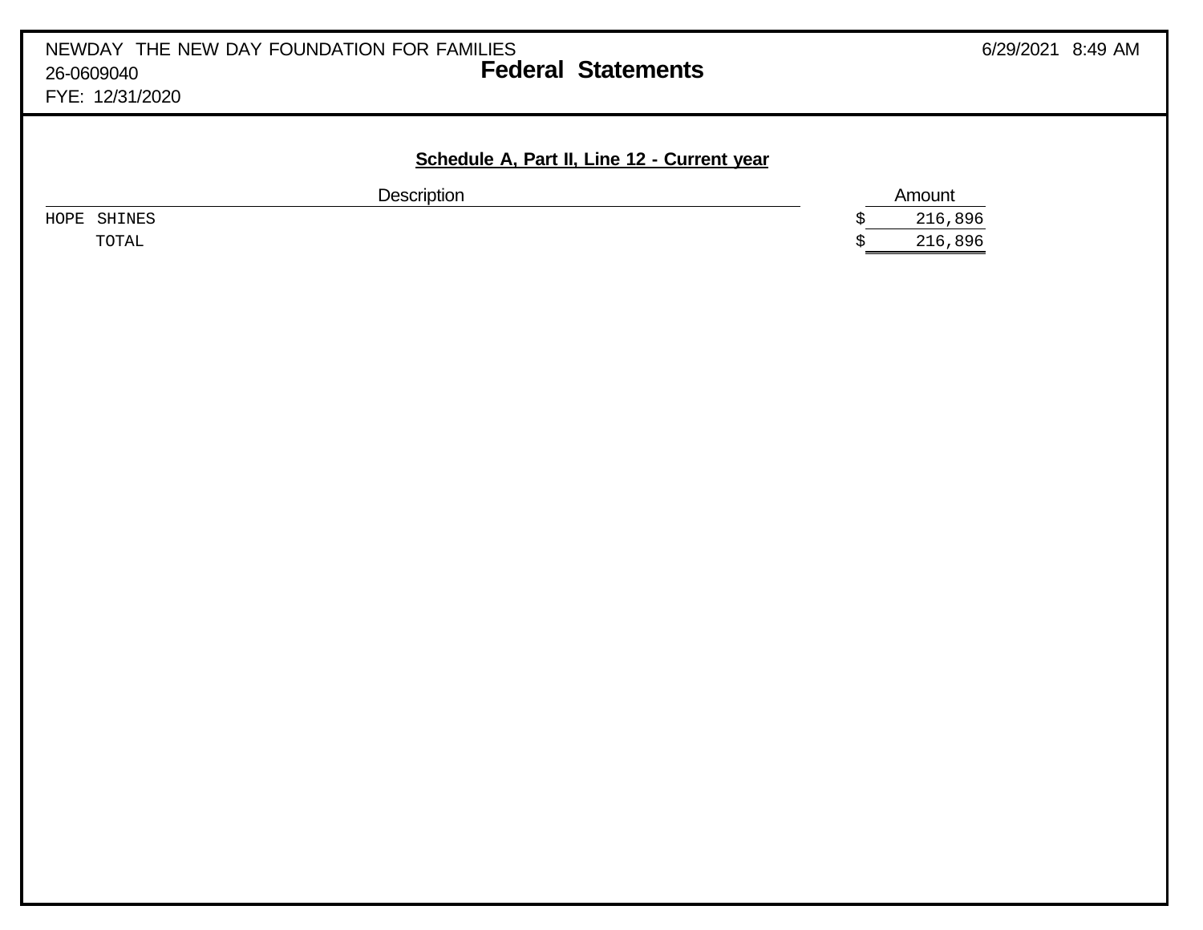NEWDAY THE NEW DAY FOUNDATION FOR FAMILIES
26-0609040
FYE: 12/31/2020

# Federal Statements

6/29/2021 8:49 AM

## Schedule A, Part II, Line 12 - Current year

| Description | Amount |
|---|---|
| HOPE SHINES | $ 216,896 |
| TOTAL | $ 216,896 |